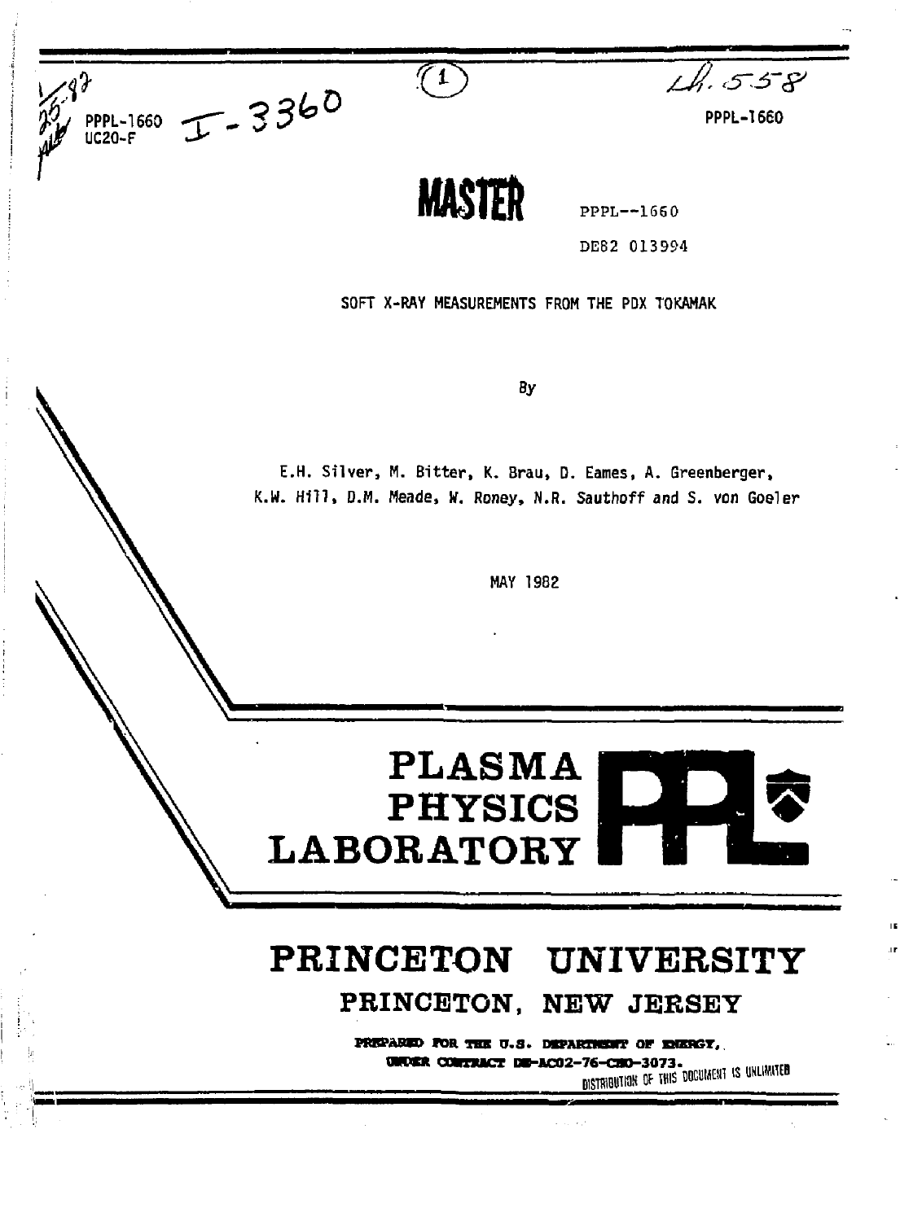PPPL-1660
UC20-F

I-3360

PPPL-1660

**MASTER**

PPPL--1660

DE82 013994

SOFT X-RAY MEASUREMENTS FROM THE PDX TOKAMAK

By

E.H. Silver, M. Bitter, K. Brau, D. Eames, A. Greenberger, K.W. Hill, D.M. Meade, W. Roney, N.R. Sauthoff and S. von Goeler

MAY 1982

# PLASMA PHYSICS LABORATORY

# PRINCETON UNIVERSITY

## PRINCETON, NEW JERSEY

**PREPARED FOR THE U.S. DEPARTMENT OF ENERGY, UNDER CONTRACT DE-AC02-76-CHO-3073.**

DISTRIBUTION OF THIS DOCUMENT IS UNLIMITED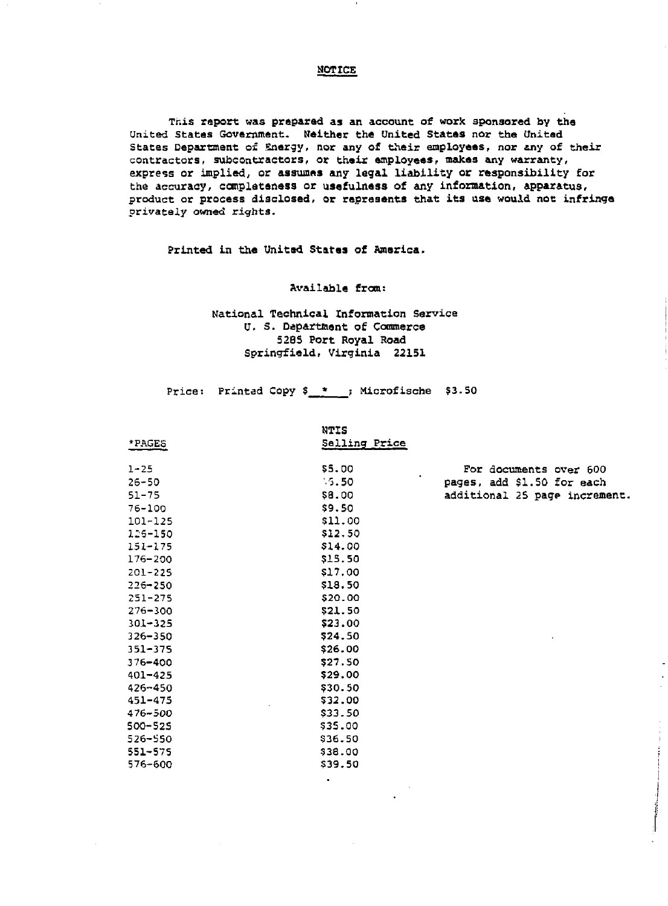# NOTICE

This report was prepared as an account of work sponsored by the United States Government. Neither the United States nor the United States Department of Energy, nor any of their employees, nor any of their contractors, subcontractors, or their employees, makes any warranty, express or implied, or assumes any legal liability or responsibility for the accuracy, completeness or usefulness of any information, apparatus, product or process disclosed, or represents that its use would not infringe privately owned rights.

Printed in the United States of America.

Available from:

National Technical Information Service
U. S. Department of Commerce
5285 Port Royal Road
Springfield, Virginia 22151

Price: Printed Copy $ * ; Microfische $3.50

| *PAGES | NTIS Selling Price |
|---|---|
| 1-25 | $5.00 |
| 26-50 | $6.50 |
| 51-75 | $8.00 |
| 76-100 | $9.50 |
| 101-125 | $11.00 |
| 126-150 | $12.50 |
| 151-175 | $14.00 |
| 176-200 | $15.50 |
| 201-225 | $17.00 |
| 226-250 | $18.50 |
| 251-275 | $20.00 |
| 276-300 | $21.50 |
| 301-325 | $23.00 |
| 326-350 | $24.50 |
| 351-375 | $26.00 |
| 376-400 | $27.50 |
| 401-425 | $29.00 |
| 426-450 | $30.50 |
| 451-475 | $32.00 |
| 476-500 | $33.50 |
| 500-525 | $35.00 |
| 526-550 | $36.50 |
| 551-575 | $38.00 |
| 576-600 | $39.50 |

For documents over 600 pages, add $1.50 for each additional 25 page increment.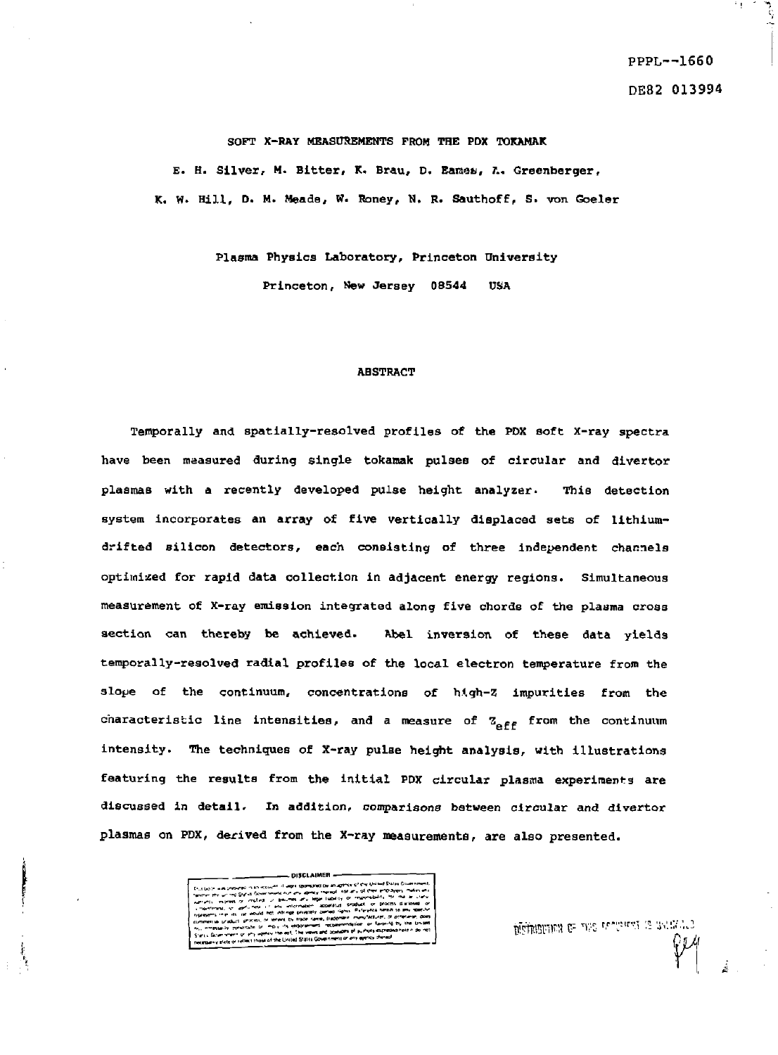PPPL--1660

DE82 013994

# SOFT X-RAY MEASUREMENTS FROM THE PDX TOKAMAK

E. H. Silver, M. Bitter, K. Brau, D. Eames, A. Greenberger,

K. W. Hill, D. M. Meade, W. Roney, N. R. Sauthoff, S. von Goeler

Plasma Physics Laboratory, Princeton University

Princeton, New Jersey 08544 USA

## ABSTRACT

Temporally and spatially-resolved profiles of the PDX soft X-ray spectra have been measured during single tokamak pulses of circular and divertor plasmas with a recently developed pulse height analyzer. This detection system incorporates an array of five vertically displaced sets of lithium-drifted silicon detectors, each consisting of three independent channels optimized for rapid data collection in adjacent energy regions. Simultaneous measurement of X-ray emission integrated along five chords of the plasma cross section can thereby be achieved. Abel inversion of these data yields temporally-resolved radial profiles of the local electron temperature from the slope of the continuum, concentrations of high-Z impurities from the characteristic line intensities, and a measure of $Z_{eff}$ from the continuum intensity. The techniques of X-ray pulse height analysis, with illustrations featuring the results from the initial PDX circular plasma experiments are discussed in detail. In addition, comparisons between circular and divertor plasmas on PDX, derived from the X-ray measurements, are also presented.

DISCLAIMER

DISTRIBUTION OF THIS DOCUMENT IS UNLIMITED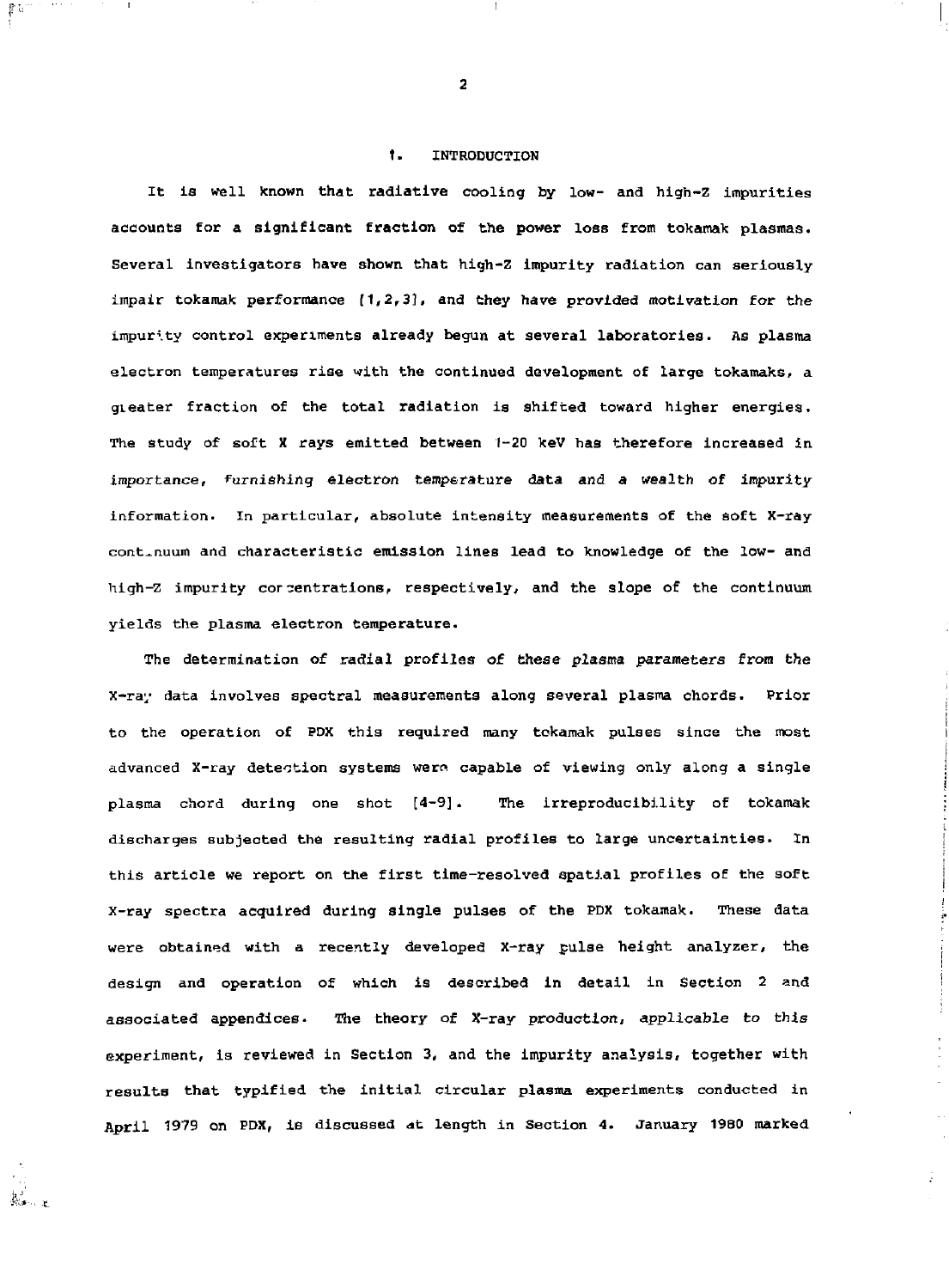# 1. INTRODUCTION

It is well known that radiative cooling by low- and high-Z impurities accounts for a significant fraction of the power loss from tokamak plasmas. Several investigators have shown that high-Z impurity radiation can seriously impair tokamak performance [1,2,3], and they have provided motivation for the impurity control experiments already begun at several laboratories. As plasma electron temperatures rise with the continued development of large tokamaks, a greater fraction of the total radiation is shifted toward higher energies. The study of soft X rays emitted between 1-20 keV has therefore increased in importance, furnishing electron temperature data and a wealth of impurity information. In particular, absolute intensity measurements of the soft X-ray continuum and characteristic emission lines lead to knowledge of the low- and high-Z impurity concentrations, respectively, and the slope of the continuum yields the plasma electron temperature.

The determination of radial profiles of these plasma parameters from the X-ray data involves spectral measurements along several plasma chords. Prior to the operation of PDX this required many tokamak pulses since the most advanced X-ray detection systems were capable of viewing only along a single plasma chord during one shot [4-9]. The irreproducibility of tokamak discharges subjected the resulting radial profiles to large uncertainties. In this article we report on the first time-resolved spatial profiles of the soft X-ray spectra acquired during single pulses of the PDX tokamak. These data were obtained with a recently developed X-ray pulse height analyzer, the design and operation of which is described in detail in Section 2 and associated appendices. The theory of X-ray production, applicable to this experiment, is reviewed in Section 3, and the impurity analysis, together with results that typified the initial circular plasma experiments conducted in April 1979 on PDX, is discussed at length in Section 4. January 1980 marked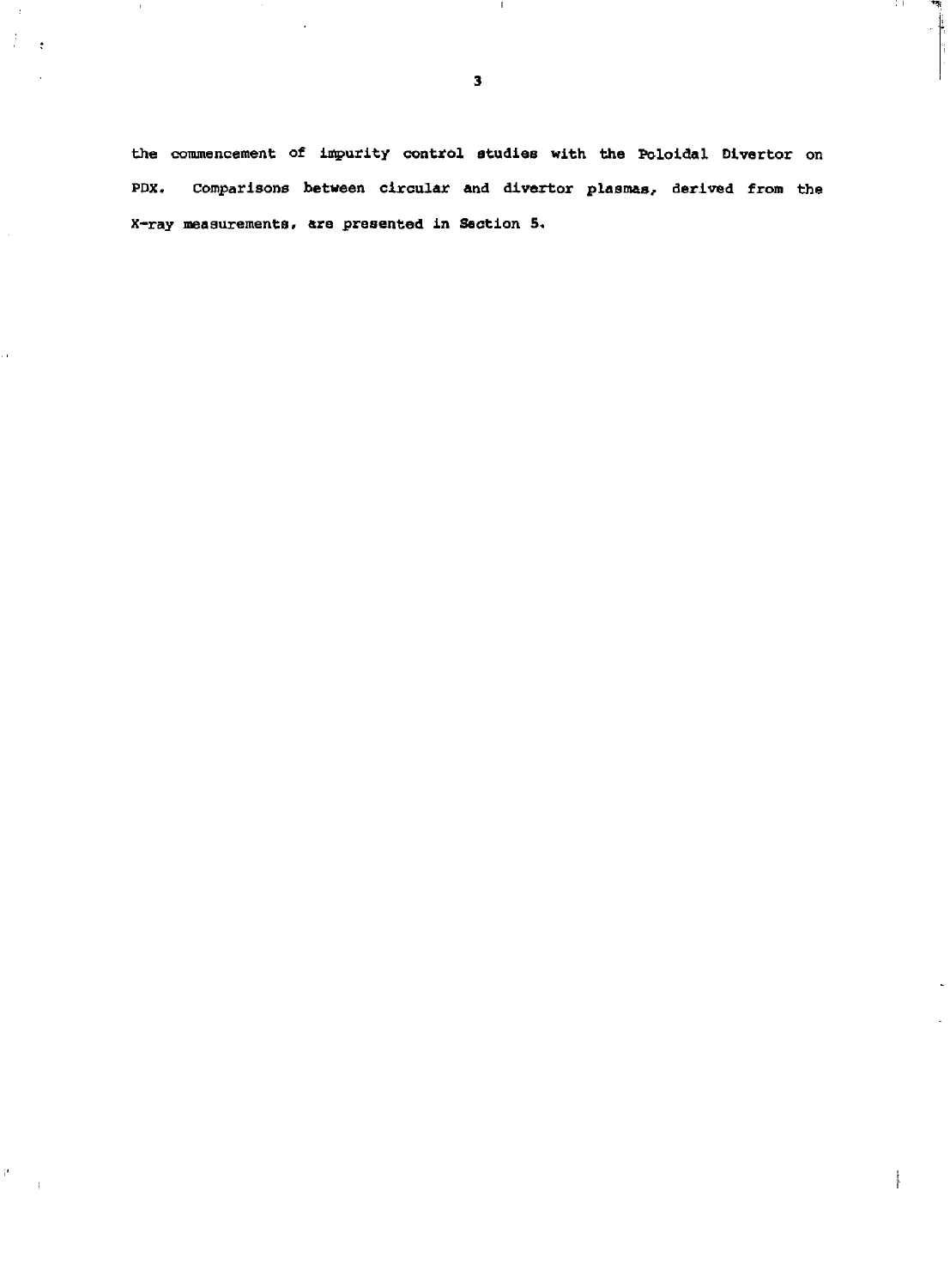the commencement of impurity control studies with the Poloidal Divertor on PDX. Comparisons between circular and divertor plasmas, derived from the X-ray measurements, are presented in Section 5.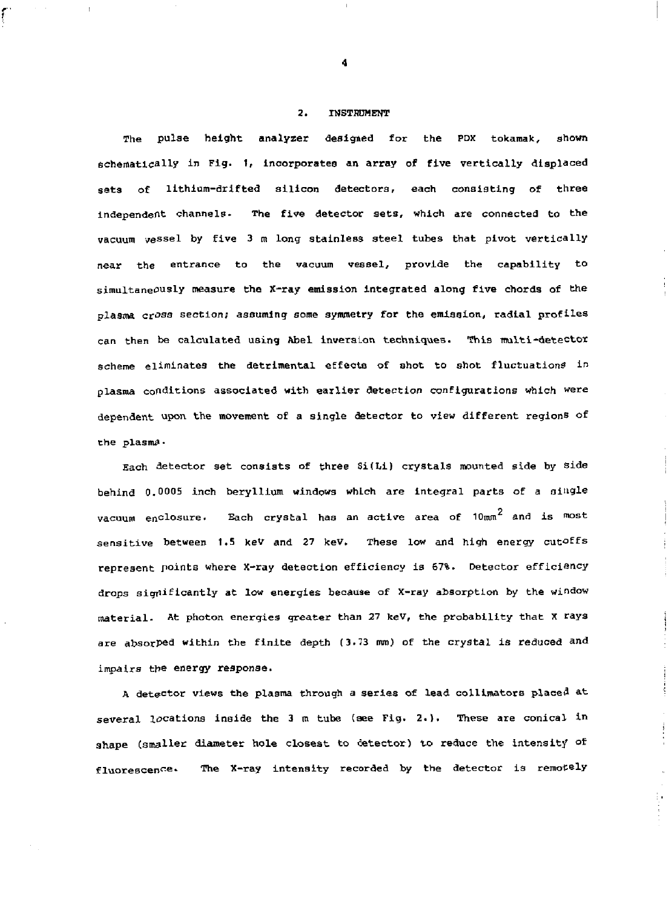## 2. INSTRUMENT

The pulse height analyzer designed for the PDX tokamak, shown schematically in Fig. 1, incorporates an array of five vertically displaced sets of lithium-drifted silicon detectors, each consisting of three independent channels. The five detector sets, which are connected to the vacuum vessel by five 3 m long stainless steel tubes that pivot vertically near the entrance to the vacuum vessel, provide the capability to simultaneously measure the X-ray emission integrated along five chords of the plasma cross section; assuming some symmetry for the emission, radial profiles can then be calculated using Abel inversion techniques. This multi-detector scheme eliminates the detrimental effects of shot to shot fluctuations in plasma conditions associated with earlier detection configurations which were dependent upon the movement of a single detector to view different regions of the plasma.

Each detector set consists of three Si(Li) crystals mounted side by side behind 0.0005 inch beryllium windows which are integral parts of a single vacuum enclosure. Each crystal has an active area of 10mm$^2$ and is most sensitive between 1.5 keV and 27 keV. These low and high energy cutoffs represent points where X-ray detection efficiency is 67%. Detector efficiency drops significantly at low energies because of X-ray absorption by the window material. At photon energies greater than 27 keV, the probability that X rays are absorbed within the finite depth (3.73 mm) of the crystal is reduced and impairs the energy response.

A detector views the plasma through a series of lead collimators placed at several locations inside the 3 m tube (see Fig. 2.). These are conical in shape (smaller diameter hole closest to detector) to reduce the intensity of fluorescence. The X-ray intensity recorded by the detector is remotely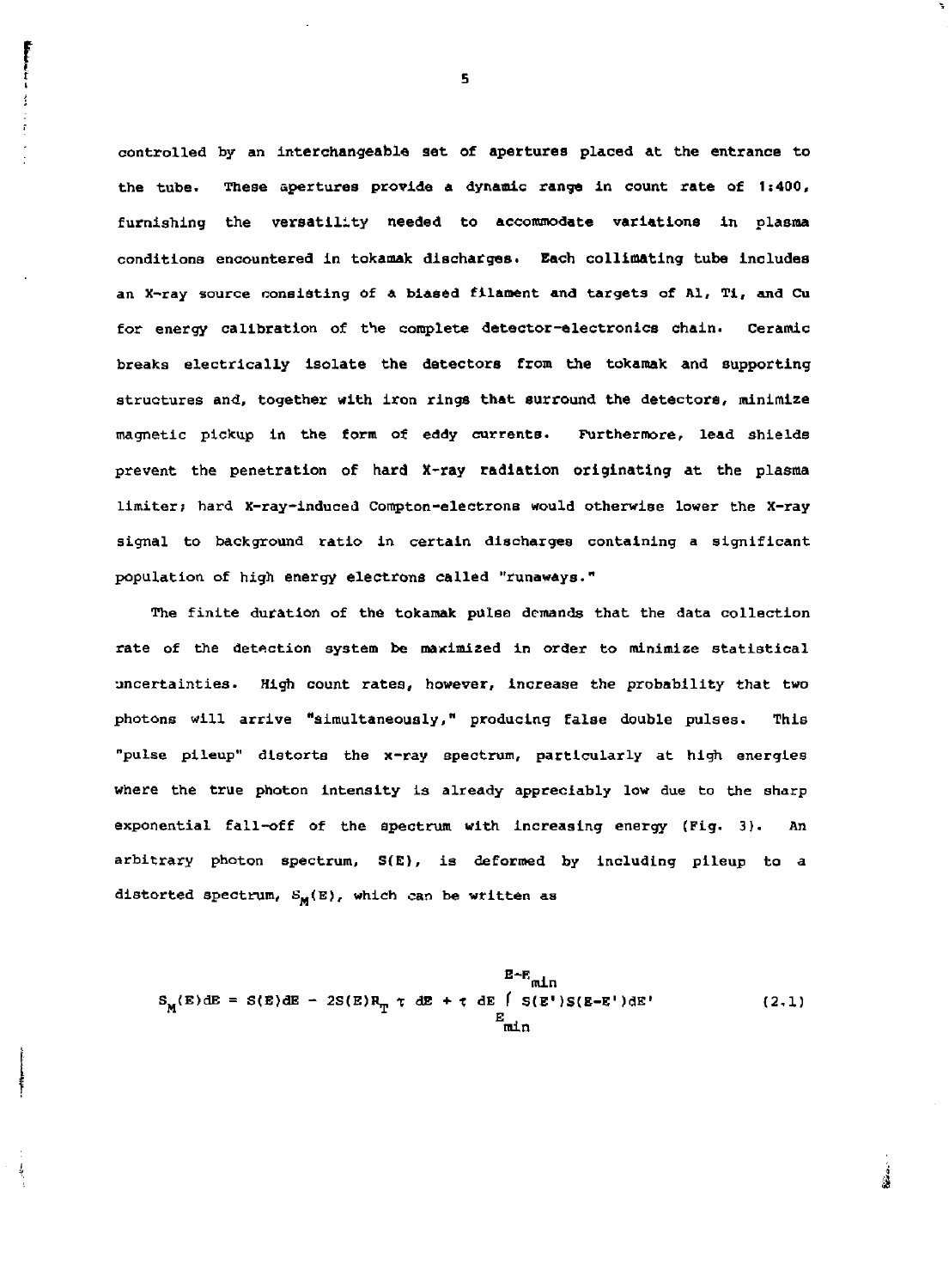controlled by an interchangeable set of apertures placed at the entrance to the tube. These apertures provide a dynamic range in count rate of 1:400, furnishing the versatility needed to accommodate variations in plasma conditions encountered in tokamak discharges. Each collimating tube includes an X-ray source consisting of a biased filament and targets of Al, Ti, and Cu for energy calibration of the complete detector-electronics chain. Ceramic breaks electrically isolate the detectors from the tokamak and supporting structures and, together with iron rings that surround the detectors, minimize magnetic pickup in the form of eddy currents. Furthermore, lead shields prevent the penetration of hard X-ray radiation originating at the plasma limiter; hard X-ray-induced Compton-electrons would otherwise lower the X-ray signal to background ratio in certain discharges containing a significant population of high energy electrons called "runaways."

The finite duration of the tokamak pulse demands that the data collection rate of the detection system be maximized in order to minimize statistical uncertainties. High count rates, however, increase the probability that two photons will arrive "simultaneously," producing false double pulses. This "pulse pileup" distorts the x-ray spectrum, particularly at high energies where the true photon intensity is already appreciably low due to the sharp exponential fall-off of the spectrum with increasing energy (Fig. 3). An arbitrary photon spectrum, $S(E)$, is deformed by including pileup to a distorted spectrum, $S_M(E)$, which can be written as

$$S_M(E)dE = S(E)dE - 2S(E)R_T\,\tau\,dE + \tau\,dE \int_{E_{min}}^{E-E_{min}} S(E')S(E-E')dE' \tag{2.1}$$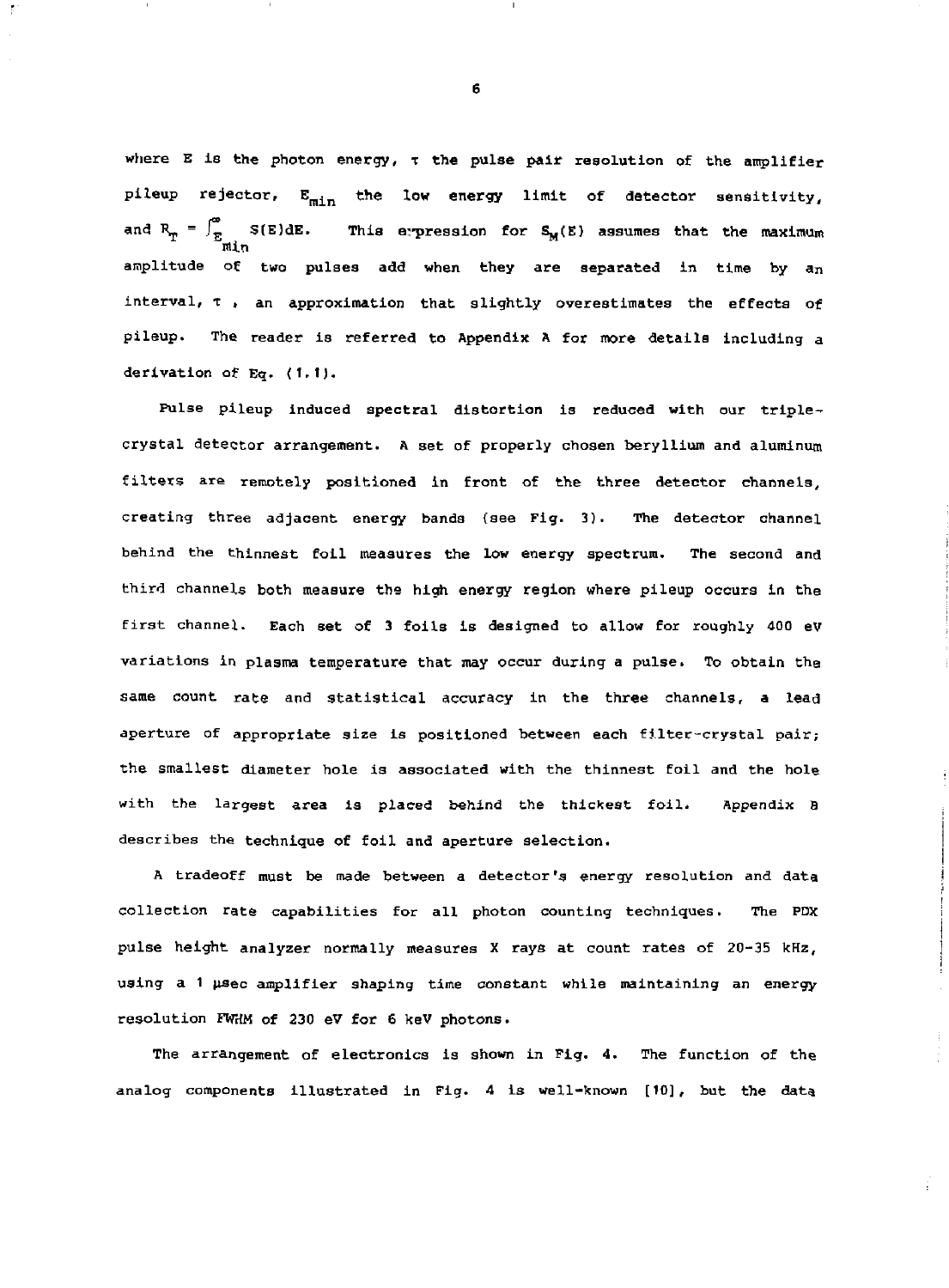where E is the photon energy, $\tau$ the pulse pair resolution of the amplifier pileup rejector, $E_{min}$ the low energy limit of detector sensitivity, and $R_T = \int_{E_{min}}^{\infty} S(E)dE$. This expression for $S_M(E)$ assumes that the maximum amplitude of two pulses add when they are separated in time by an interval, $\tau$, an approximation that slightly overestimates the effects of pileup. The reader is referred to Appendix A for more details including a derivation of Eq. (1.1).

Pulse pileup induced spectral distortion is reduced with our triple-crystal detector arrangement. A set of properly chosen beryllium and aluminum filters are remotely positioned in front of the three detector channels, creating three adjacent energy bands (see Fig. 3). The detector channel behind the thinnest foil measures the low energy spectrum. The second and third channels both measure the high energy region where pileup occurs in the first channel. Each set of 3 foils is designed to allow for roughly 400 eV variations in plasma temperature that may occur during a pulse. To obtain the same count rate and statistical accuracy in the three channels, a lead aperture of appropriate size is positioned between each filter-crystal pair; the smallest diameter hole is associated with the thinnest foil and the hole with the largest area is placed behind the thickest foil. Appendix B describes the technique of foil and aperture selection.

A tradeoff must be made between a detector's energy resolution and data collection rate capabilities for all photon counting techniques. The PDX pulse height analyzer normally measures X rays at count rates of 20-35 kHz, using a 1 μsec amplifier shaping time constant while maintaining an energy resolution FWHM of 230 eV for 6 keV photons.

The arrangement of electronics is shown in Fig. 4. The function of the analog components illustrated in Fig. 4 is well-known [10], but the data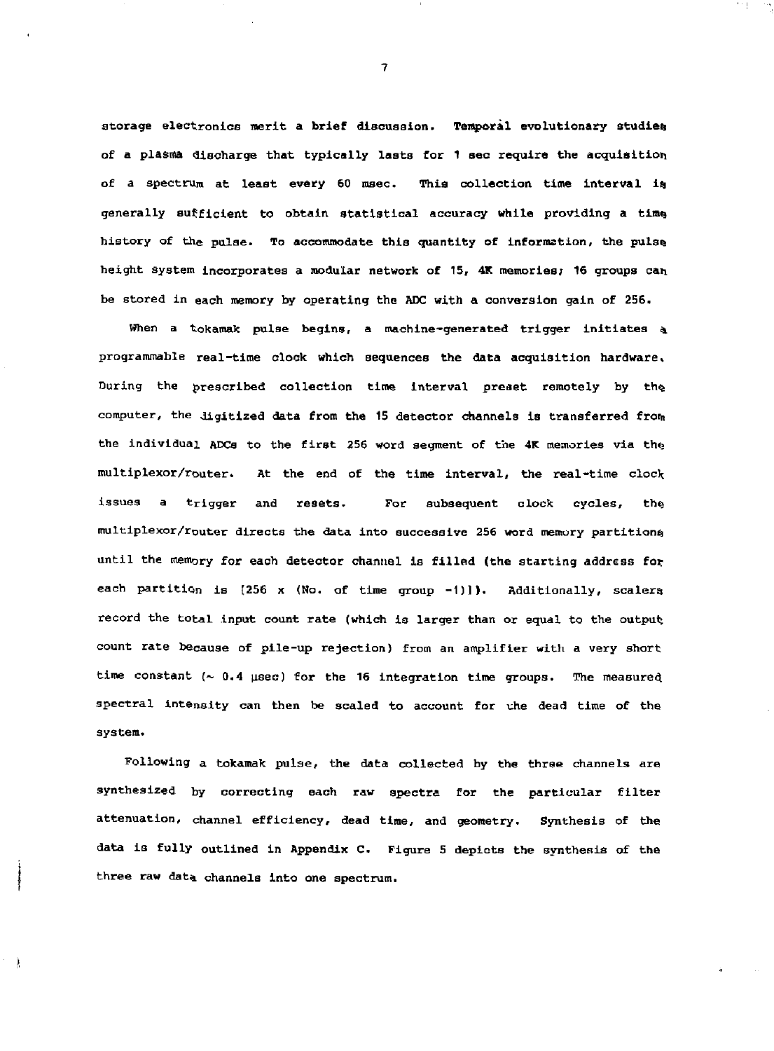storage electronics merit a brief discussion. Temporal evolutionary studies of a plasma discharge that typically lasts for 1 sec require the acquisition of a spectrum at least every 60 msec. This collection time interval is generally sufficient to obtain statistical accuracy while providing a time history of the pulse. To accommodate this quantity of information, the pulse height system incorporates a modular network of 15, 4K memories; 16 groups can be stored in each memory by operating the ADC with a conversion gain of 256.

When a tokamak pulse begins, a machine-generated trigger initiates a programmable real-time clock which sequences the data acquisition hardware. During the prescribed collection time interval preset remotely by the computer, the digitized data from the 15 detector channels is transferred from the individual ADCs to the first 256 word segment of the 4K memories via the multiplexor/router. At the end of the time interval, the real-time clock issues a trigger and resets. For subsequent clock cycles, the multiplexor/router directs the data into successive 256 word memory partitions until the memory for each detector channel is filled (the starting address for each partition is [256 x (No. of time group -1)]). Additionally, scalers record the total input count rate (which is larger than or equal to the output count rate because of pile-up rejection) from an amplifier with a very short time constant (~ 0.4 μsec) for the 16 integration time groups. The measured spectral intensity can then be scaled to account for the dead time of the system.

Following a tokamak pulse, the data collected by the three channels are synthesized by correcting each raw spectra for the particular filter attenuation, channel efficiency, dead time, and geometry. Synthesis of the data is fully outlined in Appendix C. Figure 5 depicts the synthesis of the three raw data channels into one spectrum.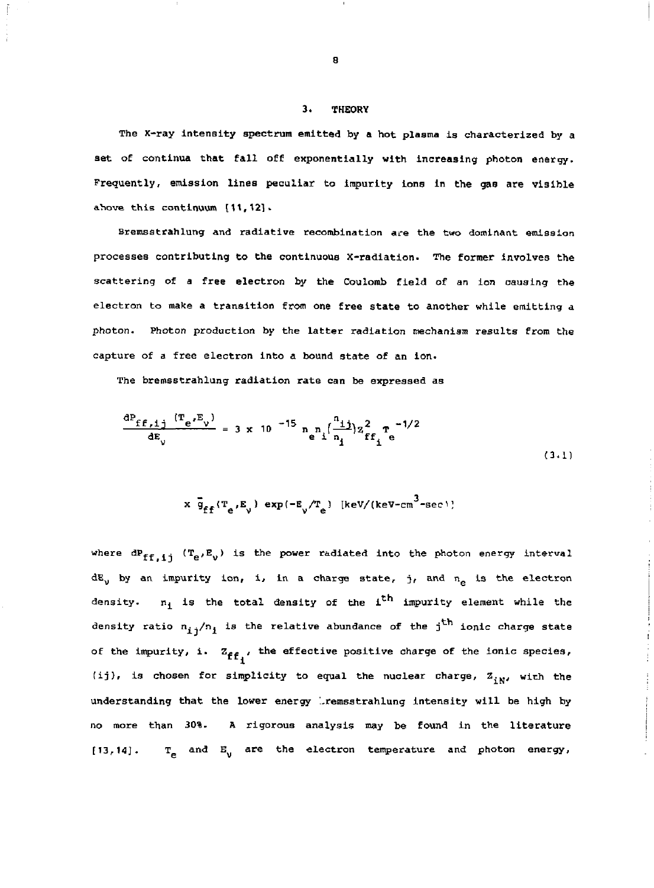## 3. THEORY

The X-ray intensity spectrum emitted by a hot plasma is characterized by a set of continua that fall off exponentially with increasing photon energy. Frequently, emission lines peculiar to impurity ions in the gas are visible above this continuum [11,12].

Bremsstrahlung and radiative recombination are the two dominant emission processes contributing to the continuous X-radiation. The former involves the scattering of a free electron by the Coulomb field of an ion causing the electron to make a transition from one free state to another while emitting a photon. Photon production by the latter radiation mechanism results from the capture of a free electron into a bound state of an ion.

The bremsstrahlung radiation rate can be expressed as

$$\frac{dP_{ff,ij}(T_e,E_\nu)}{dE_\nu} = 3 \times 10^{-15} n_e n_i \left(\frac{n_{ij}}{n_i}\right) Z_{ff_i}^2 T_e^{-1/2}$$

$$\times \bar{g}_{ff}(T_e,E_\nu) \exp(-E_\nu/T_e) \;\; [\text{keV}/(\text{keV-cm}^3\text{-sec})] \tag{3.1}$$

where $dP_{ff,ij}(T_e,E_\nu)$ is the power radiated into the photon energy interval $dE_\nu$ by an impurity ion, i, in a charge state, j, and $n_e$ is the electron density. $n_i$ is the total density of the $i^{th}$ impurity element while the density ratio $n_{ij}/n_i$ is the relative abundance of the $j^{th}$ ionic charge state of the impurity, i. $Z_{ff_i}$, the effective positive charge of the ionic species, (ij), is chosen for simplicity to equal the nuclear charge, $Z_{iN}$, with the understanding that the lower energy bremsstrahlung intensity will be high by no more than 30%. A rigorous analysis may be found in the literature [13,14]. $T_e$ and $E_\nu$ are the electron temperature and photon energy,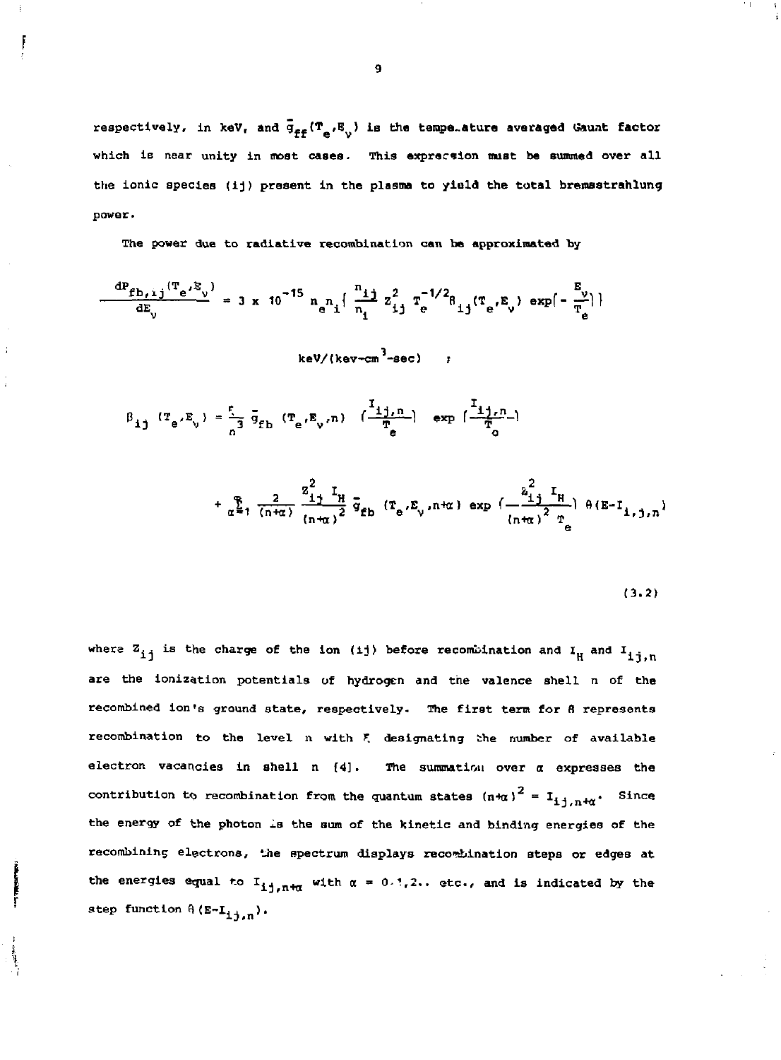respectively, in keV, and $\bar{g}_{ff}(T_e, E_\nu)$ is the temperature averaged Gaunt factor which is near unity in most cases. This expression must be summed over all the ionic species (ij) present in the plasma to yield the total bremsstrahlung power.

The power due to radiative recombination can be approximated by

$$\frac{dP_{fb,ij}(T_e, E_\nu)}{dE_\nu} = 3 \times 10^{-15}\, n_e n_i \left\{ \frac{n_{ij}}{n_i} Z_{ij}^2 T_e^{-1/2} \beta_{ij}(T_e, E_\nu) \exp\left(-\frac{E_\nu}{T_e}\right) \right\}$$

$$\text{keV/(kev-cm}^3\text{-sec)} \quad ;$$

$$\beta_{ij}(T_e, E_\nu) = \frac{\xi}{n^3} \bar{g}_{fb}(T_e, E_\nu, n) \left(\frac{I_{ij,n}}{T_e}\right) \exp\left(\frac{I_{ij,n}}{T_e}\right)$$

$$+ \sum_{\alpha=1}^{\infty} \frac{2}{(n+\alpha)} \frac{Z_{ij}^2 I_H}{(n+\alpha)^2} \bar{g}_{fb}(T_e, E_\nu, n+\alpha) \exp\left(\frac{Z_{ij}^2 I_H}{(n+\alpha)^2 T_e}\right) \theta(E - I_{i,j,n})$$

$$(3.2)$$

where $Z_{ij}$ is the charge of the ion (ij) before recombination and $I_H$ and $I_{ij,n}$ are the ionization potentials of hydrogen and the valence shell n of the recombined ion's ground state, respectively. The first term for $\beta$ represents recombination to the level n with $\xi$ designating the number of available electron vacancies in shell n [4]. The summation over $\alpha$ expresses the contribution to recombination from the quantum states $(n+\alpha)^2 = I_{ij,n+\alpha}$. Since the energy of the photon is the sum of the kinetic and binding energies of the recombining electrons, the spectrum displays recombination steps or edges at the energies equal to $I_{ij,n+\alpha}$ with $\alpha = 0,1,2..$ etc., and is indicated by the step function $\theta(E - I_{ij,n})$.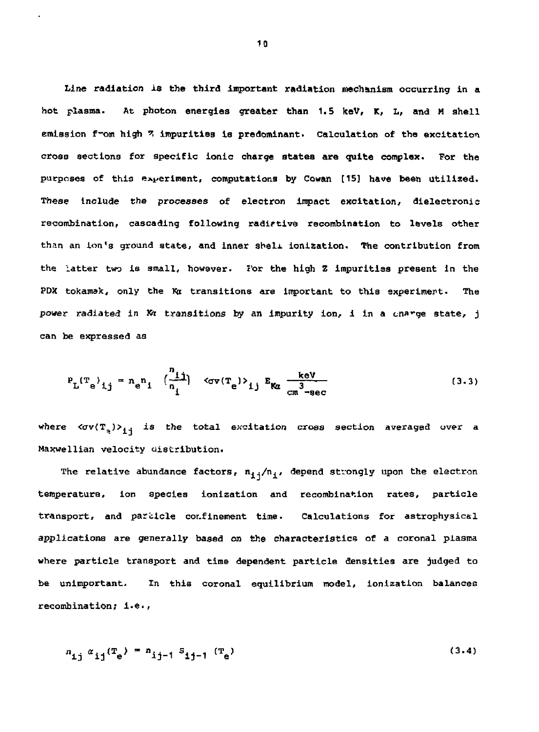Line radiation is the third important radiation mechanism occurring in a hot plasma. At photon energies greater than 1.5 keV, K, L, and M shell emission from high Z impurities is predominant. Calculation of the excitation cross sections for specific ionic charge states are quite complex. For the purposes of this experiment, computations by Cowan [15] have been utilized. These include the processes of electron impact excitation, dielectronic recombination, cascading following radiative recombination to levels other than an ion's ground state, and inner shell ionization. The contribution from the latter two is small, however. For the high Z impurities present in the PDX tokamak, only the K$\alpha$ transitions are important to this experiment. The power radiated in K$\alpha$ transitions by an impurity ion, i in a charge state, j can be expressed as

$$P_L(T_e)_{ij} = n_e n_i \left(\frac{n_{ij}}{n_i}\right) \langle\sigma v(T_e)\rangle_{ij} \, E_{K\alpha} \, \frac{\text{keV}}{\text{cm}^3\text{-sec}} \tag{3.3}$$

where $\langle\sigma v(T_e)\rangle_{ij}$ is the total excitation cross section averaged over a Maxwellian velocity distribution.

The relative abundance factors, $n_{ij}/n_i$, depend strongly upon the electron temperature, ion species ionization and recombination rates, particle transport, and particle confinement time. Calculations for astrophysical applications are generally based on the characteristics of a coronal plasma where particle transport and time dependent particle densities are judged to be unimportant. In this coronal equilibrium model, ionization balances recombination; i.e.,

$$n_{ij} \, \alpha_{ij}(T_e) = n_{ij-1} \, S_{ij-1}(T_e) \tag{3.4}$$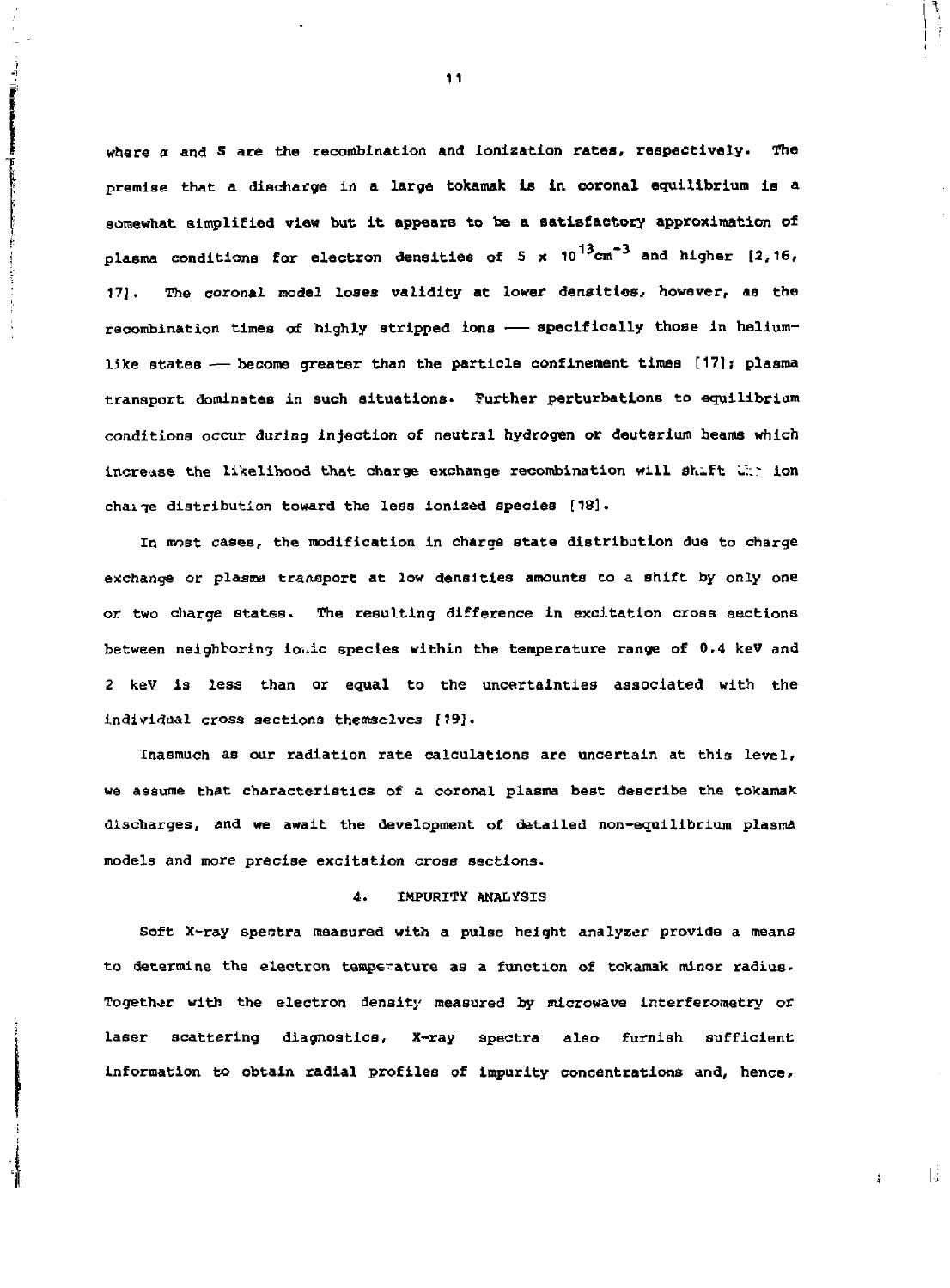where $\alpha$ and S are the recombination and ionization rates, respectively. The premise that a discharge in a large tokamak is in coronal equilibrium is a somewhat simplified view but it appears to be a satisfactory approximation of plasma conditions for electron densities of $5 \times 10^{13} \mathrm{cm}^{-3}$ and higher [2,16, 17]. The coronal model loses validity at lower densities, however, as the recombination times of highly stripped ions — specifically those in helium-like states — become greater than the particle confinement times [17]; plasma transport dominates in such situations. Further perturbations to equilibrium conditions occur during injection of neutral hydrogen or deuterium beams which increase the likelihood that charge exchange recombination will shift the ion charge distribution toward the less ionized species [18].

In most cases, the modification in charge state distribution due to charge exchange or plasma transport at low densities amounts to a shift by only one or two charge states. The resulting difference in excitation cross sections between neighboring ionic species within the temperature range of 0.4 keV and 2 keV is less than or equal to the uncertainties associated with the individual cross sections themselves [19].

Inasmuch as our radiation rate calculations are uncertain at this level, we assume that characteristics of a coronal plasma best describe the tokamak discharges, and we await the development of detailed non-equilibrium plasma models and more precise excitation cross sections.

## 4. IMPURITY ANALYSIS

Soft X-ray spectra measured with a pulse height analyzer provide a means to determine the electron temperature as a function of tokamak minor radius. Together with the electron density measured by microwave interferometry or laser scattering diagnostics, X-ray spectra also furnish sufficient information to obtain radial profiles of impurity concentrations and, hence,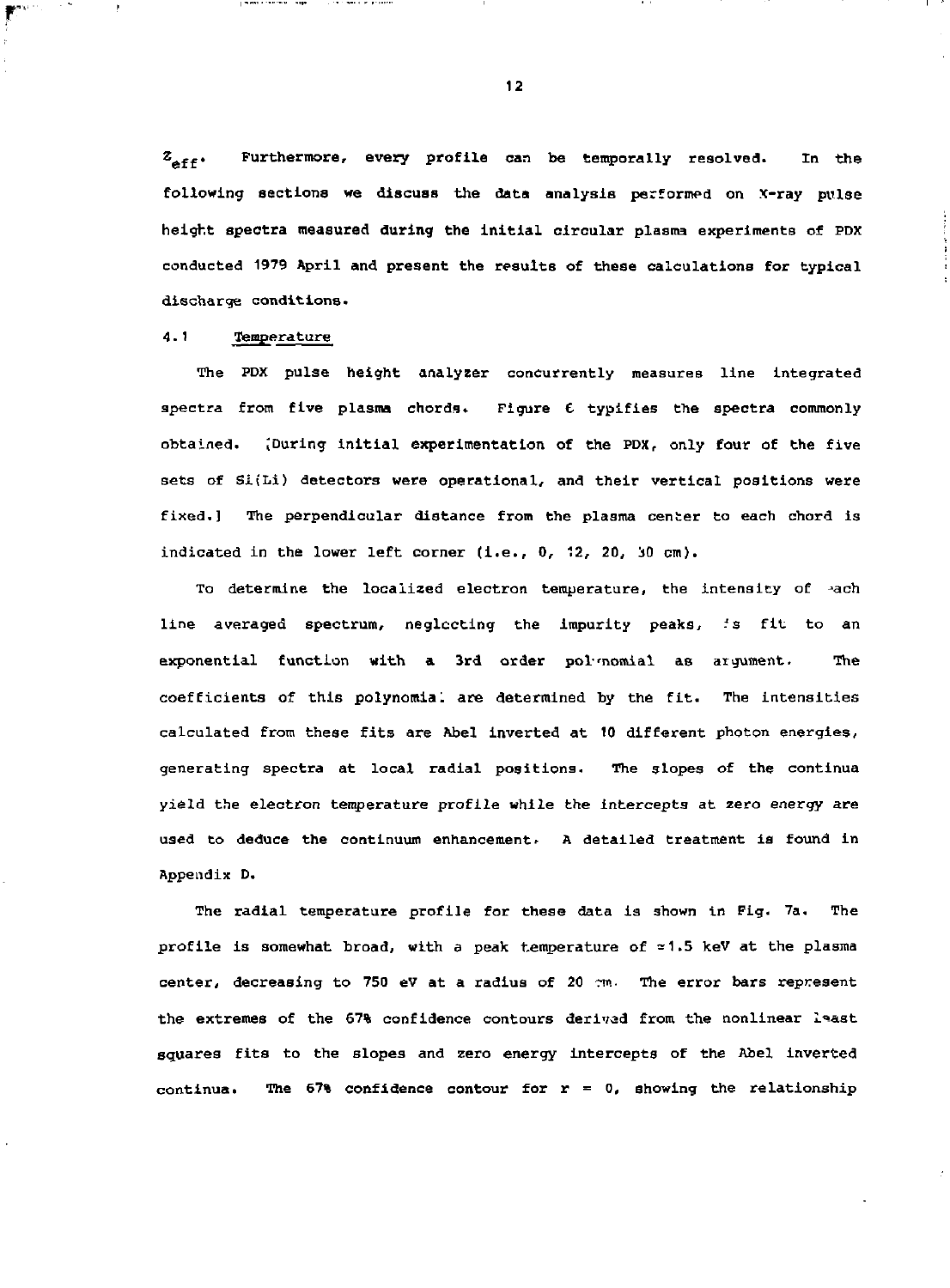$Z_{eff}$. Furthermore, every profile can be temporally resolved. In the following sections we discuss the data analysis performed on X-ray pulse height spectra measured during the initial circular plasma experiments of PDX conducted 1979 April and present the results of these calculations for typical discharge conditions.

### 4.1 Temperature

The PDX pulse height analyzer concurrently measures line integrated spectra from five plasma chords. Figure 6 typifies the spectra commonly obtained. [During initial experimentation of the PDX, only four of the five sets of Si(Li) detectors were operational, and their vertical positions were fixed.] The perpendicular distance from the plasma center to each chord is indicated in the lower left corner (i.e., 0, 12, 20, 30 cm).

To determine the localized electron temperature, the intensity of each line averaged spectrum, neglecting the impurity peaks, is fit to an exponential function with a 3rd order polynomial as argument. The coefficients of this polynomial are determined by the fit. The intensities calculated from these fits are Abel inverted at 10 different photon energies, generating spectra at local radial positions. The slopes of the continua yield the electron temperature profile while the intercepts at zero energy are used to deduce the continuum enhancement. A detailed treatment is found in Appendix D.

The radial temperature profile for these data is shown in Fig. 7a. The profile is somewhat broad, with a peak temperature of $\approx$1.5 keV at the plasma center, decreasing to 750 eV at a radius of 20 cm. The error bars represent the extremes of the 67% confidence contours derived from the nonlinear least squares fits to the slopes and zero energy intercepts of the Abel inverted continua. The 67% confidence contour for $r = 0$, showing the relationship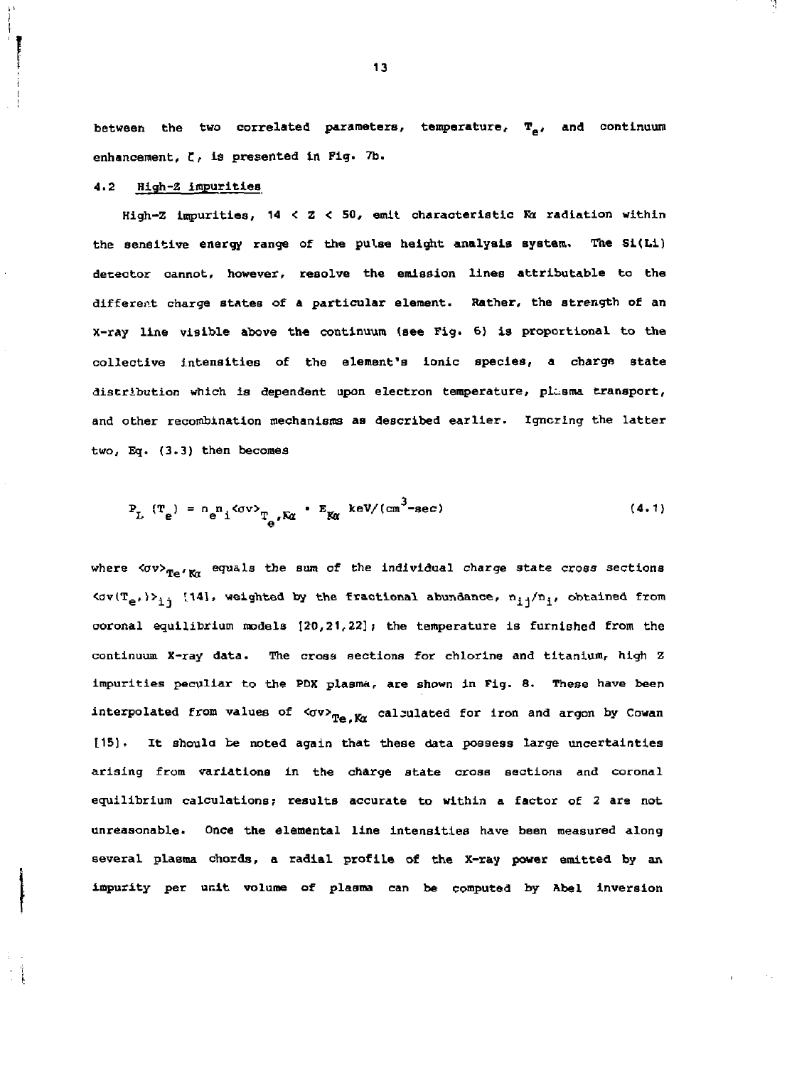between the two correlated parameters, temperature, $T_e$, and continuum enhancement, $\zeta$, is presented in Fig. 7b.

## 4.2 High-Z impurities

High-Z impurities, $14 < Z < 50$, emit characteristic $K\alpha$ radiation within the sensitive energy range of the pulse height analysis system. The Si(Li) detector cannot, however, resolve the emission lines attributable to the different charge states of a particular element. Rather, the strength of an X-ray line visible above the continuum (see Fig. 6) is proportional to the collective intensities of the element's ionic species, a charge state distribution which is dependent upon electron temperature, plasma transport, and other recombination mechanisms as described earlier. Ignoring the latter two, Eq. (3.3) then becomes

$$P_L\,(T_e) = n_e n_i \langle\sigma v\rangle_{T_e,K\alpha} \cdot E_{K\alpha} \ \text{keV/(cm}^3\text{-sec)} \tag{4.1}$$

where $\langle\sigma v\rangle_{Te,K\alpha}$ equals the sum of the individual charge state cross sections $\langle\sigma v(T_e,)\rangle_{ij}$ [14], weighted by the fractional abundance, $n_{ij}/n_i$, obtained from coronal equilibrium models [20,21,22]; the temperature is furnished from the continuum X-ray data. The cross sections for chlorine and titanium, high Z impurities peculiar to the PDX plasma, are shown in Fig. 8. These have been interpolated from values of $\langle\sigma v\rangle_{Te,K\alpha}$ calculated for iron and argon by Cowan [15]. It should be noted again that these data possess large uncertainties arising from variations in the charge state cross sections and coronal equilibrium calculations; results accurate to within a factor of 2 are not unreasonable. Once the elemental line intensities have been measured along several plasma chords, a radial profile of the X-ray power emitted by an impurity per unit volume of plasma can be computed by Abel inversion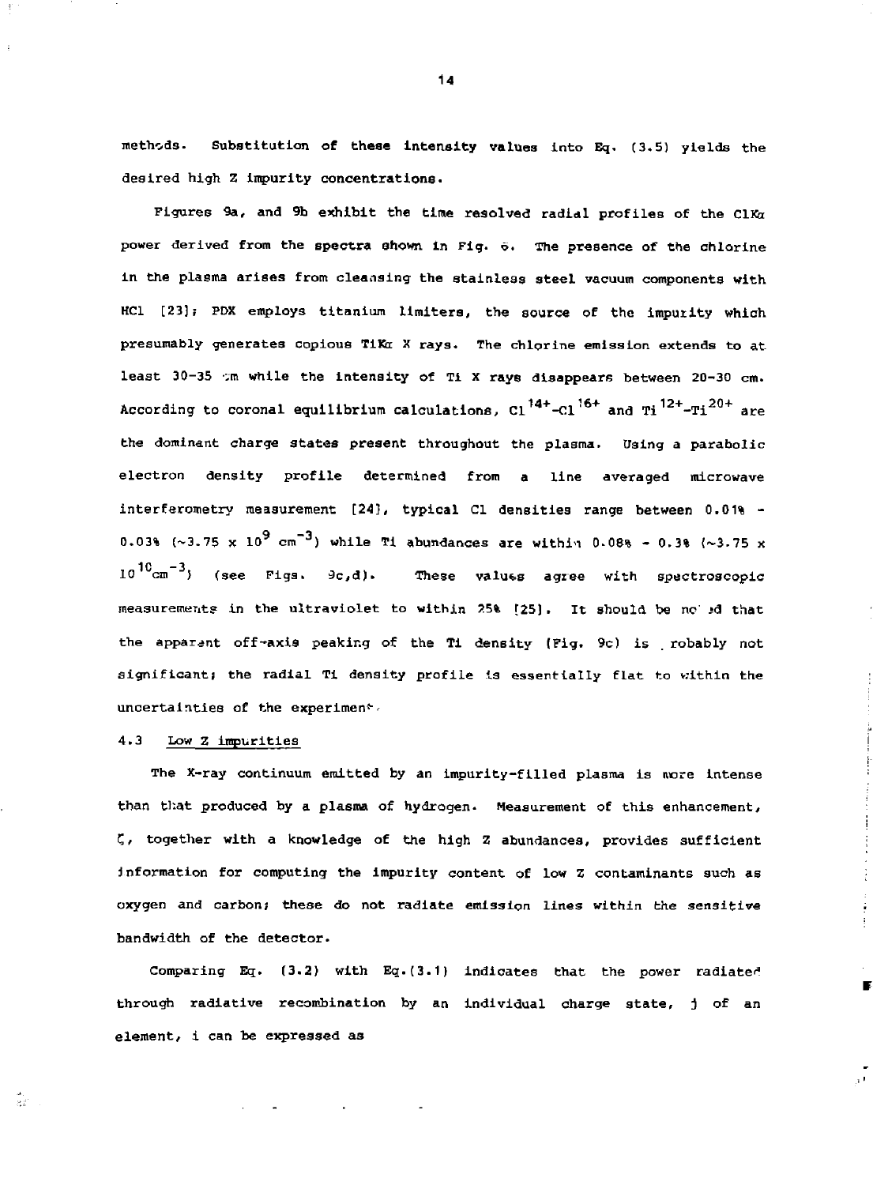methods. Substitution of these intensity values into Eq. (3.5) yields the desired high Z impurity concentrations.

Figures 9a, and 9b exhibit the time resolved radial profiles of the ClKα power derived from the spectra shown in Fig. 6. The presence of the chlorine in the plasma arises from cleansing the stainless steel vacuum components with HCl [23]; PDX employs titanium limiters, the source of the impurity which presumably generates copious TiKα X rays. The chlorine emission extends to at least 30-35 cm while the intensity of Ti X rays disappears between 20-30 cm. According to coronal equilibrium calculations, $Cl^{14+}$-$Cl^{16+}$ and $Ti^{12+}$-$Ti^{20+}$ are the dominant charge states present throughout the plasma. Using a parabolic electron density profile determined from a line averaged microwave interferometry measurement [24], typical Cl densities range between 0.01% - 0.03% ($\sim 3.75 \times 10^{9}$ $cm^{-3}$) while Ti abundances are within 0.08% - 0.3% ($\sim 3.75 \times 10^{10} cm^{-3}$) (see Figs. 9c,d). These values agree with spectroscopic measurements in the ultraviolet to within 25% [25]. It should be noted that the apparent off-axis peaking of the Ti density (Fig. 9c) is probably not significant; the radial Ti density profile is essentially flat to within the uncertainties of the experiment.

### 4.3 Low Z impurities

The X-ray continuum emitted by an impurity-filled plasma is more intense than that produced by a plasma of hydrogen. Measurement of this enhancement, $\zeta$, together with a knowledge of the high Z abundances, provides sufficient information for computing the impurity content of low Z contaminants such as oxygen and carbon; these do not radiate emission lines within the sensitive bandwidth of the detector.

Comparing Eq. (3.2) with Eq. (3.1) indicates that the power radiated through radiative recombination by an individual charge state, $j$ of an element, $i$ can be expressed as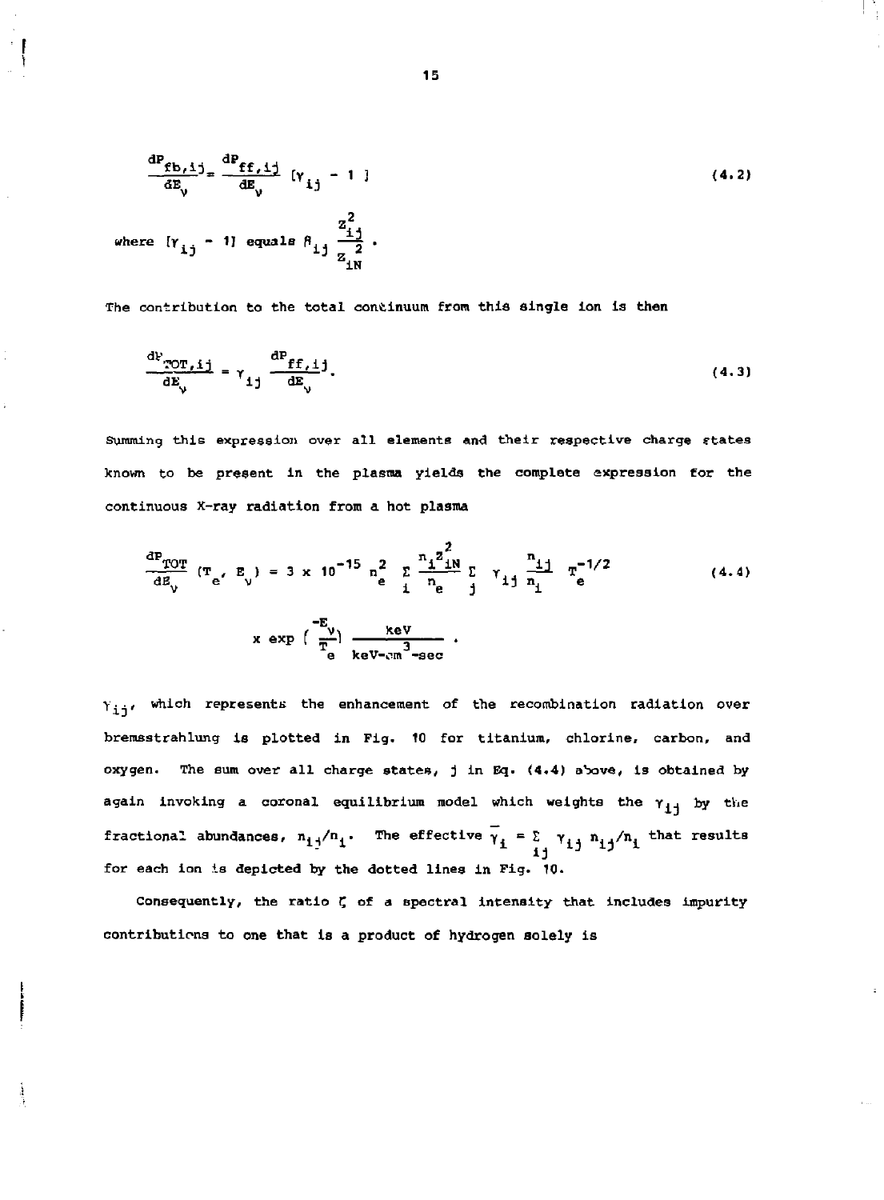$$\frac{dP_{fb,ij}}{dE_\nu} = \frac{dP_{ff,ij}}{dE_\nu} [\gamma_{ij} - 1] \tag{4.2}$$

where $[\gamma_{ij} - 1]$ equals $\beta_{ij} \frac{Z_{ij}^2}{Z_{iN}^2}$ .

The contribution to the total continuum from this single ion is then

$$\frac{dP_{TOT,ij}}{dE_\nu} = \gamma_{ij} \frac{dP_{ff,ij}}{dE_\nu}. \tag{4.3}$$

Summing this expression over all elements and their respective charge states known to be present in the plasma yields the complete expression for the continuous X-ray radiation from a hot plasma

$$\frac{dP_{TOT}}{dE_\nu}(T_e, E_\nu) = 3 \times 10^{-15}\, n_e^2 \sum_i \frac{n_i Z_{iN}^2}{n_e} \sum_j \gamma_{ij} \frac{n_{ij}}{n_i} T_e^{-1/2} \tag{4.4}$$

$$\times \exp\left(\frac{-E_\nu}{T_e}\right) \frac{\text{keV}}{\text{keV-cm}^3\text{-sec}} .$$

$\gamma_{ij}$, which represents the enhancement of the recombination radiation over bremsstrahlung is plotted in Fig. 10 for titanium, chlorine, carbon, and oxygen. The sum over all charge states, j in Eq. (4.4) above, is obtained by again invoking a coronal equilibrium model which weights the $\gamma_{ij}$ by the fractional abundances, $n_{ij}/n_i$. The effective $\bar{\gamma}_i = \sum_{ij} \gamma_{ij}\, n_{ij}/n_i$ that results for each ion is depicted by the dotted lines in Fig. 10.

Consequently, the ratio $\zeta$ of a spectral intensity that includes impurity contributions to one that is a product of hydrogen solely is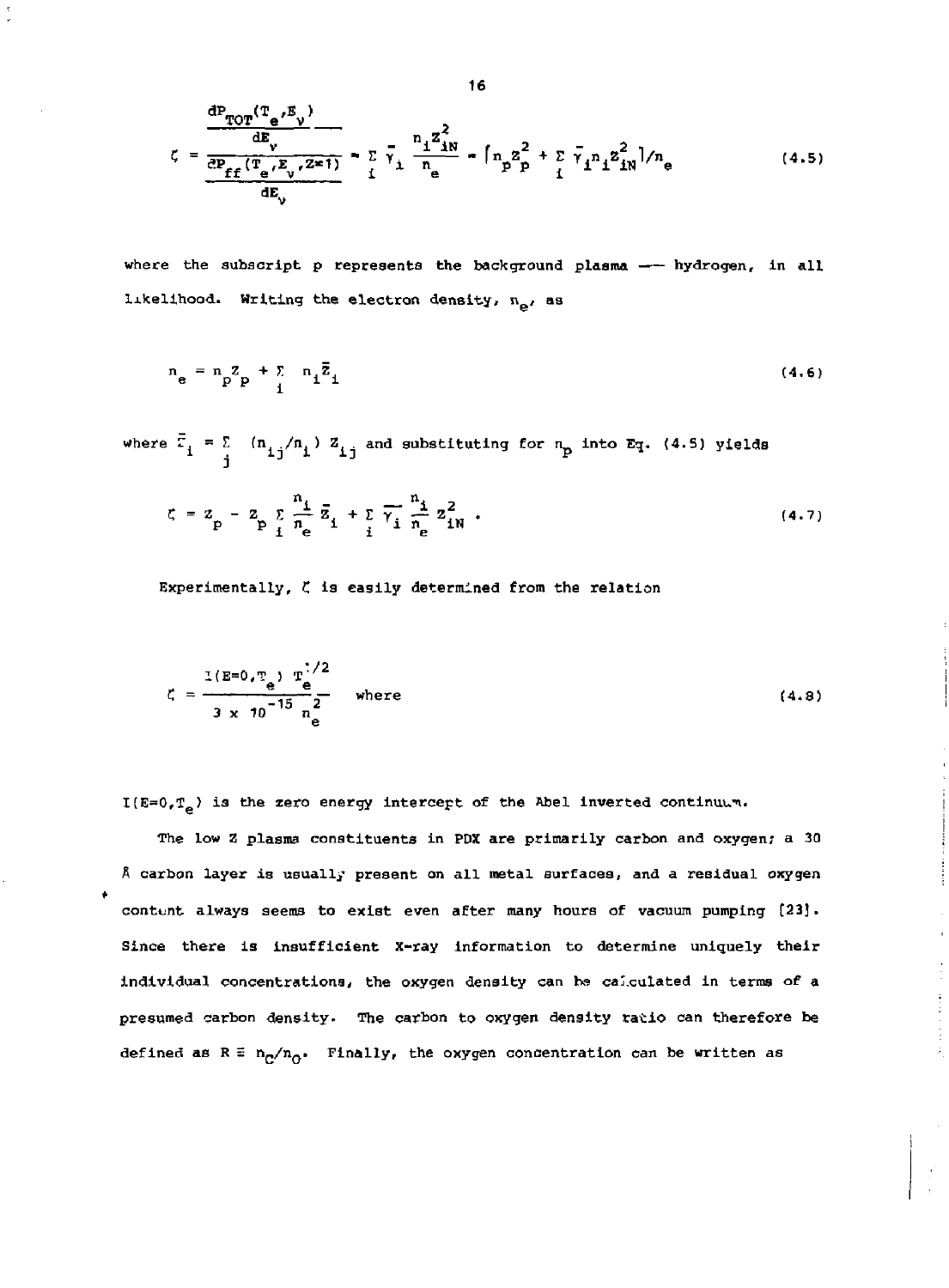$$\zeta = \frac{\dfrac{dP_{TOT}(T_e,E_\nu)}{dE_\nu}}{\dfrac{dP_{ff}(T_e,E_\nu,Z=1)}{dE_\nu}} = \sum_i \bar{\gamma}_i \frac{n_i Z_{iN}^2}{n_e} = \left[ n_p Z_p^2 + \sum_i \bar{\gamma}_i n_i Z_{iN}^2 \right] / n_e \tag{4.5}$$

where the subscript p represents the background plasma — hydrogen, in all likelihood. Writing the electron density, $n_e$, as

$$n_e = n_p Z_p + \sum_i n_i \bar{Z}_i \tag{4.6}$$

where $\bar{Z}_i = \sum_j (n_{ij}/n_i) Z_{ij}$ and substituting for $n_p$ into Eq. (4.5) yields

$$\zeta = Z_p - Z_p \sum_i \frac{n_i}{n_e} \bar{Z}_i + \sum_i \bar{\gamma}_i \frac{n_i}{n_e} Z_{iN}^2 . \tag{4.7}$$

Experimentally, $\zeta$ is easily determined from the relation

$$\zeta = \frac{I(E=0,T_e)\, T_e^{1/2}}{3 \times 10^{-15}\, n_e^2} \quad \text{where} \tag{4.8}$$

$I(E=0,T_e)$ is the zero energy intercept of the Abel inverted continuum.

The low Z plasma constituents in PDX are primarily carbon and oxygen; a 30 Å carbon layer is usually present on all metal surfaces, and a residual oxygen content always seems to exist even after many hours of vacuum pumping [23]. Since there is insufficient X-ray information to determine uniquely their individual concentrations, the oxygen density can be calculated in terms of a presumed carbon density. The carbon to oxygen density ratio can therefore be defined as $R \equiv n_C/n_O$. Finally, the oxygen concentration can be written as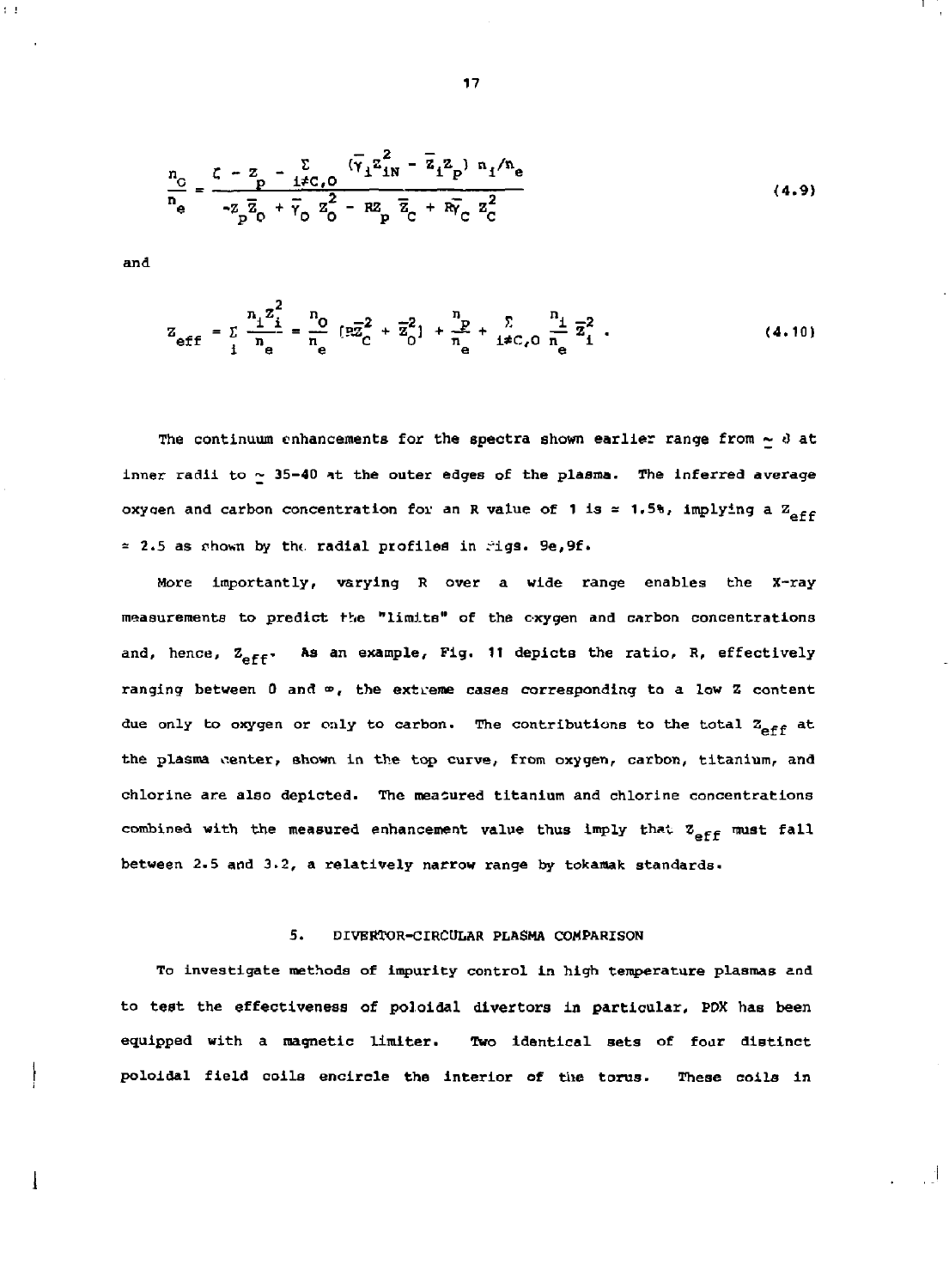$$\frac{n_O}{n_e} = \frac{\zeta - Z_p - \sum_{i \neq C,O} (\bar{\gamma}_i Z_{iN}^2 - \bar{Z}_i Z_p) \, n_i/n_e}{-Z_p \bar{Z}_O + \bar{\gamma}_O Z_O^2 - R Z_p \bar{Z}_C + R \bar{\gamma}_C Z_C^2} \tag{4.9}$$

and

$$Z_{eff} = \sum_i \frac{n_i Z_i^2}{n_e} = \frac{n_O}{n_e} [R\bar{Z}_C^2 + \bar{Z}_O^2] + \frac{n_p}{n_e} + \sum_{i \neq C,O} \frac{n_i}{n_e} \bar{Z}_i^2 \, . \tag{4.10}$$

The continuum enhancements for the spectra shown earlier range from $\simeq 8$ at inner radii to $\simeq 35$–$40$ at the outer edges of the plasma. The inferred average oxygen and carbon concentration for an R value of 1 is $\approx 1.5\%$, implying a $Z_{eff}$ $\approx 2.5$ as shown by the radial profiles in Figs. 9e,9f.

More importantly, varying R over a wide range enables the X-ray measurements to predict the "limits" of the oxygen and carbon concentrations and, hence, $Z_{eff}$. As an example, Fig. 11 depicts the ratio, R, effectively ranging between 0 and $\infty$, the extreme cases corresponding to a low Z content due only to oxygen or only to carbon. The contributions to the total $Z_{eff}$ at the plasma center, shown in the top curve, from oxygen, carbon, titanium, and chlorine are also depicted. The measured titanium and chlorine concentrations combined with the measured enhancement value thus imply that $Z_{eff}$ must fall between 2.5 and 3.2, a relatively narrow range by tokamak standards.

## 5. DIVERTOR-CIRCULAR PLASMA COMPARISON

To investigate methods of impurity control in high temperature plasmas and to test the effectiveness of poloidal divertors in particular, PDX has been equipped with a magnetic limiter. Two identical sets of four distinct poloidal field coils encircle the interior of the torus. These coils in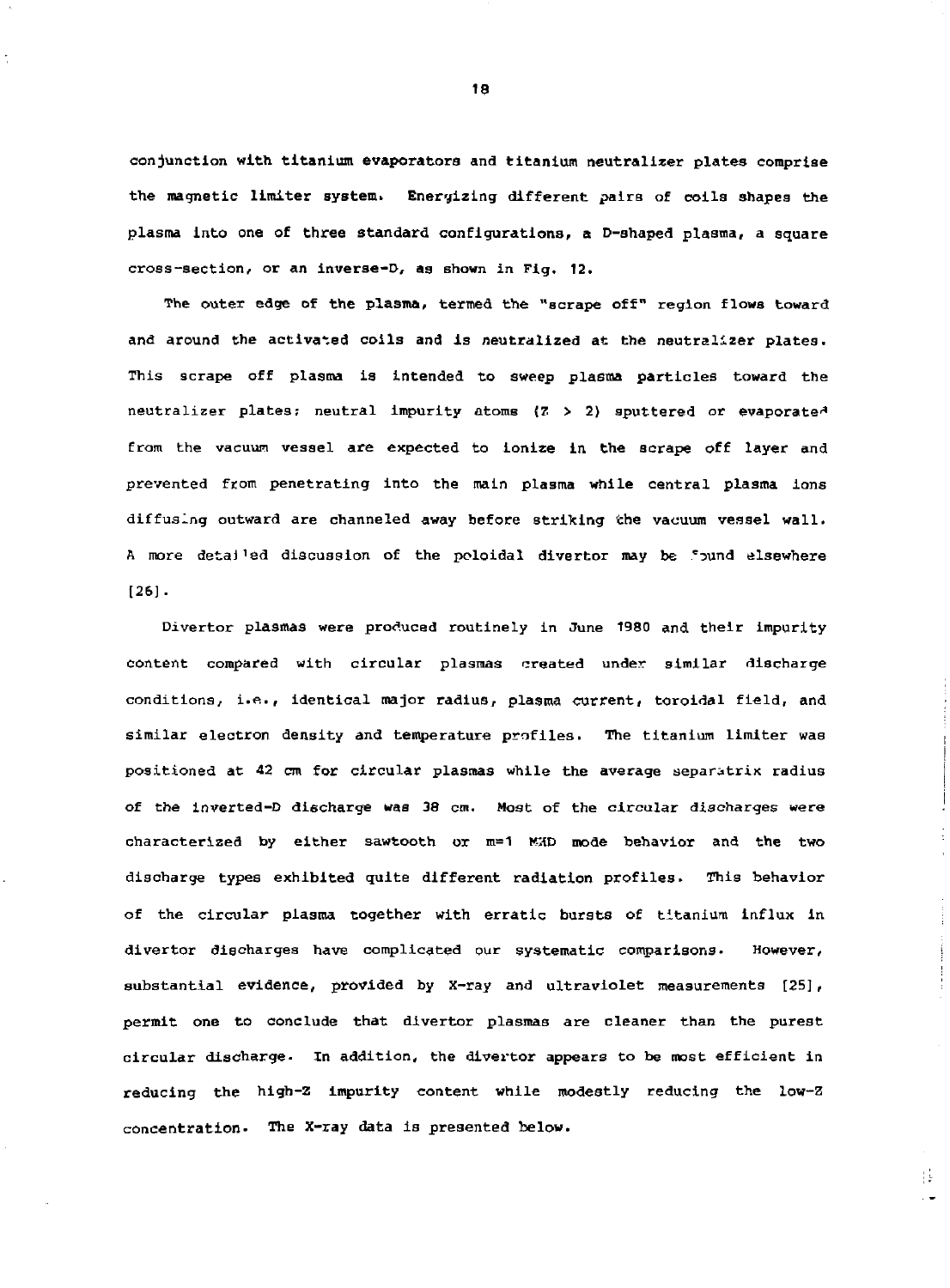conjunction with titanium evaporators and titanium neutralizer plates comprise the magnetic limiter system. Energizing different pairs of coils shapes the plasma into one of three standard configurations, a D-shaped plasma, a square cross-section, or an inverse-D, as shown in Fig. 12.

The outer edge of the plasma, termed the "scrape off" region flows toward and around the activated coils and is neutralized at the neutralizer plates. This scrape off plasma is intended to sweep plasma particles toward the neutralizer plates; neutral impurity atoms ($Z > 2$) sputtered or evaporated from the vacuum vessel are expected to ionize in the scrape off layer and prevented from penetrating into the main plasma while central plasma ions diffusing outward are channeled away before striking the vacuum vessel wall. A more detailed discussion of the poloidal divertor may be found elsewhere [26].

Divertor plasmas were produced routinely in June 1980 and their impurity content compared with circular plasmas created under similar discharge conditions, i.e., identical major radius, plasma current, toroidal field, and similar electron density and temperature profiles. The titanium limiter was positioned at 42 cm for circular plasmas while the average separatrix radius of the inverted-D discharge was 38 cm. Most of the circular discharges were characterized by either sawtooth or m=1 MHD mode behavior and the two discharge types exhibited quite different radiation profiles. This behavior of the circular plasma together with erratic bursts of titanium influx in divertor discharges have complicated our systematic comparisons. However, substantial evidence, provided by X-ray and ultraviolet measurements [25], permit one to conclude that divertor plasmas are cleaner than the purest circular discharge. In addition, the divertor appears to be most efficient in reducing the high-Z impurity content while modestly reducing the low-Z concentration. The X-ray data is presented below.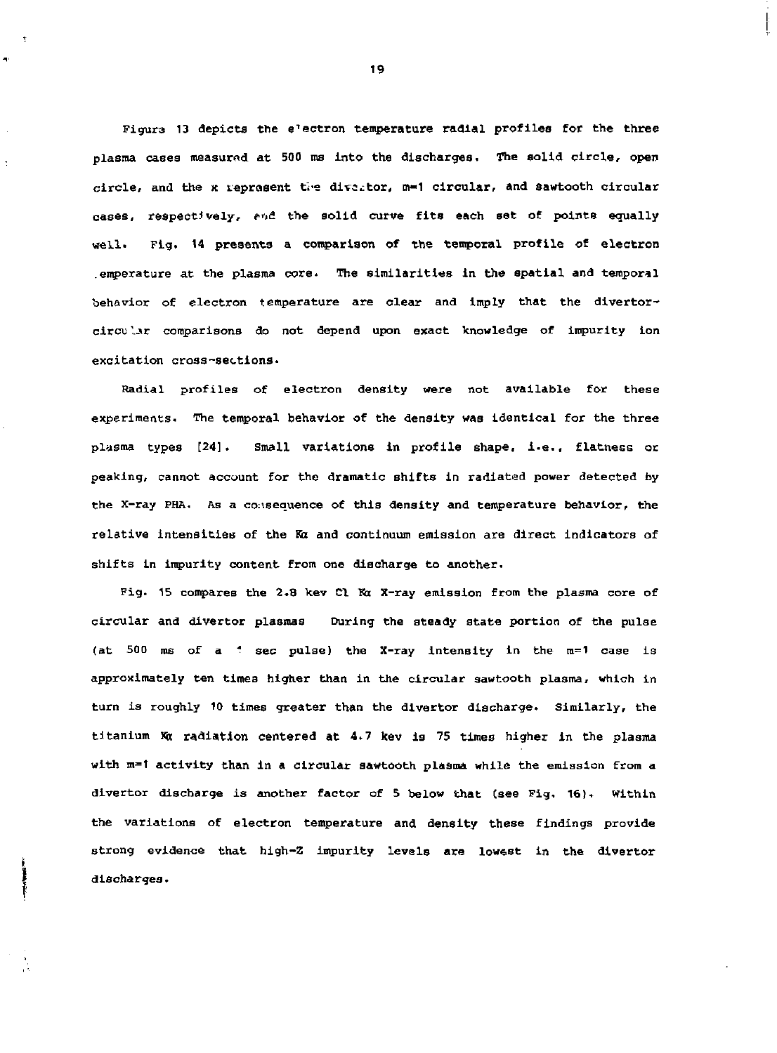Figure 13 depicts the electron temperature radial profiles for the three plasma cases measured at 500 ms into the discharges. The solid circle, open circle, and the x represent the divertor, m=1 circular, and sawtooth circular cases, respectively, and the solid curve fits each set of points equally well. Fig. 14 presents a comparison of the temporal profile of electron temperature at the plasma core. The similarities in the spatial and temporal behavior of electron temperature are clear and imply that the divertor-circular comparisons do not depend upon exact knowledge of impurity ion excitation cross-sections.

Radial profiles of electron density were not available for these experiments. The temporal behavior of the density was identical for the three plasma types [24]. Small variations in profile shape, i.e., flatness or peaking, cannot account for the dramatic shifts in radiated power detected by the X-ray PHA. As a consequence of this density and temperature behavior, the relative intensities of the Kα and continuum emission are direct indicators of shifts in impurity content from one discharge to another.

Fig. 15 compares the 2.8 kev Cl Kα X-ray emission from the plasma core of circular and divertor plasmas During the steady state portion of the pulse (at 500 ms of a 1 sec pulse) the X-ray intensity in the m=1 case is approximately ten times higher than in the circular sawtooth plasma, which in turn is roughly 10 times greater than the divertor discharge. Similarly, the titanium Kα radiation centered at 4.7 kev is 75 times higher in the plasma with m=1 activity than in a circular sawtooth plasma while the emission from a divertor discharge is another factor of 5 below that (see Fig. 16). Within the variations of electron temperature and density these findings provide strong evidence that high-Z impurity levels are lowest in the divertor discharges.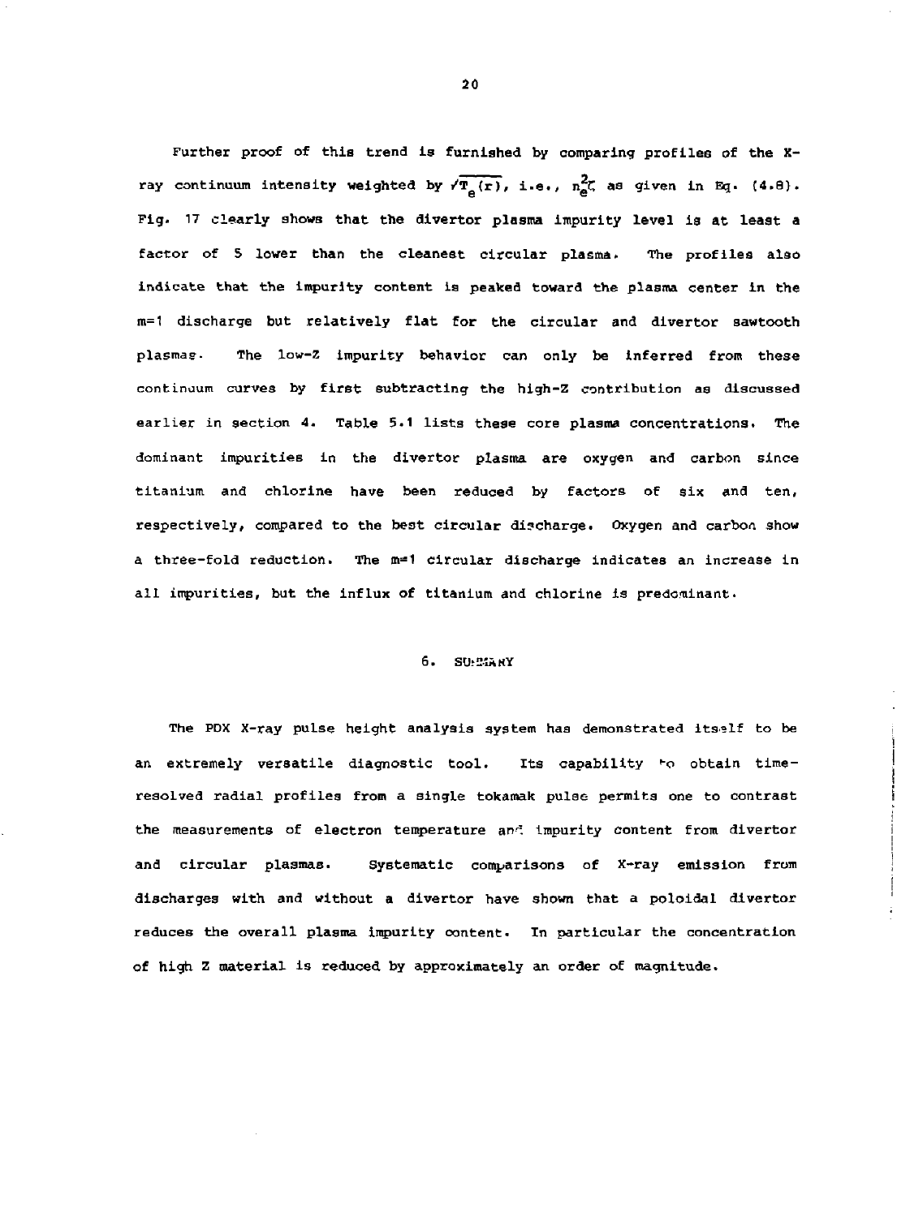Further proof of this trend is furnished by comparing profiles of the X-ray continuum intensity weighted by $\sqrt{T_e(r)}$, i.e., $n_e^2\zeta$ as given in Eq. (4.8). Fig. 17 clearly shows that the divertor plasma impurity level is at least a factor of 5 lower than the cleanest circular plasma. The profiles also indicate that the impurity content is peaked toward the plasma center in the m=1 discharge but relatively flat for the circular and divertor sawtooth plasmas. The low-Z impurity behavior can only be inferred from these continuum curves by first subtracting the high-Z contribution as discussed earlier in section 4. Table 5.1 lists these core plasma concentrations. The dominant impurities in the divertor plasma are oxygen and carbon since titanium and chlorine have been reduced by factors of six and ten, respectively, compared to the best circular discharge. Oxygen and carbon show a three-fold reduction. The m=1 circular discharge indicates an increase in all impurities, but the influx of titanium and chlorine is predominant.

## 6. SUMMARY

The PDX X-ray pulse height analysis system has demonstrated itself to be an extremely versatile diagnostic tool. Its capability to obtain time-resolved radial profiles from a single tokamak pulse permits one to contrast the measurements of electron temperature and impurity content from divertor and circular plasmas. Systematic comparisons of X-ray emission from discharges with and without a divertor have shown that a poloidal divertor reduces the overall plasma impurity content. In particular the concentration of high Z material is reduced by approximately an order of magnitude.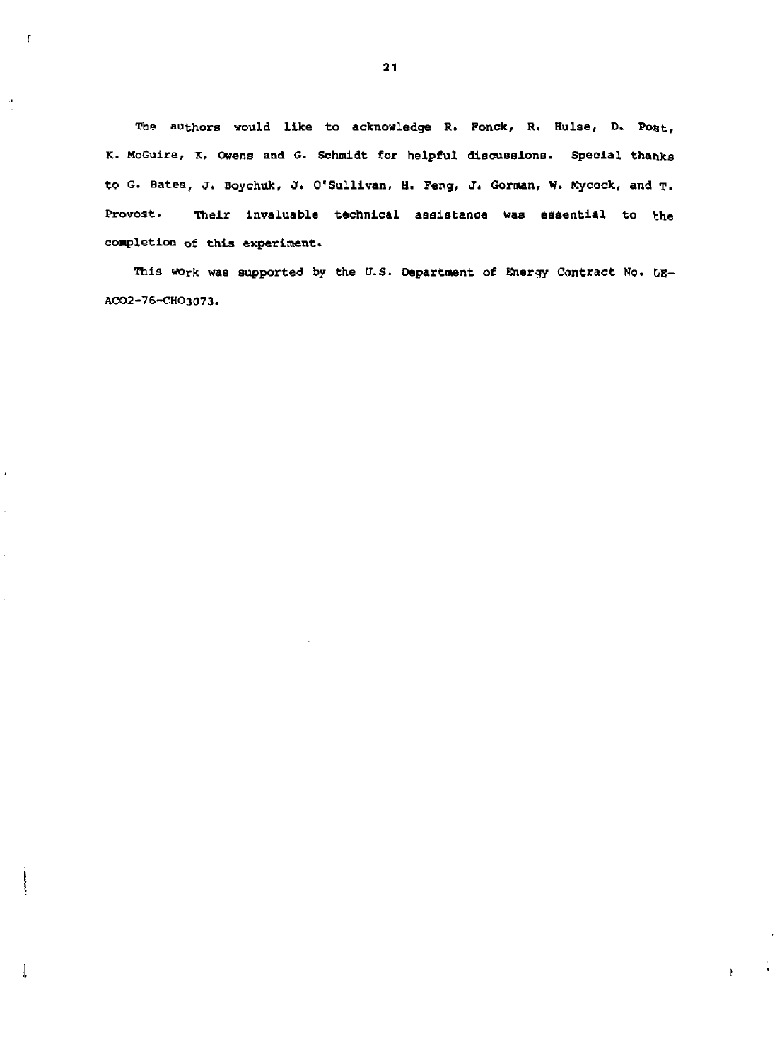The authors would like to acknowledge R. Fonck, R. Hulse, D. Post, K. McGuire, K. Owens and G. Schmidt for helpful discussions. Special thanks to G. Bates, J. Boychuk, J. O'Sullivan, H. Feng, J. Gorman, W. Mycock, and T. Provost. Their invaluable technical assistance was essential to the completion of this experiment.

This work was supported by the U.S. Department of Energy Contract No. DE-AC02-76-CHO3073.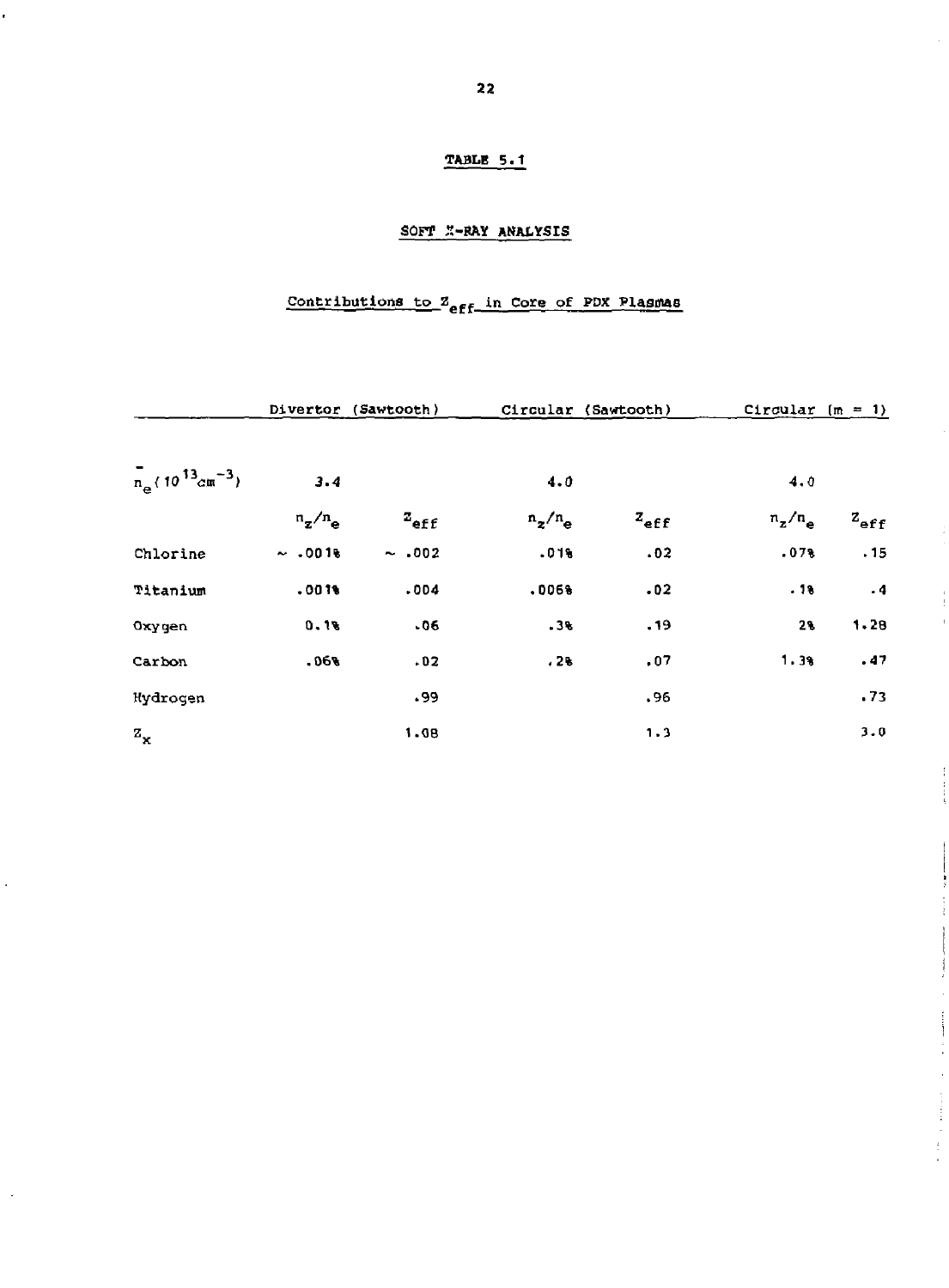**TABLE 5.1**

**SOFT X-RAY ANALYSIS**

**Contributions to $Z_{eff}$ in Core of PDX Plasmas**

| | Divertor (Sawtooth) | | Circular (Sawtooth) | | Circular (m = 1) | |
|---|---|---|---|---|---|---|
| $\bar{n}_e (10^{13} cm^{-3})$ | 3.4 | | 4.0 | | 4.0 | |
| | $n_z/n_e$ | $Z_{eff}$ | $n_z/n_e$ | $Z_{eff}$ | $n_z/n_e$ | $Z_{eff}$ |
| Chlorine | ~ .001% | ~ .002 | .01% | .02 | .07% | .15 |
| Titanium | .001% | .004 | .006% | .02 | .1% | .4 |
| Oxygen | 0.1% | .06 | .3% | .19 | 2% | 1.28 |
| Carbon | .06% | .02 | .2% | .07 | 1.3% | .47 |
| Hydrogen | | .99 | | .96 | | .73 |
| $Z_x$ | | 1.08 | | 1.3 | | 3.0 |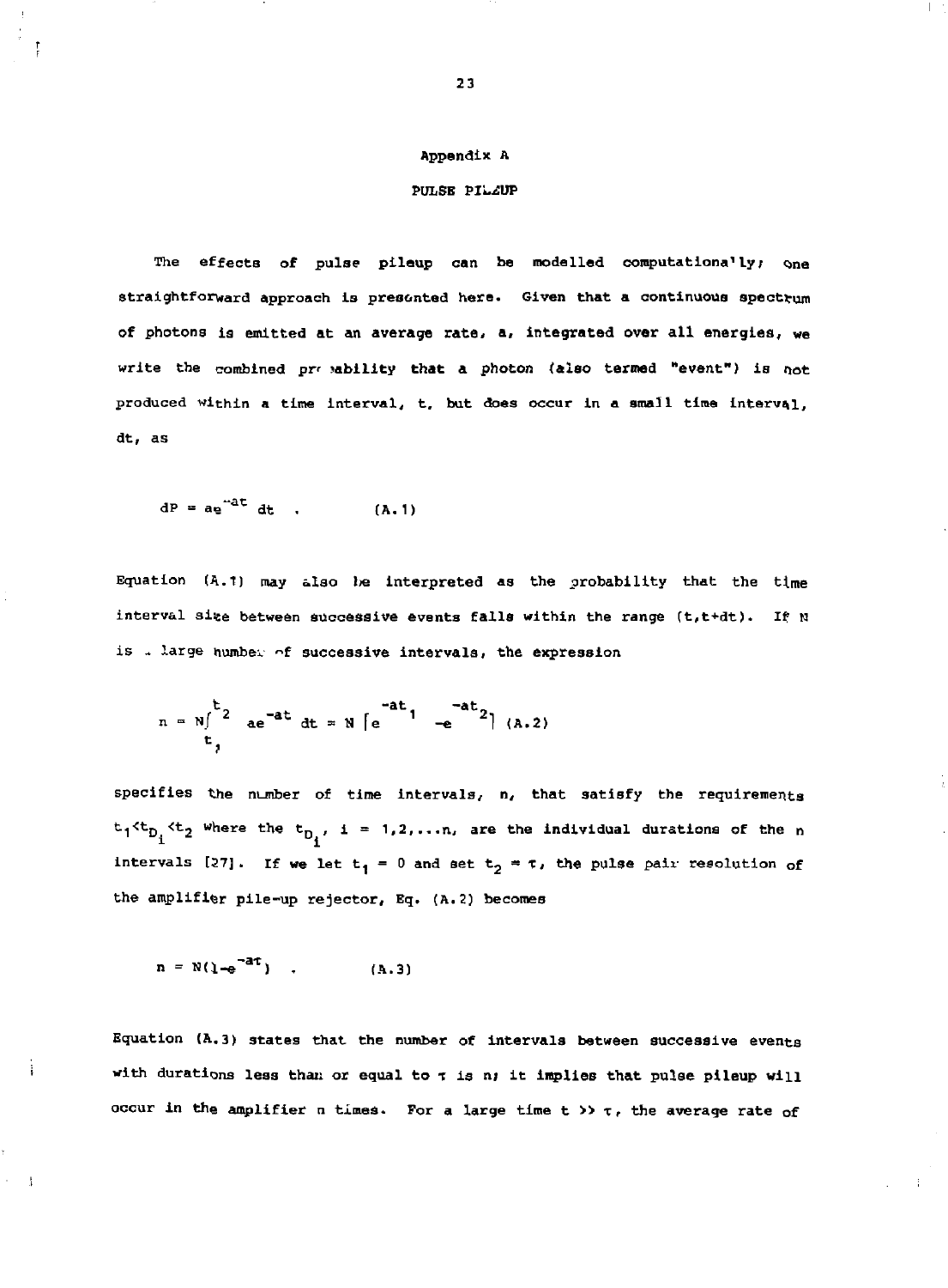# Appendix A

## PULSE PILEUP

The effects of pulse pileup can be modelled computationally; one straightforward approach is presented here. Given that a continuous spectrum of photons is emitted at an average rate, a, integrated over all energies, we write the combined probability that a photon (also termed "event") is not produced within a time interval, t, but does occur in a small time interval, dt, as

$$dP = ae^{-at}\,dt \quad . \qquad \text{(A.1)}$$

Equation (A.1) may also be interpreted as the probability that the time interval size between successive events falls within the range (t,t+dt). If N is a large number of successive intervals, the expression

$$n = N\int_{t_1}^{t_2} ae^{-at}\,dt = N\left[e^{-at_1} - e^{-at_2}\right] \quad \text{(A.2)}$$

specifies the number of time intervals, n, that satisfy the requirements $t_1 < t_{D_i} < t_2$ where the $t_{D_i}$, i = 1,2,...n, are the individual durations of the n intervals [27]. If we let $t_1 = 0$ and set $t_2 = \tau$, the pulse pair resolution of the amplifier pile-up rejector, Eq. (A.2) becomes

$$n = N(1 - e^{-a\tau}) \quad . \qquad \text{(A.3)}$$

Equation (A.3) states that the number of intervals between successive events with durations less than or equal to $\tau$ is n; it implies that pulse pileup will occur in the amplifier n times. For a large time $t \gg \tau$, the average rate of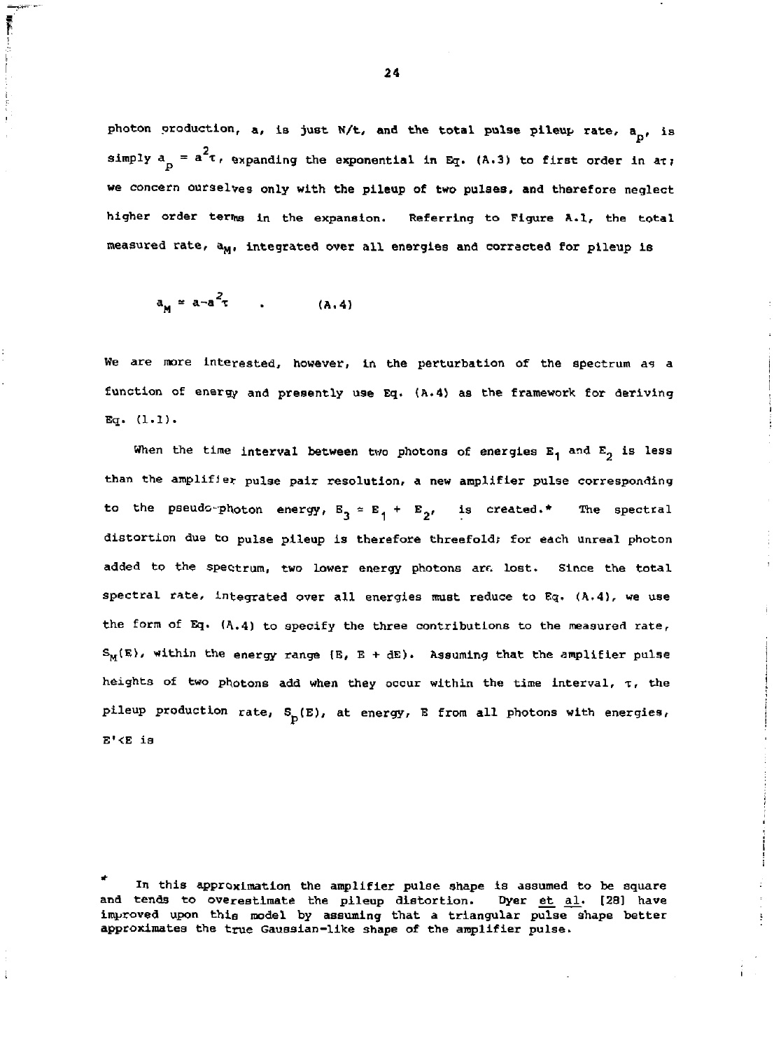photon production, a, is just N/t, and the total pulse pileup rate, $a_p$, is simply $a_p = a^2\tau$, expanding the exponential in Eq. (A.3) to first order in $a\tau$; we concern ourselves only with the pileup of two pulses, and therefore neglect higher order terms in the expansion. Referring to Figure A.1, the total measured rate, $a_M$, integrated over all energies and corrected for pileup is

$$a_M \simeq a - a^2\tau \quad . \qquad (A.4)$$

We are more interested, however, in the perturbation of the spectrum as a function of energy and presently use Eq. (A.4) as the framework for deriving Eq. (1.1).

When the time interval between two photons of energies $E_1$ and $E_2$ is less than the amplifier pulse pair resolution, a new amplifier pulse corresponding to the pseudo-photon energy, $E_3 = E_1 + E_2$, is created.* The spectral distortion due to pulse pileup is therefore threefold; for each unreal photon added to the spectrum, two lower energy photons are lost. Since the total spectral rate, integrated over all energies must reduce to Eq. (A.4), we use the form of Eq. (A.4) to specify the three contributions to the measured rate, $S_M(E)$, within the energy range (E, E + dE). Assuming that the amplifier pulse heights of two photons add when they occur within the time interval, $\tau$, the pileup production rate, $S_p(E)$, at energy, E from all photons with energies, $E'<E$ is

\* In this approximation the amplifier pulse shape is assumed to be square and tends to overestimate the pileup distortion. Dyer et al. [28] have improved upon this model by assuming that a triangular pulse shape better approximates the true Gaussian-like shape of the amplifier pulse.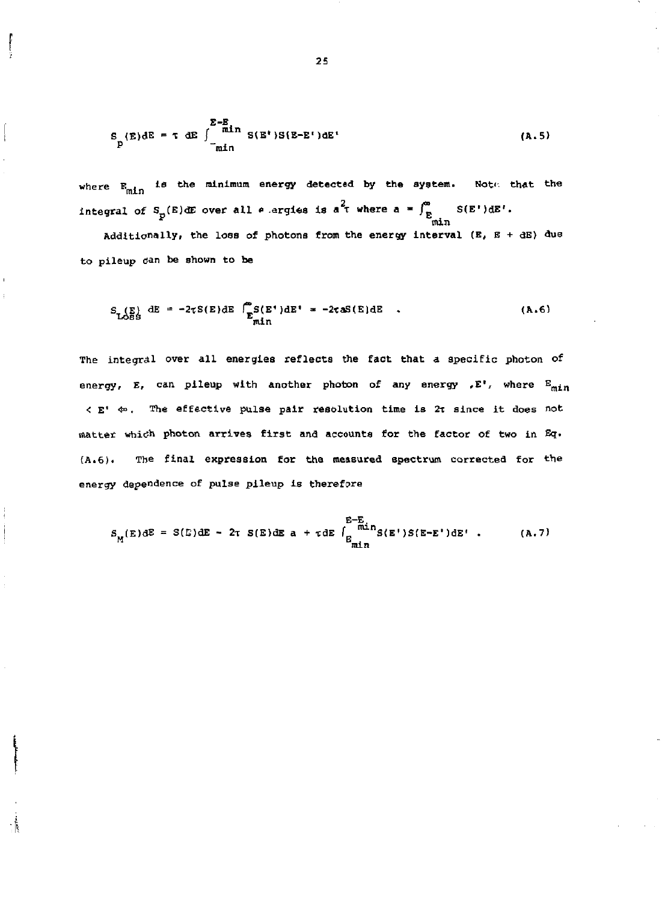$$S_p(E)dE = \tau\ dE \int_{\text{min}}^{E-E_{\text{min}}} S(E')S(E-E')dE' \tag{A.5}$$

where $E_{min}$ is the minimum energy detected by the system. Note that the integral of $S_p(E)dE$ over all energies is $a^2\tau$ where $a = \int_{E_{min}}^{\infty} S(E')dE'$.

Additionally, the loss of photons from the energy interval $(E, E + dE)$ due to pileup can be shown to be

$$S_{Loss}(E)\ dE = -2\tau S(E)dE \int_{E_{min}}^{\infty} S(E')dE' = -2\tau a S(E)dE \quad . \tag{A.6}$$

The integral over all energies reflects the fact that a specific photon of energy, $E$, can pileup with another photon of any energy $,E'$, where $E_{min} < E' < \infty$. The effective pulse pair resolution time is $2\tau$ since it does not matter which photon arrives first and accounts for the factor of two in Eq. (A.6). The final expression for the measured spectrum corrected for the energy dependence of pulse pileup is therefore

$$S_M(E)dE = S(E)dE - 2\tau\ S(E)dE\ a + \tau dE \int_{E_{min}}^{E-E_{min}} S(E')S(E-E')dE' \quad . \tag{A.7}$$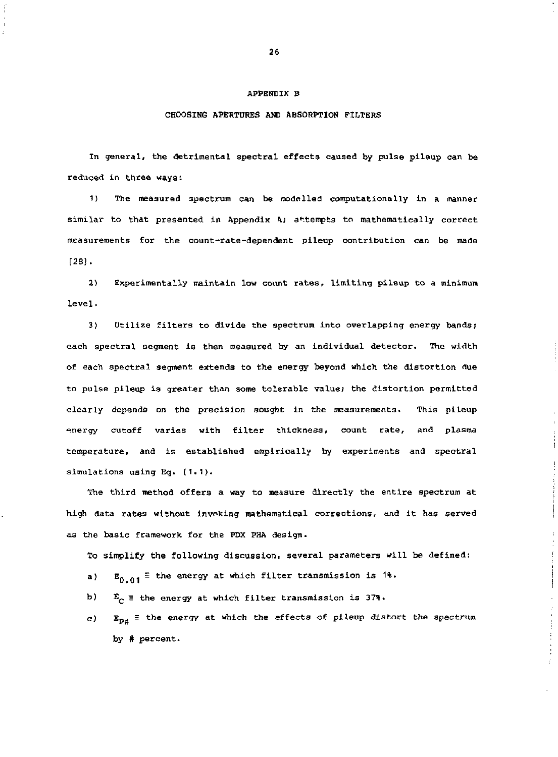## APPENDIX B

### CHOOSING APERTURES AND ABSORPTION FILTERS

In general, the detrimental spectral effects caused by pulse pileup can be reduced in three ways:

1) The measured spectrum can be modelled computationally in a manner similar to that presented in Appendix A; attempts to mathematically correct measurements for the count-rate-dependent pileup contribution can be made [28].

2) Experimentally maintain low count rates, limiting pileup to a minimum level.

3) Utilize filters to divide the spectrum into overlapping energy bands; each spectral segment is then measured by an individual detector. The width of each spectral segment extends to the energy beyond which the distortion due to pulse pileup is greater than some tolerable value; the distortion permitted clearly depends on the precision sought in the measurements. This pileup energy cutoff varies with filter thickness, count rate, and plasma temperature, and is established empirically by experiments and spectral simulations using Eq. (1.1).

The third method offers a way to measure directly the entire spectrum at high data rates without invoking mathematical corrections, and it has served as the basic framework for the PDX PHA design.

To simplify the following discussion, several parameters will be defined:

a) $E_{0.01} \equiv$ the energy at which filter transmission is 1%.

b) $E_C \equiv$ the energy at which filter transmission is 37%.

c) $E_{P\#} \equiv$ the energy at which the effects of pileup distort the spectrum by # percent.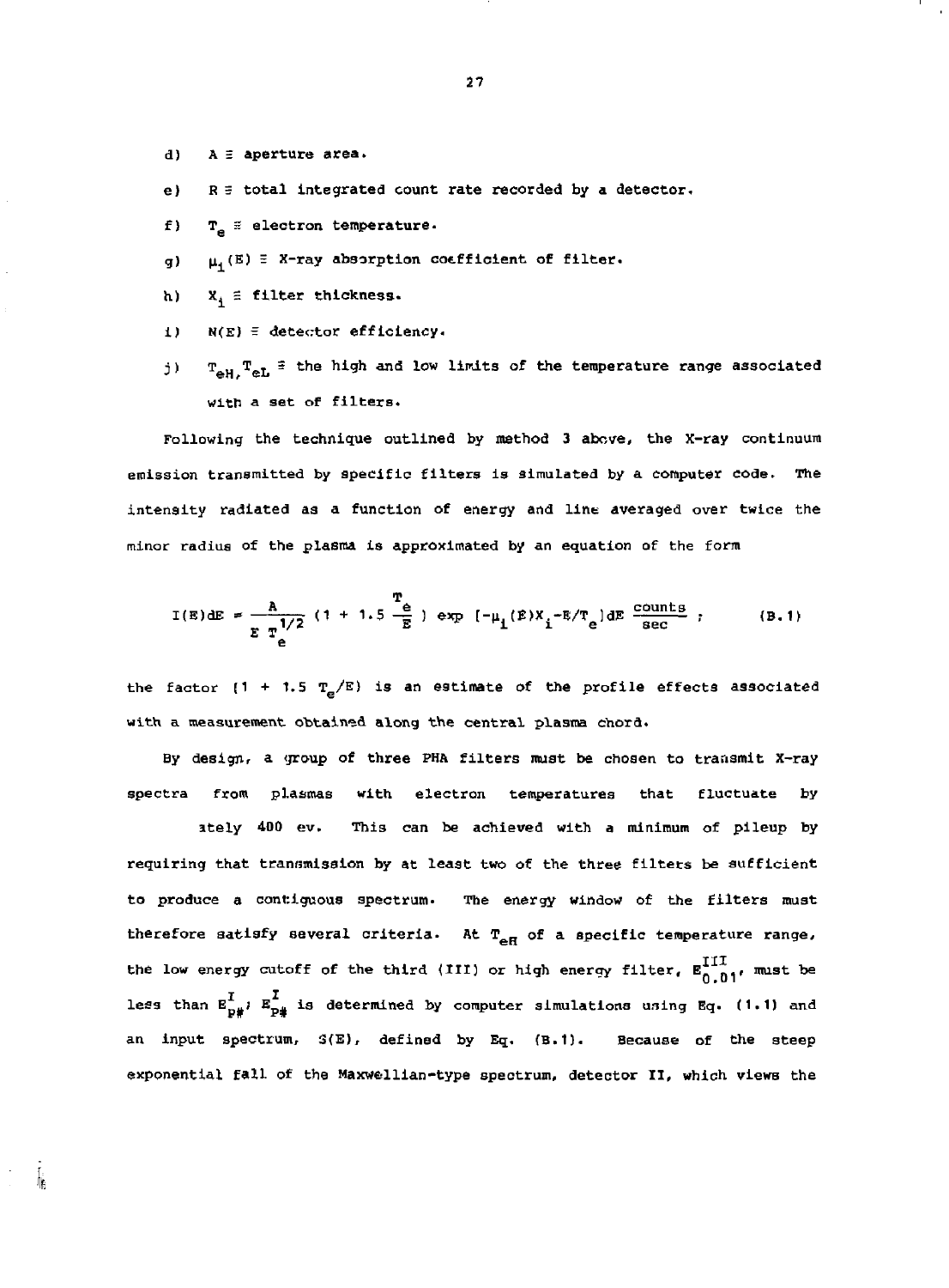d) $A \equiv$ aperture area.

e) $R \equiv$ total integrated count rate recorded by a detector.

f) $T_e \equiv$ electron temperature.

g) $\mu_i(E) \equiv$ X-ray absorption coefficient of filter.

h) $X_i \equiv$ filter thickness.

i) $N(E) \equiv$ detector efficiency.

j) $T_{eH}, T_{eL} \equiv$ the high and low limits of the temperature range associated with a set of filters.

Following the technique outlined by method 3 above, the X-ray continuum emission transmitted by specific filters is simulated by a computer code. The intensity radiated as a function of energy and line averaged over twice the minor radius of the plasma is approximated by an equation of the form

$$I(E)dE = \frac{A}{E\,T_e^{1/2}}\left(1 + 1.5\,\frac{T_e}{E}\right)\exp\left[-\mu_i(E)X_i - E/T_e\right]dE\ \frac{\text{counts}}{\text{sec}}\ ; \qquad \text{(B.1)}$$

the factor $(1 + 1.5\ T_e/E)$ is an estimate of the profile effects associated with a measurement obtained along the central plasma chord.

By design, a group of three PHA filters must be chosen to transmit X-ray spectra from plasmas with electron temperatures that fluctuate by ately 400 ev. This can be achieved with a minimum of pileup by requiring that transmission by at least two of the three filters be sufficient to produce a contiguous spectrum. The energy window of the filters must therefore satisfy several criteria. At $T_{eH}$ of a specific temperature range, the low energy cutoff of the third (III) or high energy filter, $E_{0.01}^{III}$, must be less than $E_{P\#}^{I}$; $E_{P\#}^{I}$ is determined by computer simulations using Eq. (1.1) and an input spectrum, $S(E)$, defined by Eq. (B.1). Because of the steep exponential fall of the Maxwellian-type spectrum, detector II, which views the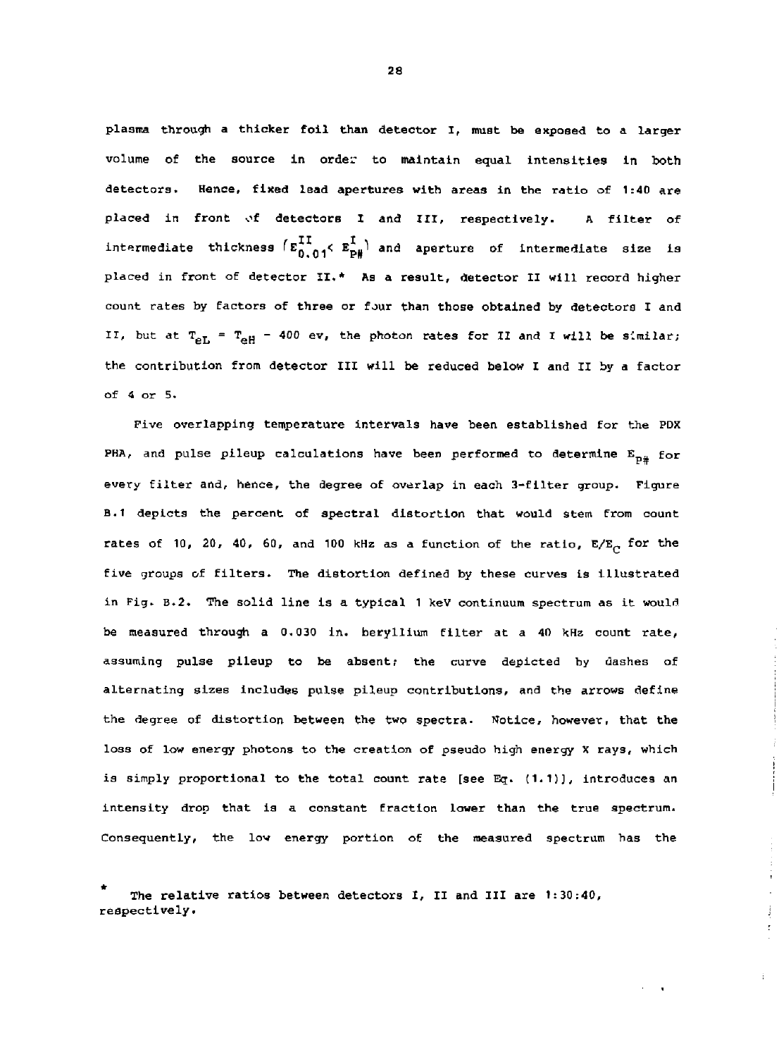plasma through a thicker foil than detector I, must be exposed to a larger volume of the source in order to maintain equal intensities in both detectors. Hence, fixed lead apertures with areas in the ratio of 1:40 are placed in front of detectors I and III, respectively. A filter of intermediate thickness $(E_{0.01}^{II} < E_{P\#}^{I})$ and aperture of intermediate size is placed in front of detector II.* As a result, detector II will record higher count rates by factors of three or four than those obtained by detectors I and II, but at $T_{eL} = T_{eH} - 400$ ev, the photon rates for II and I will be similar; the contribution from detector III will be reduced below I and II by a factor of 4 or 5.

Five overlapping temperature intervals have been established for the PDX PHA, and pulse pileup calculations have been performed to determine $E_{P\#}$ for every filter and, hence, the degree of overlap in each 3-filter group. Figure B.1 depicts the percent of spectral distortion that would stem from count rates of 10, 20, 40, 60, and 100 kHz as a function of the ratio, $E/E_C$ for the five groups of filters. The distortion defined by these curves is illustrated in Fig. B.2. The solid line is a typical 1 keV continuum spectrum as it would be measured through a 0.030 in. beryllium filter at a 40 kHz count rate, assuming pulse pileup to be absent; the curve depicted by dashes of alternating sizes includes pulse pileup contributions, and the arrows define the degree of distortion between the two spectra. Notice, however, that the loss of low energy photons to the creation of pseudo high energy X rays, which is simply proportional to the total count rate [see Eq. (1.1)], introduces an intensity drop that is a constant fraction lower than the true spectrum. Consequently, the low energy portion of the measured spectrum has the

\* The relative ratios between detectors I, II and III are 1:30:40, respectively.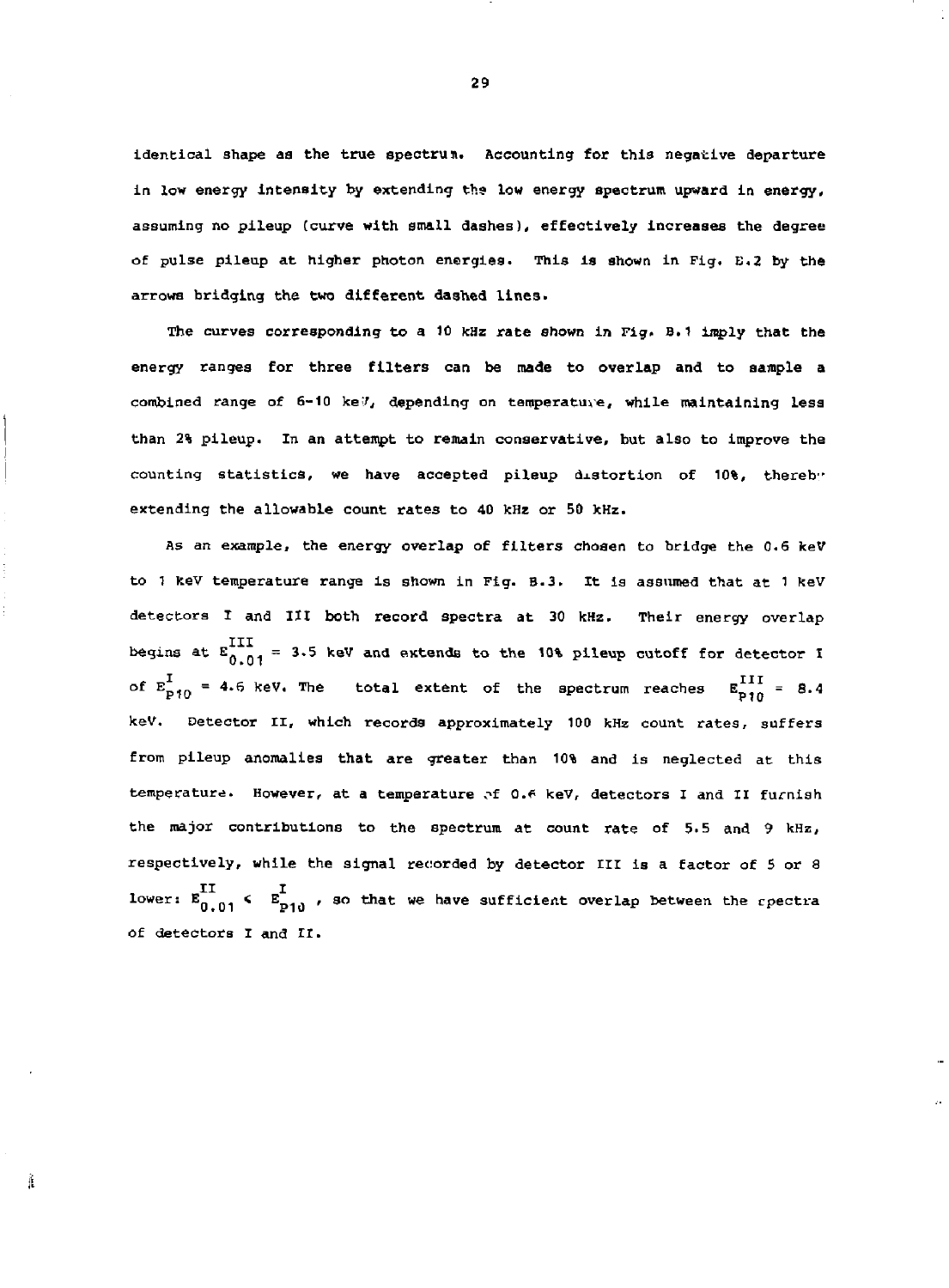identical shape as the true spectrum. Accounting for this negative departure in low energy intensity by extending the low energy spectrum upward in energy, assuming no pileup (curve with small dashes), effectively increases the degree of pulse pileup at higher photon energies. This is shown in Fig. B.2 by the arrows bridging the two different dashed lines.

The curves corresponding to a 10 kHz rate shown in Fig. B.1 imply that the energy ranges for three filters can be made to overlap and to sample a combined range of 6-10 keV, depending on temperature, while maintaining less than 2% pileup. In an attempt to remain conservative, but also to improve the counting statistics, we have accepted pileup distortion of 10%, thereby extending the allowable count rates to 40 kHz or 50 kHz.

As an example, the energy overlap of filters chosen to bridge the 0.6 keV to 1 keV temperature range is shown in Fig. B.3. It is assumed that at 1 keV detectors I and III both record spectra at 30 kHz. Their energy overlap begins at $E^{III}_{0.01}$ = 3.5 keV and extends to the 10% pileup cutoff for detector I of $E^{I}_{P10}$ = 4.6 keV. The total extent of the spectrum reaches $E^{III}_{P10}$ = 8.4 keV. Detector II, which records approximately 100 kHz count rates, suffers from pileup anomalies that are greater than 10% and is neglected at this temperature. However, at a temperature of 0.6 keV, detectors I and II furnish the major contributions to the spectrum at count rate of 5.5 and 9 kHz, respectively, while the signal recorded by detector III is a factor of 5 or 8 lower: $E^{II}_{0.01} < E^{I}_{P10}$, so that we have sufficient overlap between the spectra of detectors I and II.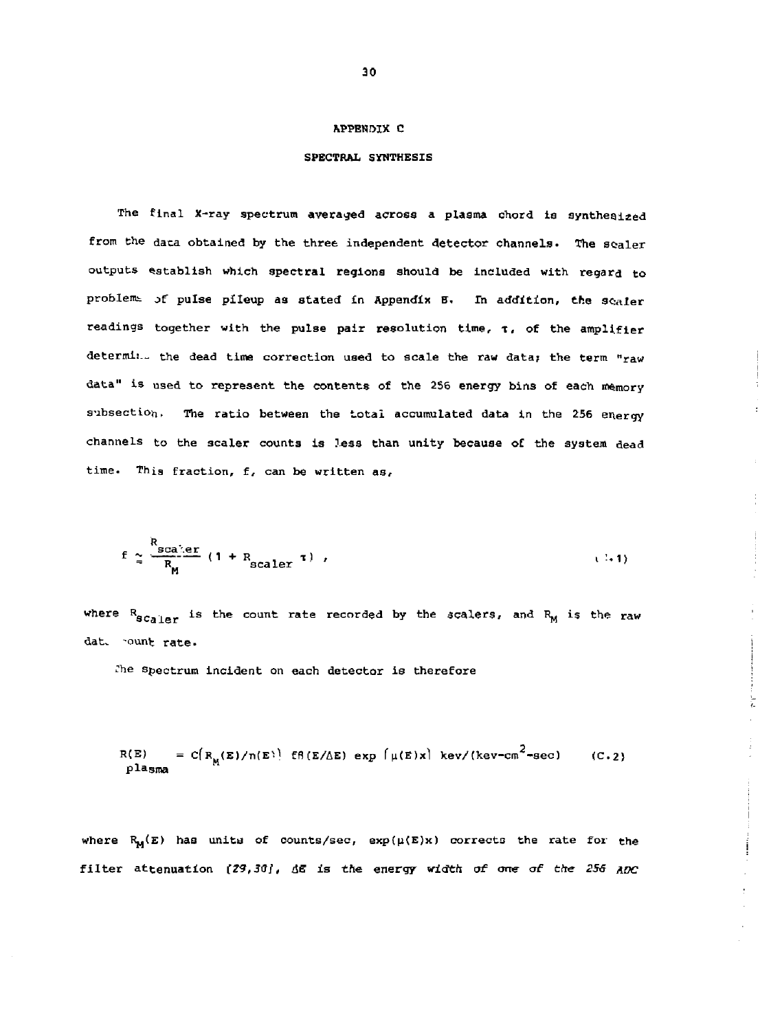# APPENDIX C

## SPECTRAL SYNTHESIS

The final X-ray spectrum averaged across a plasma chord is synthesized from the data obtained by the three independent detector channels. The scaler outputs establish which spectral regions should be included with regard to problems of pulse pileup as stated in Appendix B. In addition, the scaler readings together with the pulse pair resolution time, $\tau$, of the amplifier determine the dead time correction used to scale the raw data; the term "raw data" is used to represent the contents of the 256 energy bins of each memory subsection. The ratio between the total accumulated data in the 256 energy channels to the scaler counts is less than unity because of the system dead time. This fraction, f, can be written as,

$$f \simeq \frac{R_{scaler}}{R_M} (1 + R_{scaler} \tau) , \qquad (C.1)$$

where $R_{scaler}$ is the count rate recorded by the scalers, and $R_M$ is the raw data count rate.

The spectrum incident on each detector is therefore

$$R(E)_{plasma} = C[R_M(E)/n(E)] \, f\beta(E/\Delta E) \exp[\mu(E)x] \; \text{kev/(kev-cm}^2\text{-sec)} \qquad (C.2)$$

where $R_M(E)$ has units of counts/sec, $\exp(\mu(E)x)$ corrects the rate for the filter attenuation [29,30], $\Delta E$ is the energy width of one of the 256 ADC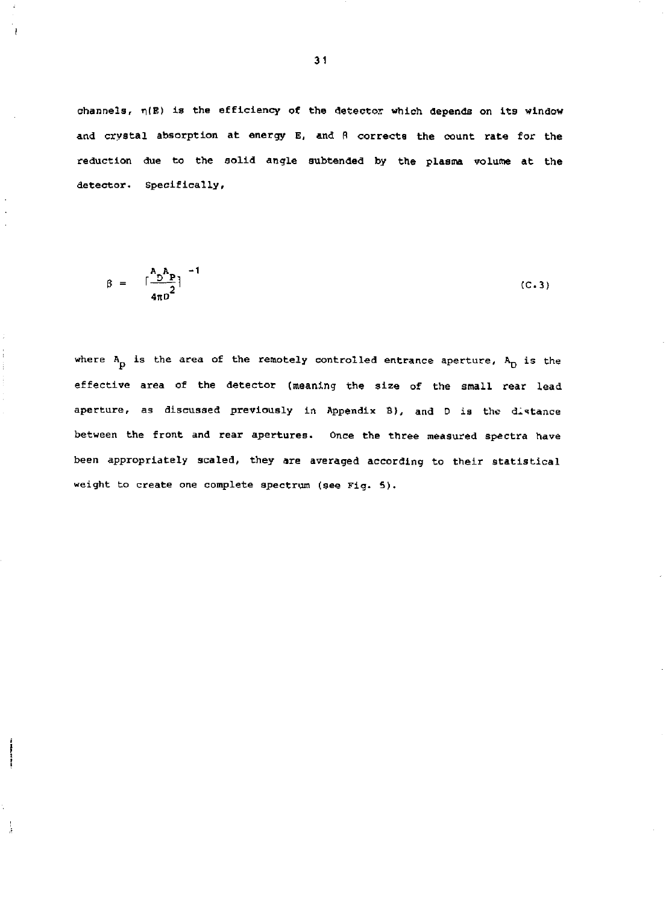channels, $\eta(E)$ is the efficiency of the detector which depends on its window and crystal absorption at energy E, and $\beta$ corrects the count rate for the reduction due to the solid angle subtended by the plasma volume at the detector. Specifically,

$$\beta = \left[\frac{A_D A_P}{4\pi D^2}\right]^{-1} \tag{C.3}$$

where $A_p$ is the area of the remotely controlled entrance aperture, $A_D$ is the effective area of the detector (meaning the size of the small rear lead aperture, as discussed previously in Appendix B), and D is the distance between the front and rear apertures. Once the three measured spectra have been appropriately scaled, they are averaged according to their statistical weight to create one complete spectrum (see Fig. 5).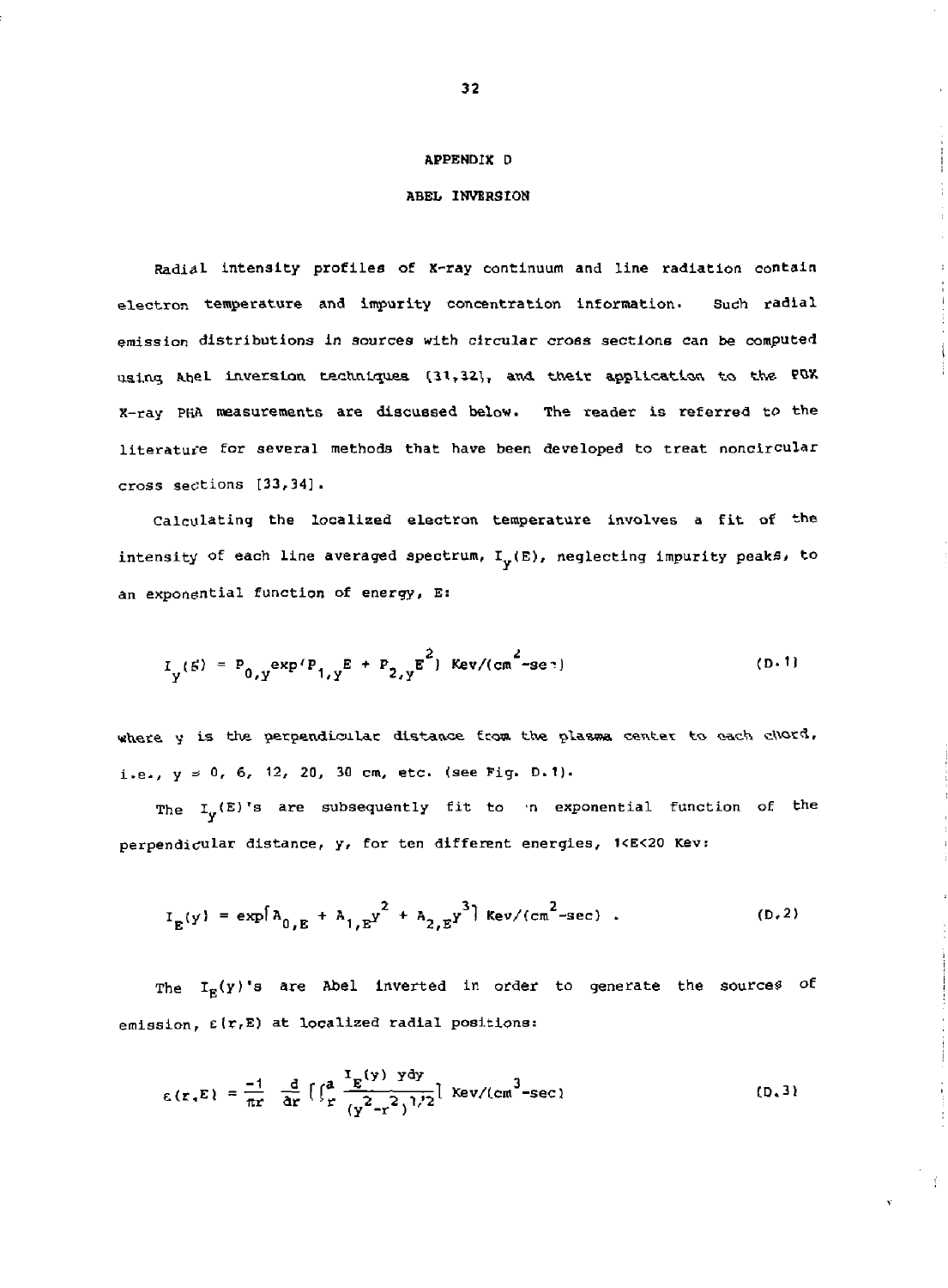# APPENDIX D

## ABEL INVERSION

Radial intensity profiles of X-ray continuum and line radiation contain electron temperature and impurity concentration information. Such radial emission distributions in sources with circular cross sections can be computed using Abel inversion techniques [31,32], and their application to the PDX X-ray PHA measurements are discussed below. The reader is referred to the literature for several methods that have been developed to treat noncircular cross sections [33,34].

Calculating the localized electron temperature involves a fit of the intensity of each line averaged spectrum, $I_y(E)$, neglecting impurity peaks, to an exponential function of energy, E:

$$I_y(E) = P_{0,y}\exp(P_{1,y}E + P_{2,y}E^2) \text{ Kev/(cm}^2\text{-sec)} \tag{D.1}$$

where y is the perpendicular distance from the plasma center to each chord, i.e., y = 0, 6, 12, 20, 30 cm, etc. (see Fig. D.1).

The $I_y(E)$'s are subsequently fit to an exponential function of the perpendicular distance, y, for ten different energies, 1<E<20 Kev:

$$I_E(y) = \exp[A_{0,E} + A_{1,E}y^2 + A_{2,E}y^3] \text{ Kev/(cm}^2\text{-sec)} . \tag{D.2}$$

The $I_E(y)$'s are Abel inverted in order to generate the sources of emission, $\varepsilon(r,E)$ at localized radial positions:

$$\varepsilon(r,E) = \frac{-1}{\pi r}\frac{d}{dr}\left[\int_r^a \frac{I_E(y)\, y dy}{(y^2-r^2)^{1/2}}\right] \text{ Kev/(cm}^3\text{-sec)} \tag{D.3}$$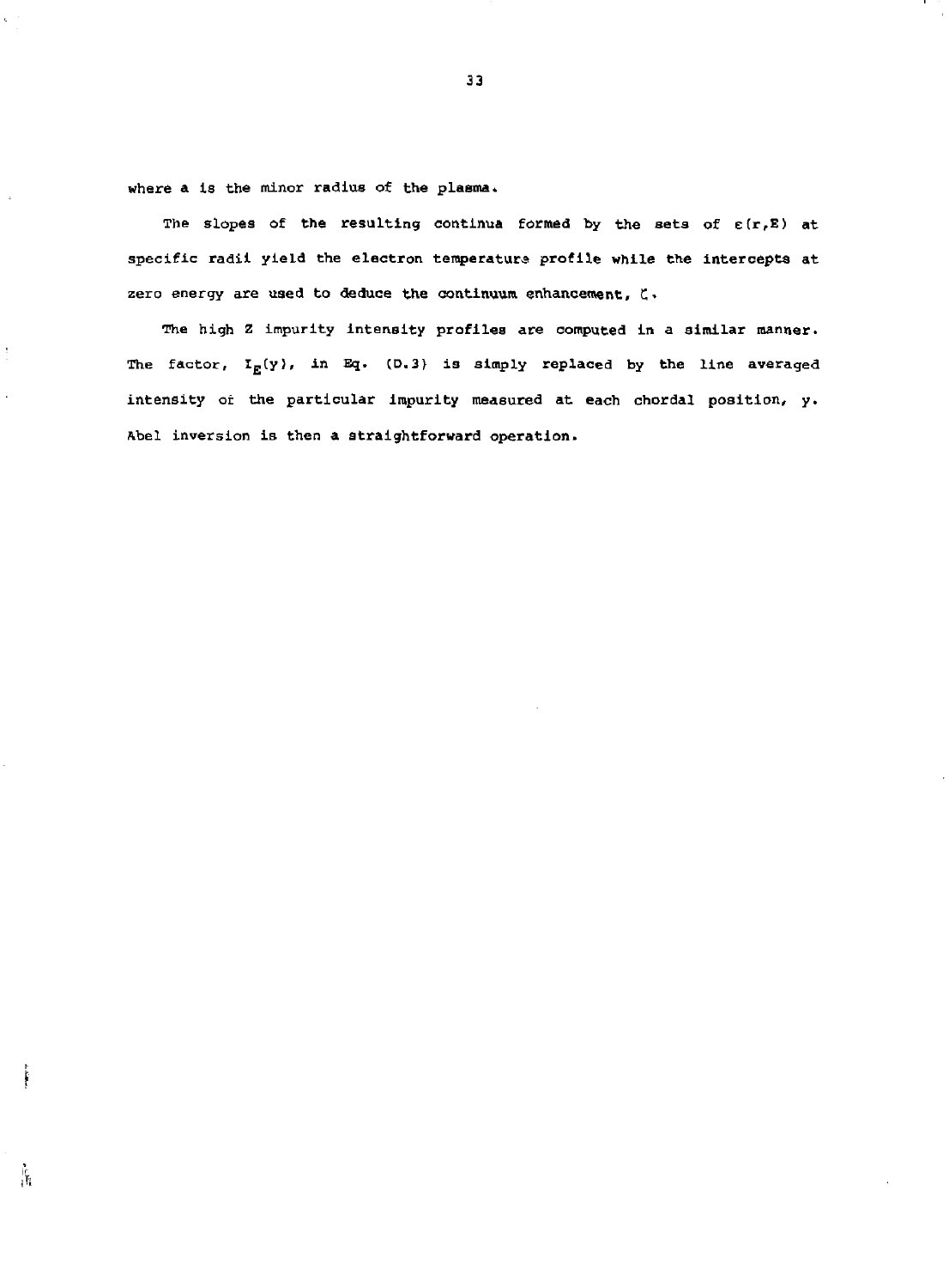where a is the minor radius of the plasma.

The slopes of the resulting continua formed by the sets of $\varepsilon(r,E)$ at specific radii yield the electron temperature profile while the intercepts at zero energy are used to deduce the continuum enhancement, $\zeta$.

The high Z impurity intensity profiles are computed in a similar manner. The factor, $I_E(y)$, in Eq. (D.3) is simply replaced by the line averaged intensity of the particular impurity measured at each chordal position, y. Abel inversion is then a straightforward operation.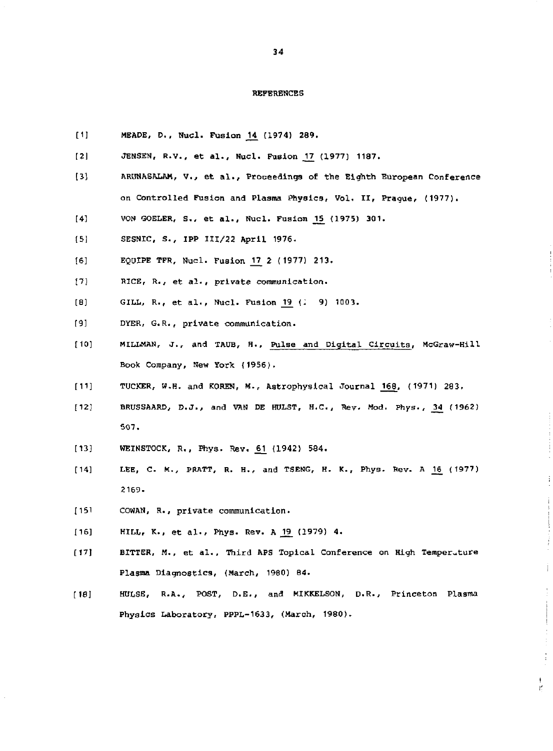# REFERENCES

[1] MEADE, D., Nucl. Fusion 14 (1974) 289.

[2] JENSEN, R.V., et al., Nucl. Fusion 17 (1977) 1187.

[3] ARUNASALAM, V., et al., Proceedings of the Eighth European Conference on Controlled Fusion and Plasma Physics, Vol. II, Prague, (1977).

[4] VON GOELER, S., et al., Nucl. Fusion 15 (1975) 301.

[5] SESNIC, S., IPP III/22 April 1976.

[6] EQUIPE TFR, Nucl. Fusion 17 2 (1977) 213.

[7] RICE, R., et al., private communication.

[8] GILL, R., et al., Nucl. Fusion 19 (  9) 1003.

[9] DYER, G.R., private communication.

[10] MILLMAN, J., and TAUB, H., Pulse and Digital Circuits, McGraw-Hill Book Company, New York (1956).

[11] TUCKER, W.H. and KOREN, M., Astrophysical Journal 168, (1971) 283.

[12] BRUSSAARD, D.J., and VAN DE HULST, H.C., Rev. Mod. Phys., 34 (1962) 507.

[13] WEINSTOCK, R., Phys. Rev. 61 (1942) 584.

[14] LEE, C. M., PRATT, R. H., and TSENG, H. K., Phys. Rev. A 16 (1977) 2169.

[15] COWAN, R., private communication.

[16] HILL, K., et al., Phys. Rev. A 19 (1979) 4.

[17] BITTER, M., et al., Third APS Topical Conference on High Temperature Plasma Diagnostics, (March, 1980) 84.

[18] HULSE, R.A., POST, D.E., and MIKKELSON, D.R., Princeton Plasma Physics Laboratory, PPPL-1633, (March, 1980).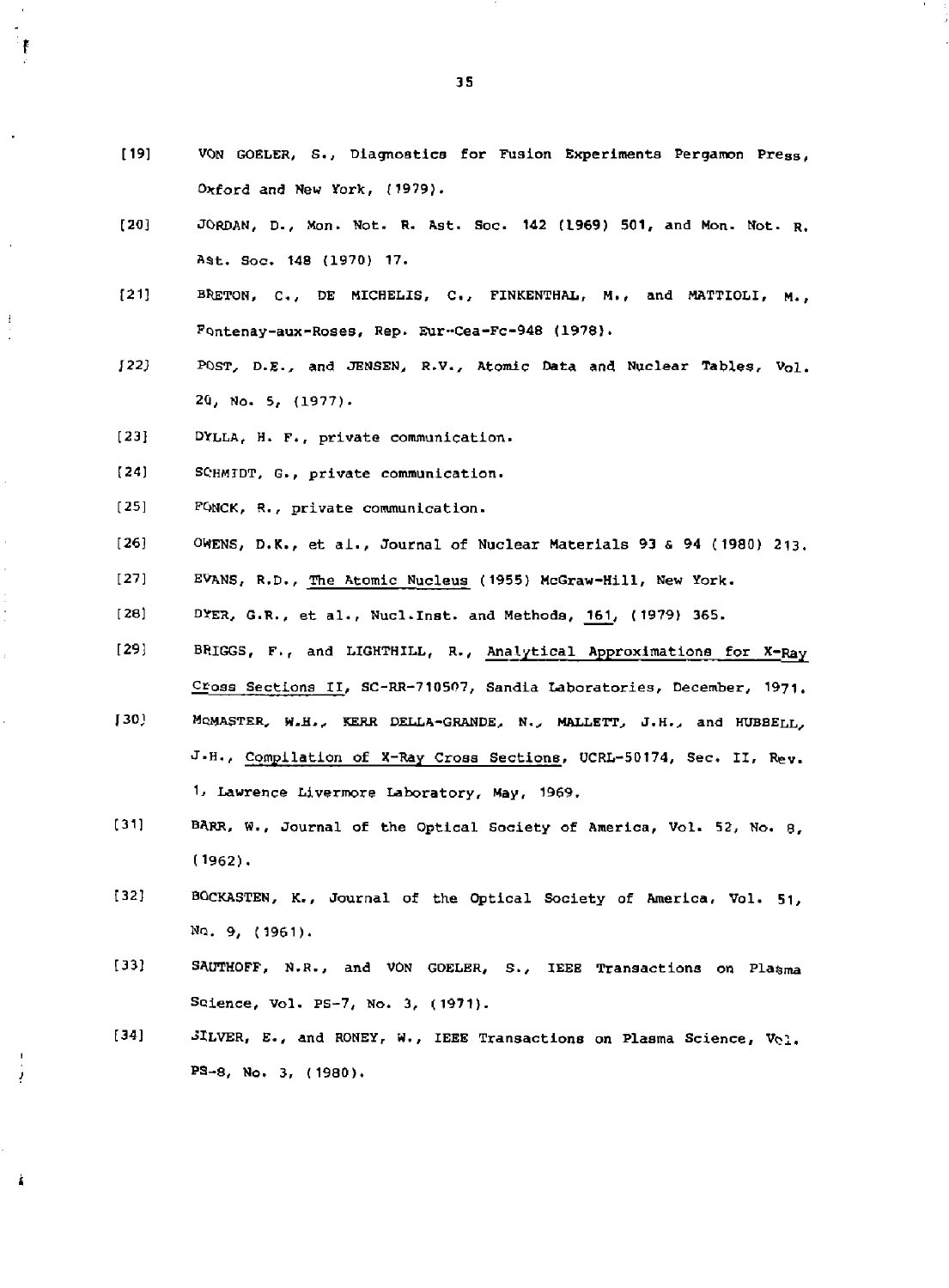[19] VON GOELER, S., Diagnostics for Fusion Experiments Pergamon Press, Oxford and New York, (1979).

[20] JORDAN, D., Mon. Not. R. Ast. Soc. 142 (1969) 501, and Mon. Not. R. Ast. Soc. 148 (1970) 17.

[21] BRETON, C., DE MICHELIS, C., FINKENTHAL, M., and MATTIOLI, M., Fontenay-aux-Roses, Rep. Eur-Cea-Fc-948 (1978).

[22] POST, D.E., and JENSEN, R.V., Atomic Data and Nuclear Tables, Vol. 20, No. 5, (1977).

[23] DYLLA, H. F., private communication.

[24] SCHMIDT, G., private communication.

[25] FONCK, R., private communication.

[26] OWENS, D.K., et al., Journal of Nuclear Materials 93 & 94 (1980) 213.

[27] EVANS, R.D., The Atomic Nucleus (1955) McGraw-Hill, New York.

[28] DYER, G.R., et al., Nucl.Inst. and Methods, 161, (1979) 365.

[29] BRIGGS, F., and LIGHTHILL, R., Analytical Approximations for X-Ray Cross Sections II, SC-RR-710507, Sandia Laboratories, December, 1971.

[30] MCMASTER, W.H., KERR DELLA-GRANDE, N., MALLETT, J.H., and HUBBELL, J.H., Compilation of X-Ray Cross Sections, UCRL-50174, Sec. II, Rev. 1, Lawrence Livermore Laboratory, May, 1969.

[31] BARR, W., Journal of the Optical Society of America, Vol. 52, No. 8, (1962).

[32] BOCKASTEN, K., Journal of the Optical Society of America, Vol. 51, No. 9, (1961).

[33] SAUTHOFF, N.R., and VON GOELER, S., IEEE Transactions on Plasma Science, Vol. PS-7, No. 3, (1971).

[34] SILVER, E., and RONEY, W., IEEE Transactions on Plasma Science, Vol. PS-8, No. 3, (1980).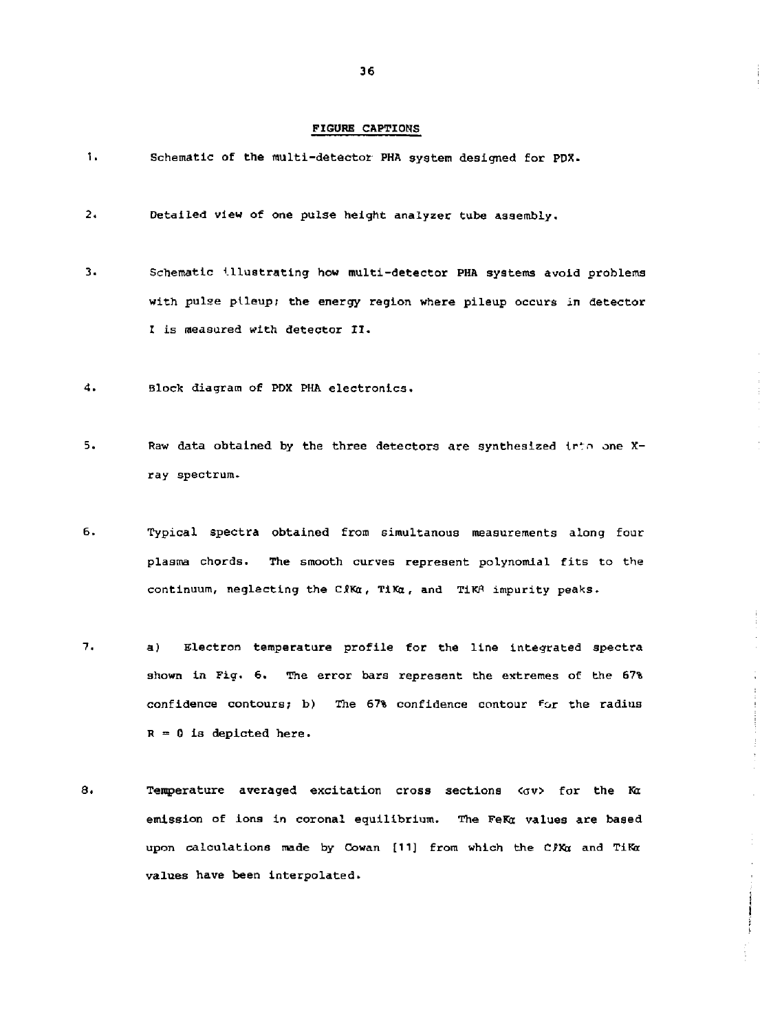## FIGURE CAPTIONS

1. Schematic of the multi-detector PHA system designed for PDX.

2. Detailed view of one pulse height analyzer tube assembly.

3. Schematic illustrating how multi-detector PHA systems avoid problems with pulse pileup; the energy region where pileup occurs in detector I is measured with detector II.

4. Block diagram of PDX PHA electronics.

5. Raw data obtained by the three detectors are synthesized into one X-ray spectrum.

6. Typical spectra obtained from simultanous measurements along four plasma chords. The smooth curves represent polynomial fits to the continuum, neglecting the ClKα, TiKα, and TiKβ impurity peaks.

7. a) Electron temperature profile for the line integrated spectra shown in Fig. 6. The error bars represent the extremes of the 67% confidence contours; b) The 67% confidence contour for the radius R = 0 is depicted here.

8. Temperature averaged excitation cross sections $\langle\sigma v\rangle$ for the Kα emission of ions in coronal equilibrium. The FeKα values are based upon calculations made by Cowan [11] from which the ClKα and TiKα values have been interpolated.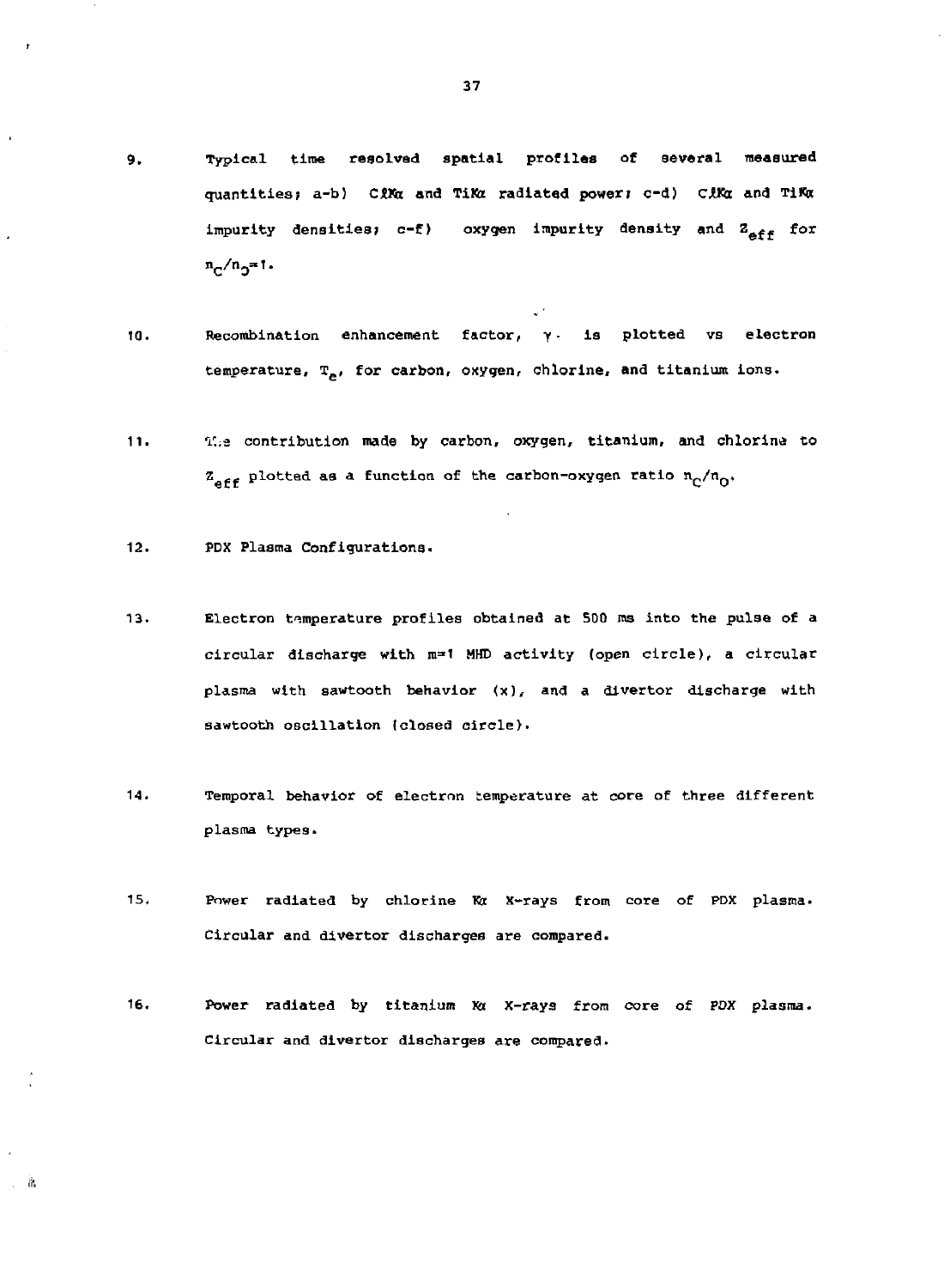9. Typical time resolved spatial profiles of several measured quantities; a-b) ClKα and TiKα radiated power; c-d) ClKα and TiKα impurity densities; c-f) oxygen impurity density and $Z_{eff}$ for $n_C/n_O=1$.

10. Recombination enhancement factor, γ, is plotted vs electron temperature, $T_e$, for carbon, oxygen, chlorine, and titanium ions.

11. The contribution made by carbon, oxygen, titanium, and chlorine to $Z_{eff}$ plotted as a function of the carbon-oxygen ratio $n_C/n_O$.

12. PDX Plasma Configurations.

13. Electron temperature profiles obtained at 500 ms into the pulse of a circular discharge with m=1 MHD activity (open circle), a circular plasma with sawtooth behavior (x), and a divertor discharge with sawtooth oscillation (closed circle).

14. Temporal behavior of electron temperature at core of three different plasma types.

15. Power radiated by chlorine Kα X-rays from core of PDX plasma. Circular and divertor discharges are compared.

16. Power radiated by titanium Kα X-rays from core of PDX plasma. Circular and divertor discharges are compared.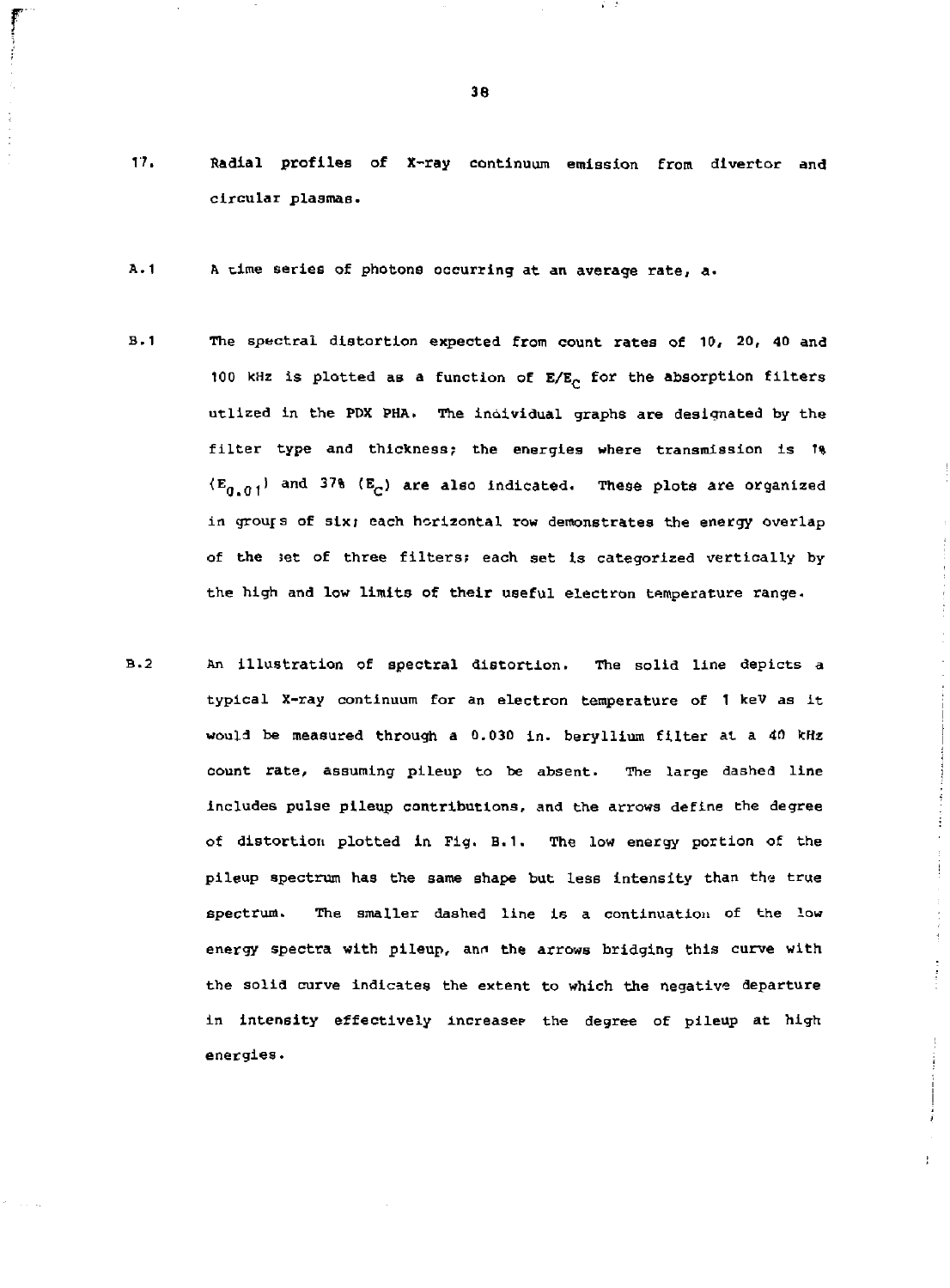17. Radial profiles of X-ray continuum emission from divertor and circular plasmas.

A.1 A time series of photons occurring at an average rate, a.

B.1 The spectral distortion expected from count rates of 10, 20, 40 and 100 kHz is plotted as a function of $E/E_C$ for the absorption filters utlized in the PDX PHA. The individual graphs are designated by the filter type and thickness; the energies where transmission is 1% ($E_{0.01}$) and 37% ($E_C$) are also indicated. These plots are organized in groups of six; each horizontal row demonstrates the energy overlap of the set of three filters; each set is categorized vertically by the high and low limits of their useful electron temperature range.

B.2 An illustration of spectral distortion. The solid line depicts a typical X-ray continuum for an electron temperature of 1 keV as it would be measured through a 0.030 in. beryllium filter at a 40 kHz count rate, assuming pileup to be absent. The large dashed line includes pulse pileup contributions, and the arrows define the degree of distortion plotted in Fig. B.1. The low energy portion of the pileup spectrum has the same shape but less intensity than the true spectrum. The smaller dashed line is a continuation of the low energy spectra with pileup, and the arrows bridging this curve with the solid curve indicates the extent to which the negative departure in intensity effectively increases the degree of pileup at high energies.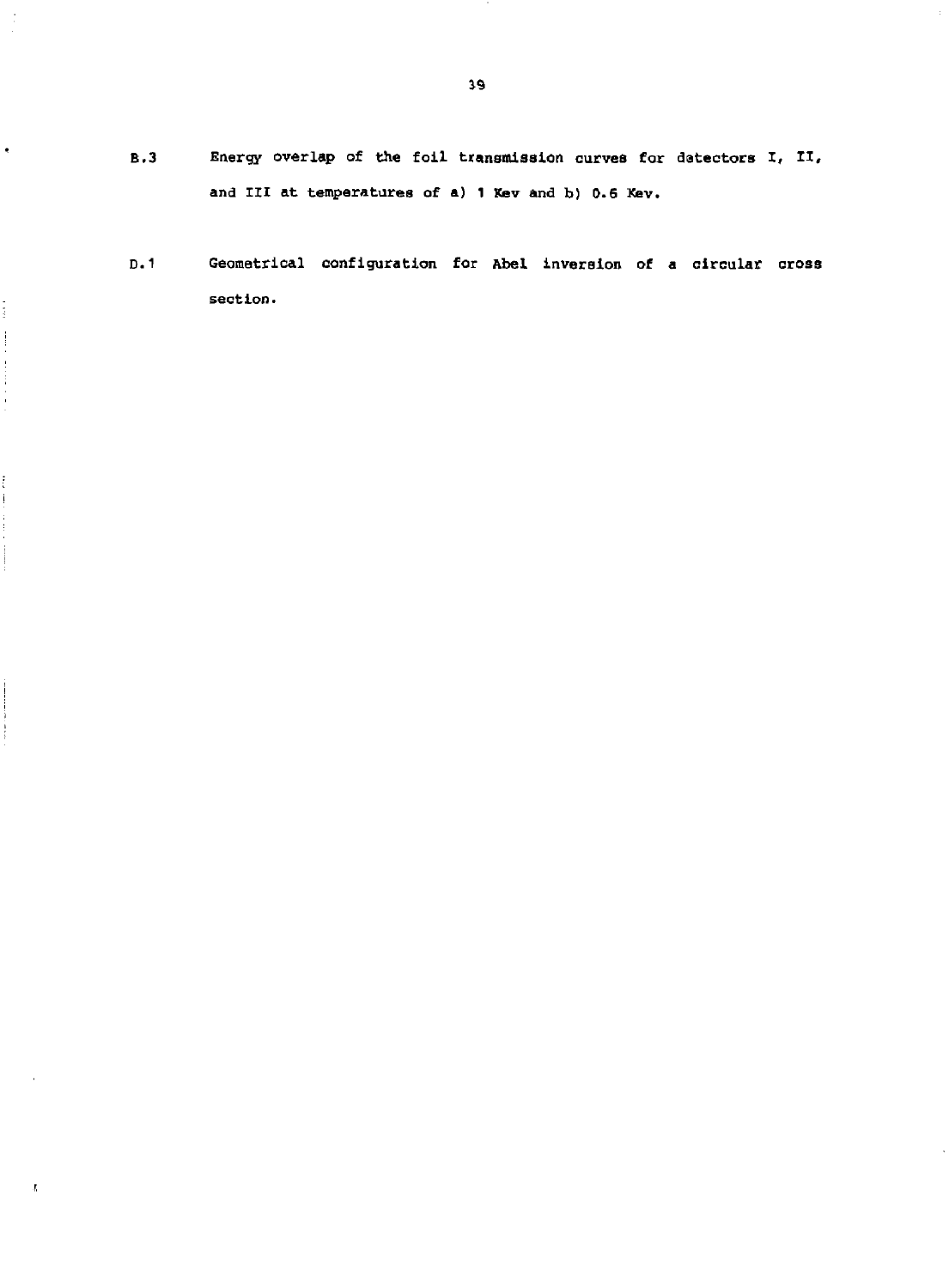B.3 Energy overlap of the foil transmission curves for detectors I, II, and III at temperatures of a) 1 Kev and b) 0.6 Kev.

D.1 Geometrical configuration for Abel inversion of a circular cross section.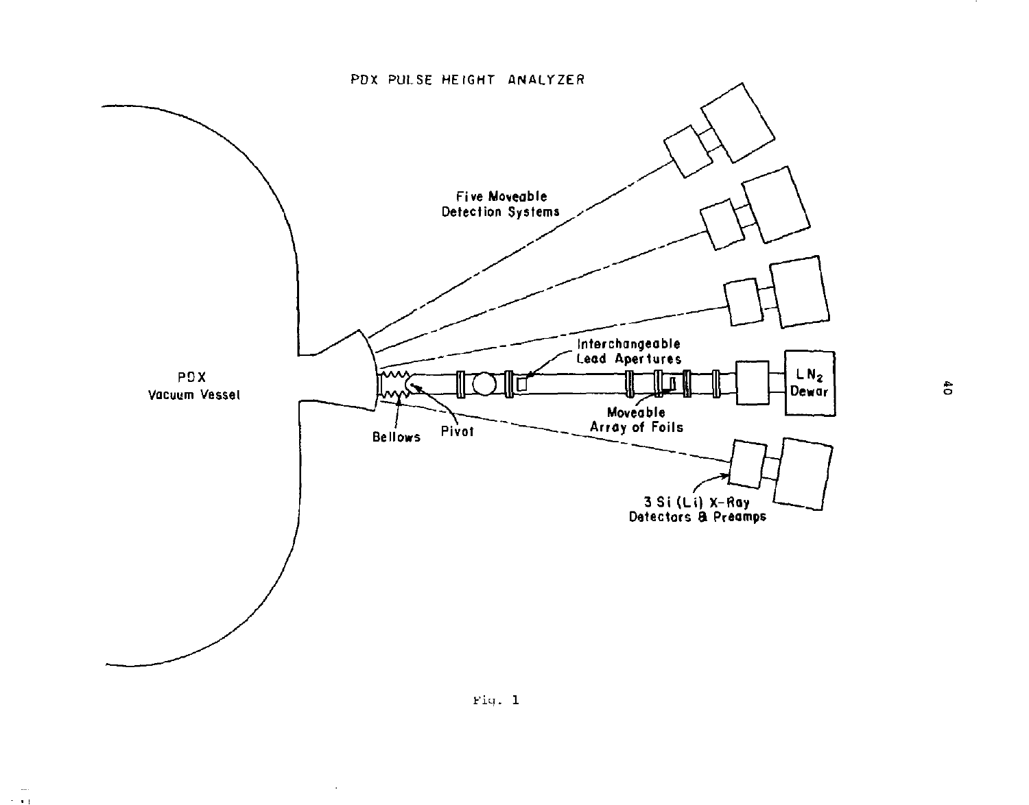PDX PULSE HEIGHT ANALYZER

Five Moveable Detection Systems

PDX Vacuum Vessel

Interchangeable Lead Apertures

$LN_2$ Dewar

Bellows

Pivot

Moveable Array of Foils

3 Si (Li) X-Ray Detectors & Preamps

Fig. 1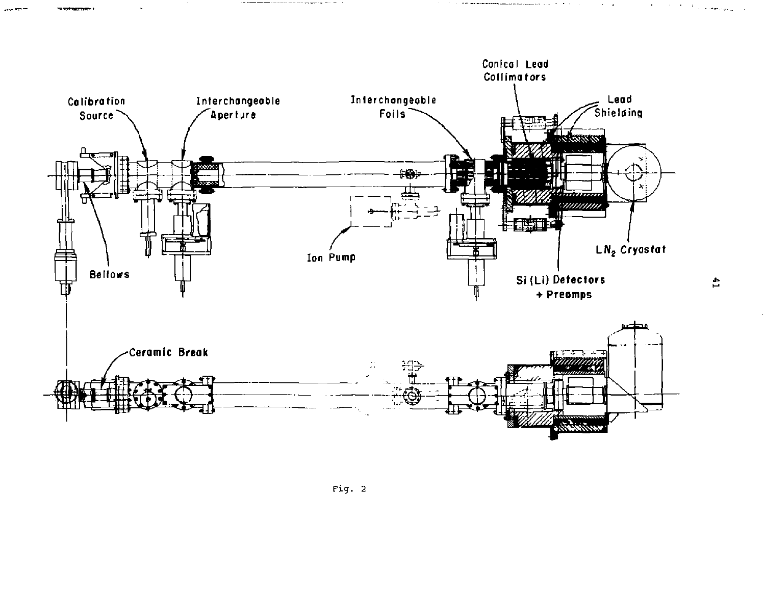Calibration Source

Interchangeable Aperture

Interchangeable Foils

Conical Lead Collimators

Lead Shielding

$LN_2$ Cryostat

Si (Li) Detectors + Preamps

Ion Pump

Bellows

Ceramic Break

Fig. 2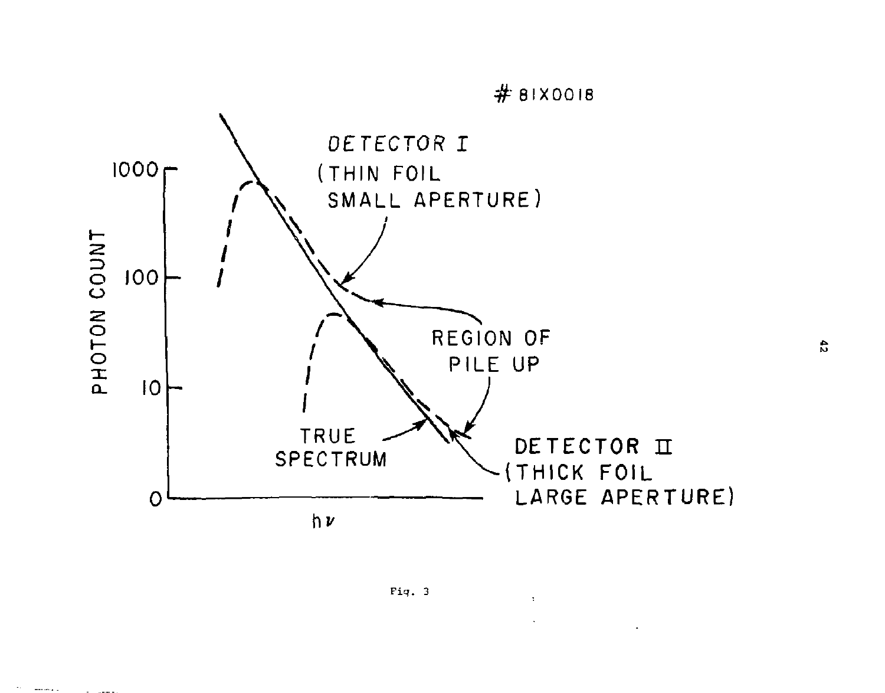\# 81X0018

DETECTOR I (THIN FOIL SMALL APERTURE)

REGION OF PILE UP

TRUE SPECTRUM

DETECTOR II (THICK FOIL LARGE APERTURE)

PHOTON COUNT: 0, 10, 100, 1000

$h\nu$

Fig. 3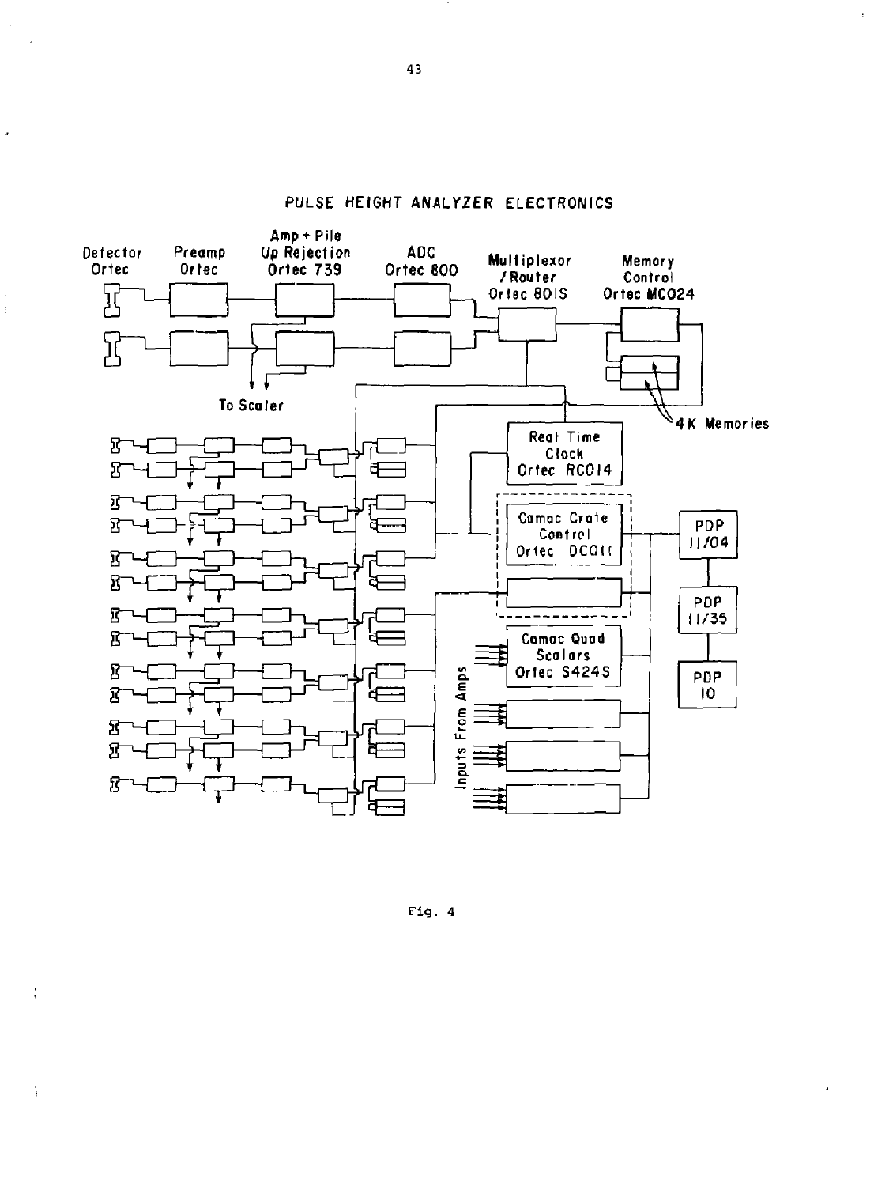PULSE HEIGHT ANALYZER ELECTRONICS

Detector Ortec | Preamp Ortec | Amp + Pile Up Rejection Ortec 739 | ADC Ortec 800 | Multiplexor / Router Ortec 801S | Memory Control Ortec MC024

To Scaler

4K Memories

Real Time Clock Ortec RC014

Camac Crate Control Ortec DC011

Camac Quad Scalars Ortec S424S

Inputs From Amps

PDP 11/04

PDP 11/35

PDP 10

Fig. 4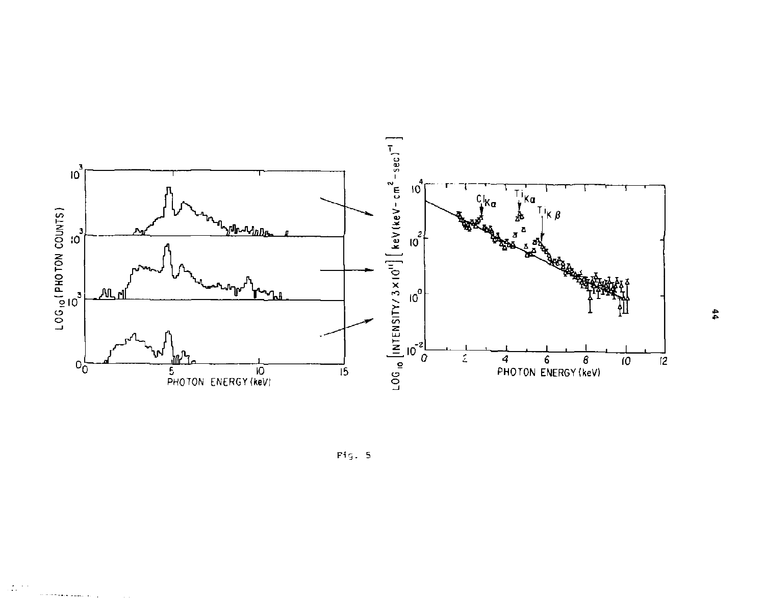Fig. 5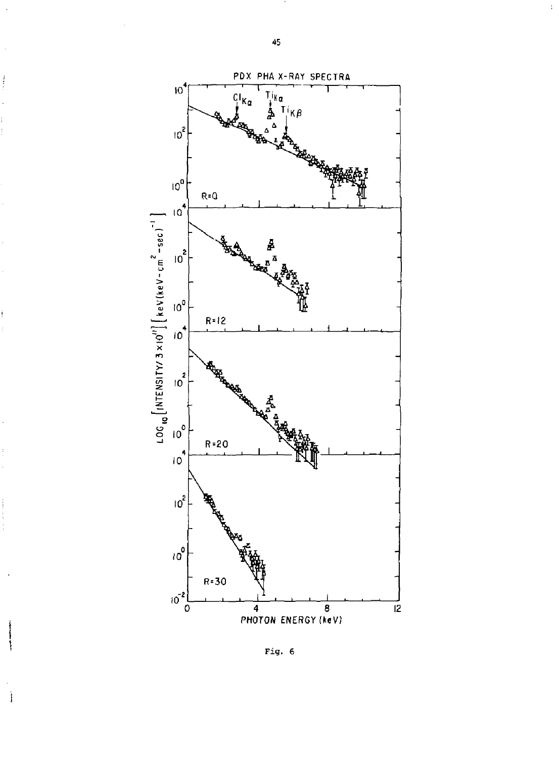PDX PHA X-RAY SPECTRA

Fig. 6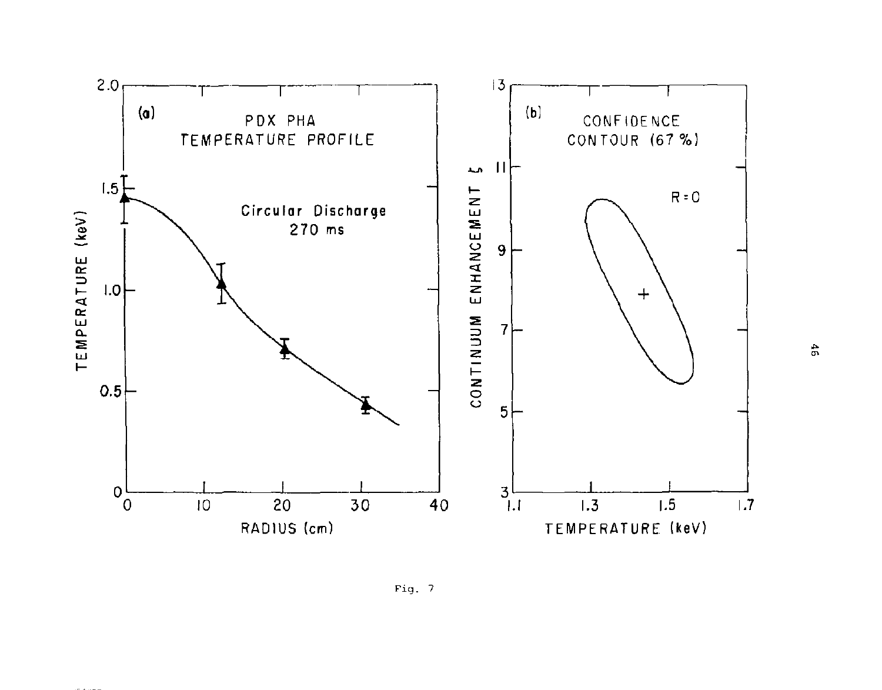Fig. 7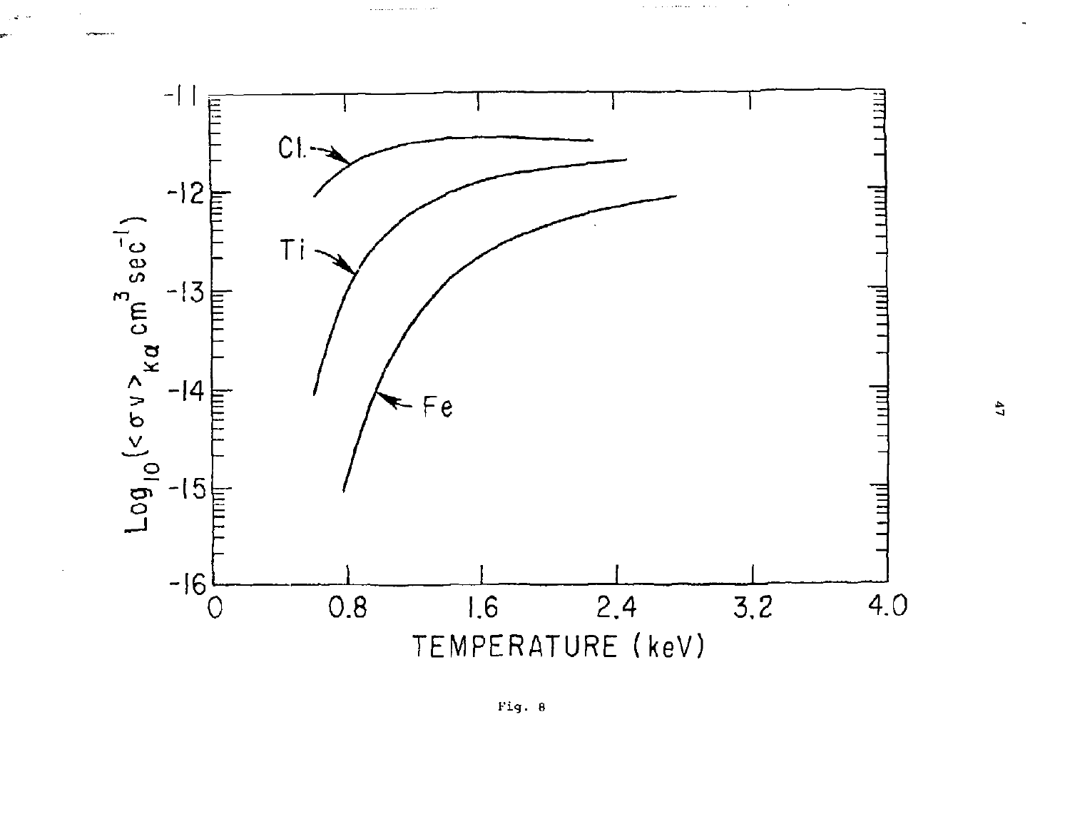Fig. 8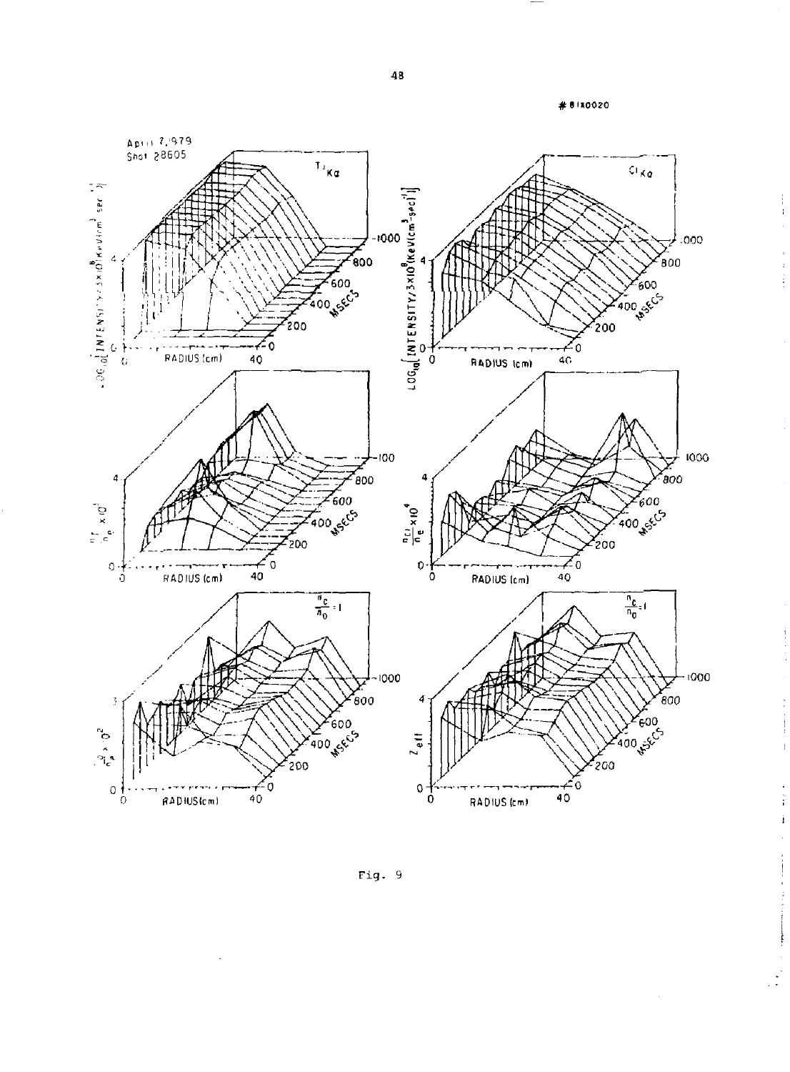\# 81X0020

Fig. 9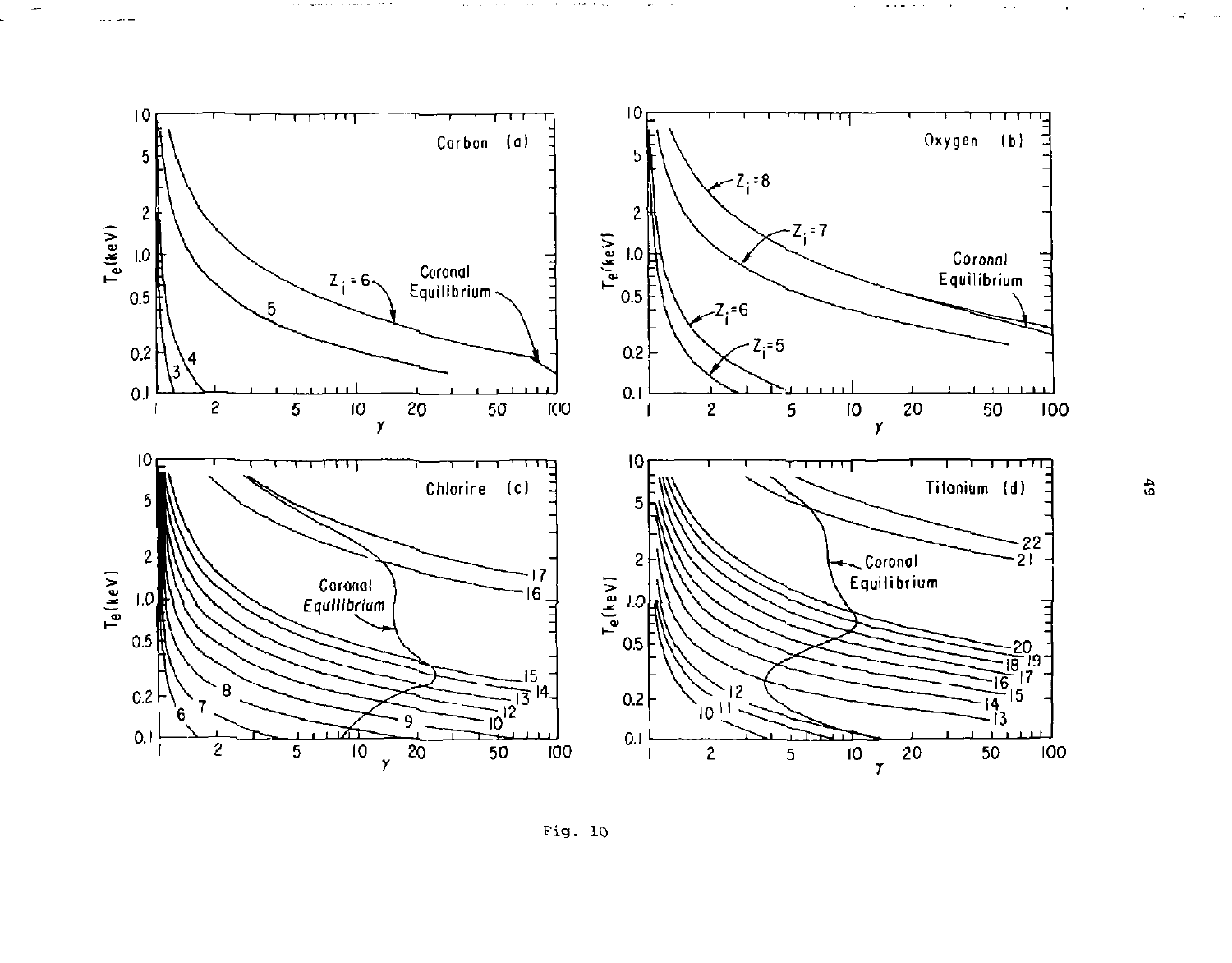Fig. 10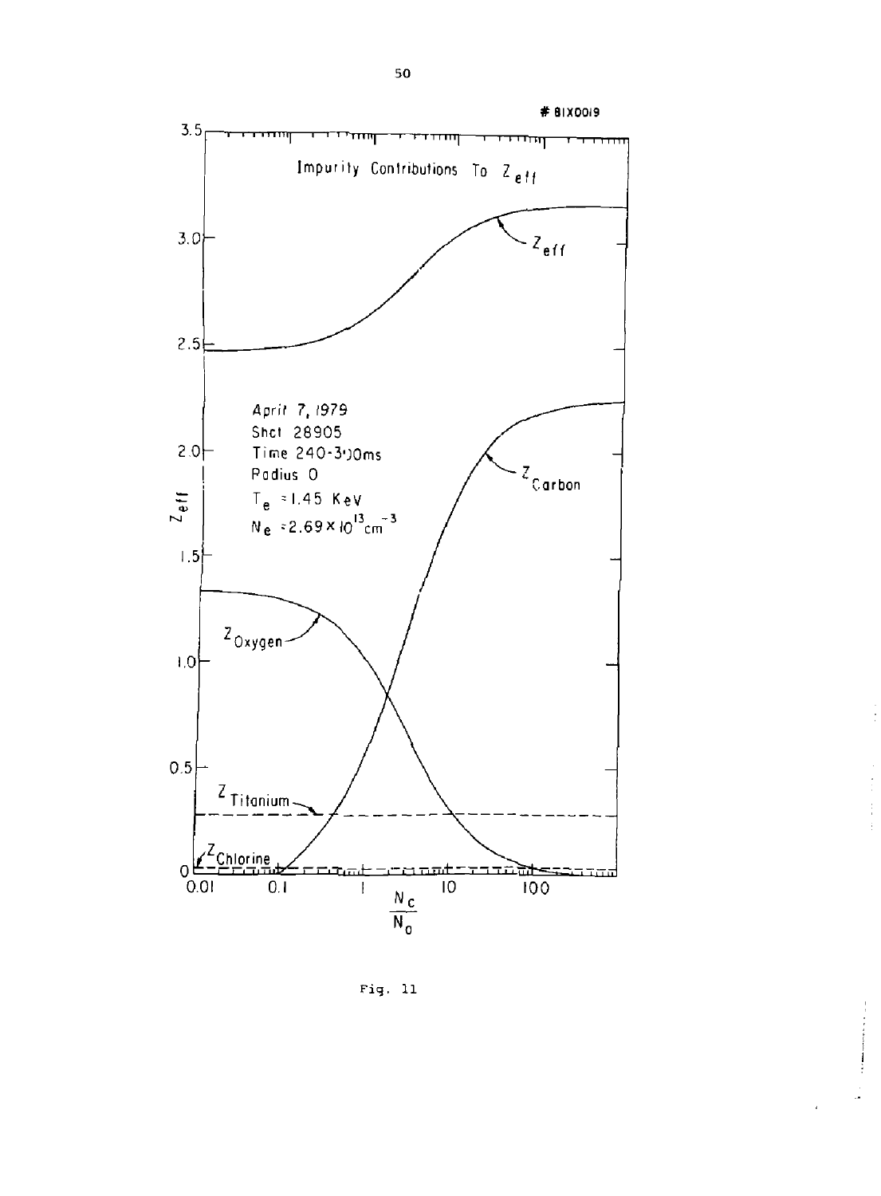# 81X0019

Impurity Contributions To $Z_{eff}$

April 7, 1979
Shot 28905
Time 240-300ms
Radius 0
$T_e$ = 1.45 KeV
$N_e$ = $2.69 \times 10^{13}$ cm$^{-3}$

$Z_{eff}$

$Z_{Carbon}$

$Z_{Oxygen}$

$Z_{Titanium}$

$Z_{Chlorine}$

$\frac{N_C}{N_O}$

Fig. 11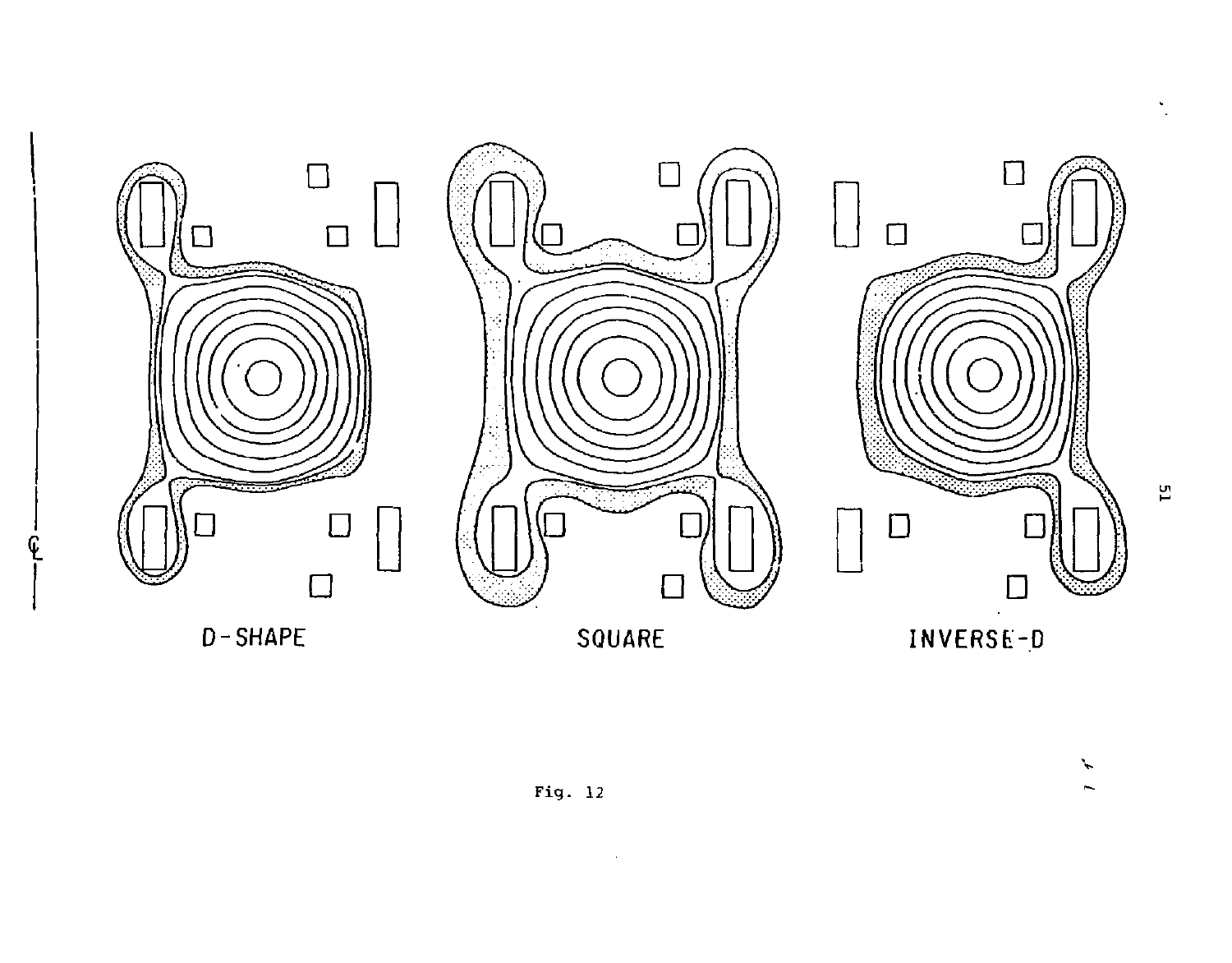D-SHAPE SQUARE INVERSE-D

Fig. 12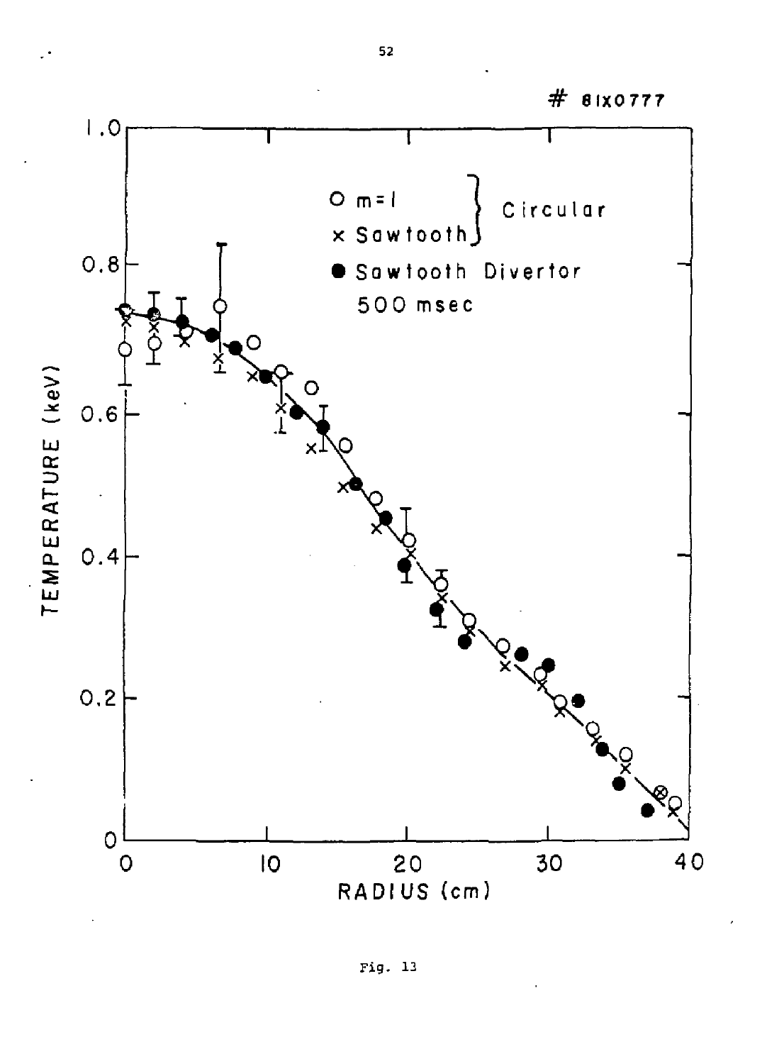# 81X0777

1.0

○ m=1 } Circular
× Sawtooth }
● Sawtooth Divertor
500 msec

TEMPERATURE (keV)

RADIUS (cm)

Fig. 13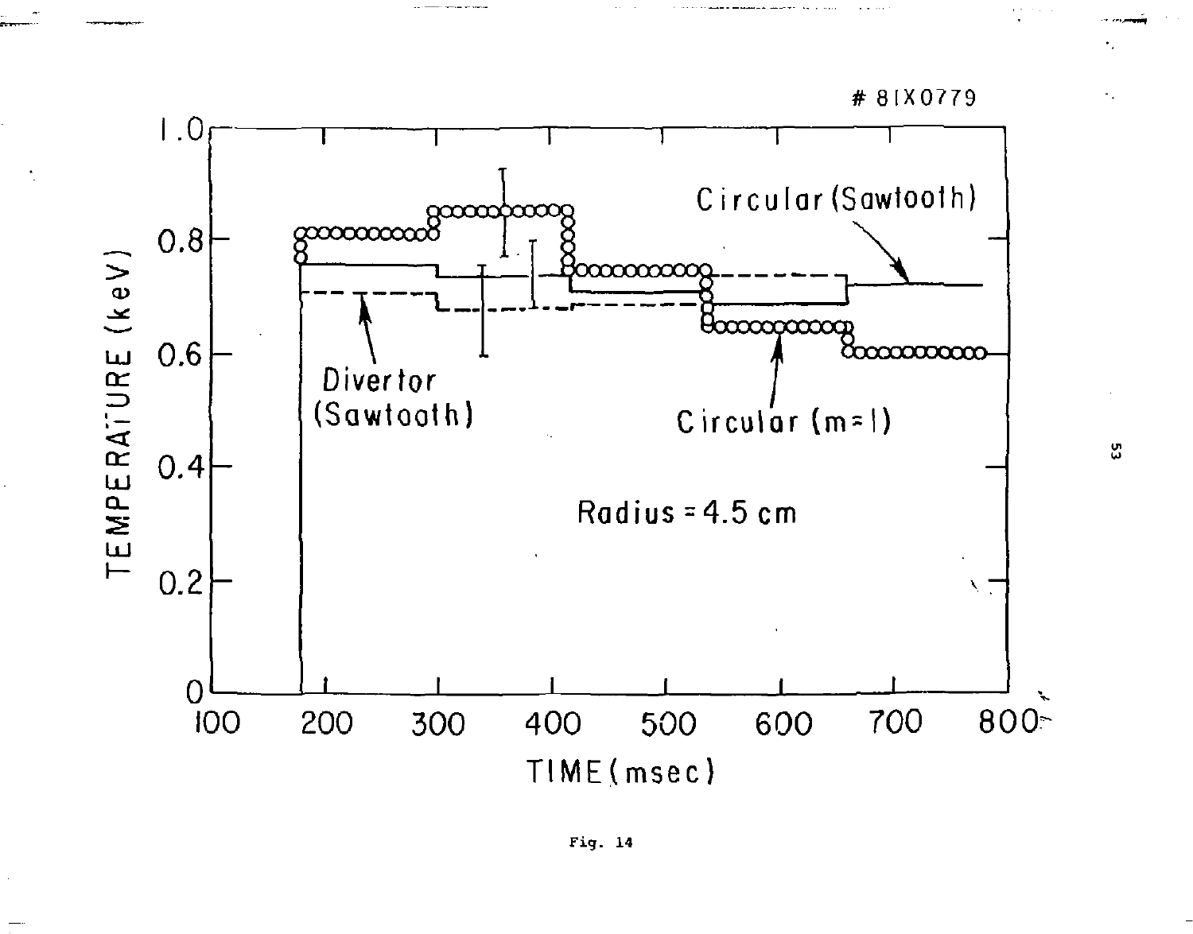# 81X0779

Circular (Sawtooth)

Divertor (Sawtooth)

Circular (m=1)

Radius = 4.5 cm

TEMPERATURE (keV)

TIME (msec)

Fig. 14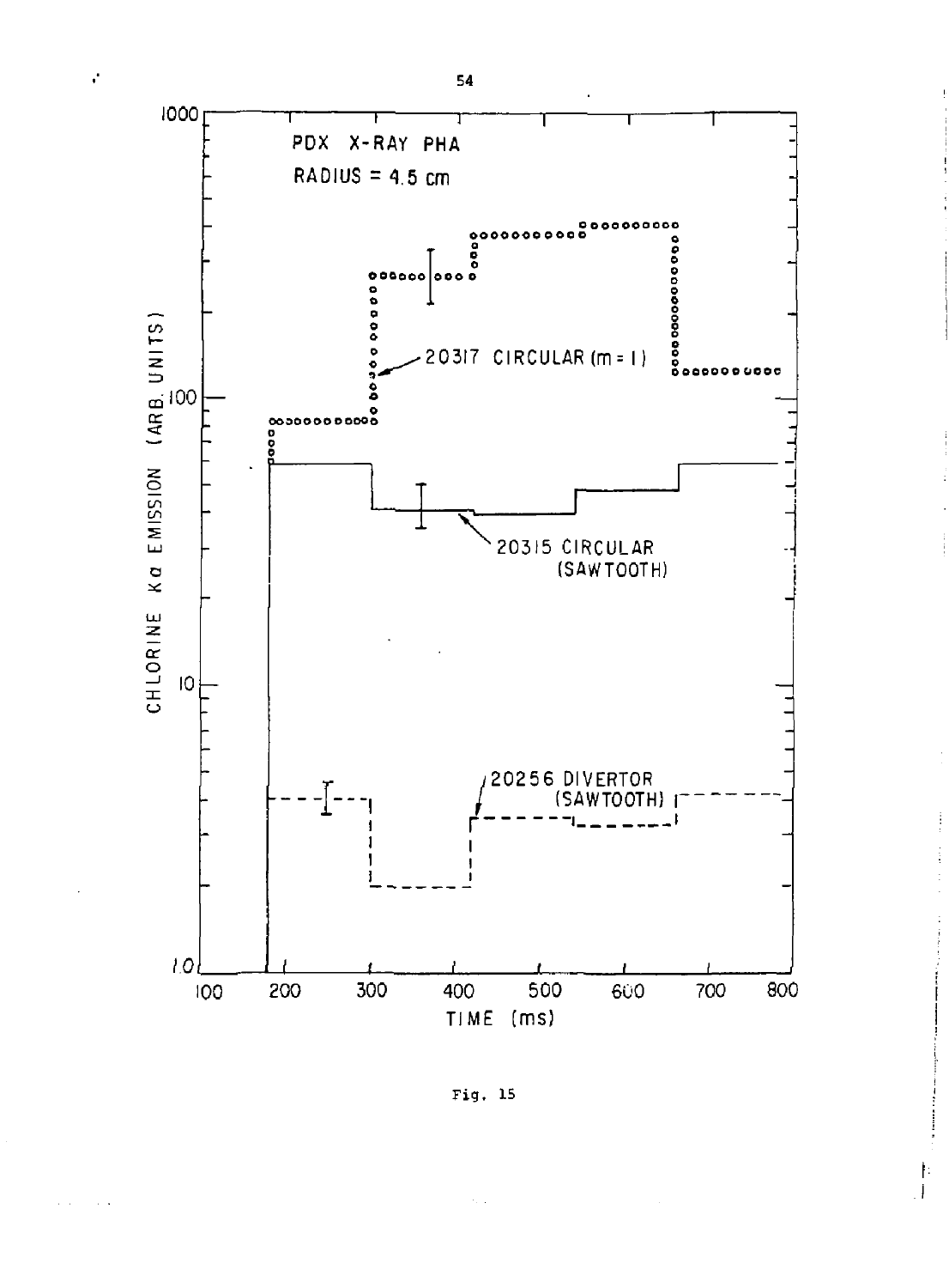Fig. 15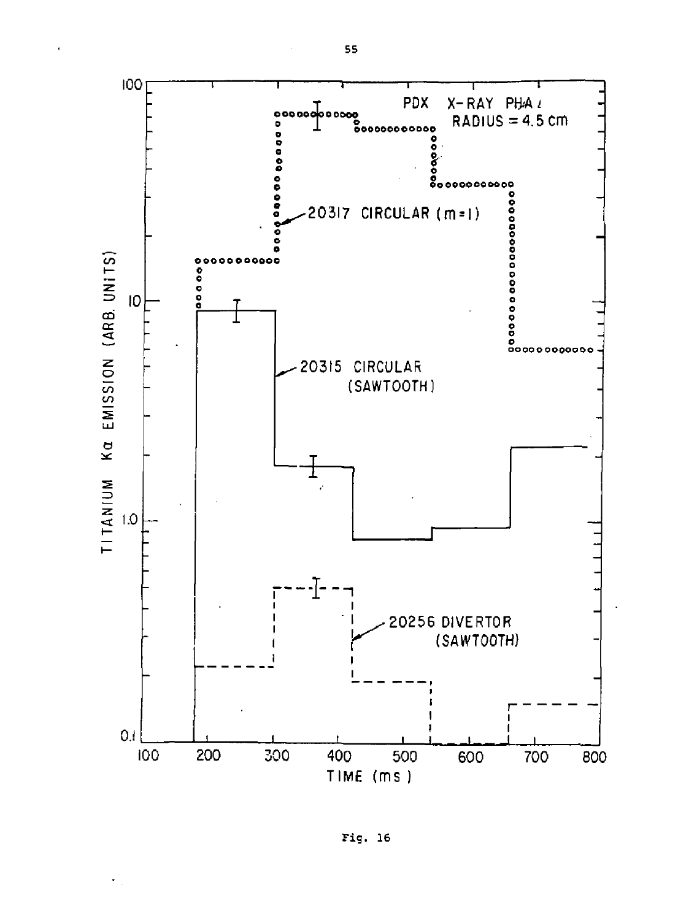Fig. 16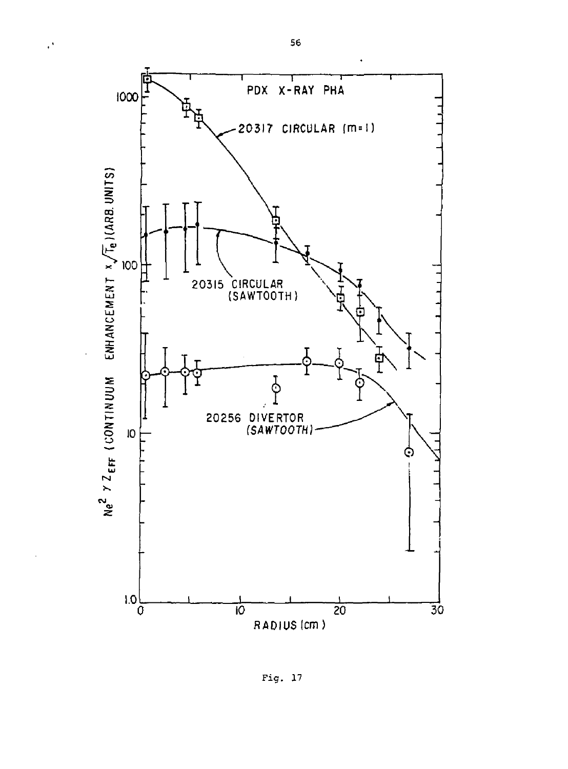PDX X-RAY PHA

20317 CIRCULAR (m=1)

20315 CIRCULAR (SAWTOOTH)

20256 DIVERTOR (SAWTOOTH)

$N_e^2\ \gamma\ Z_{EFF}$ (CONTINUUM ENHANCEMENT $\times \sqrt{T_e}$) (ARB. UNITS)

RADIUS (cm)

Fig. 17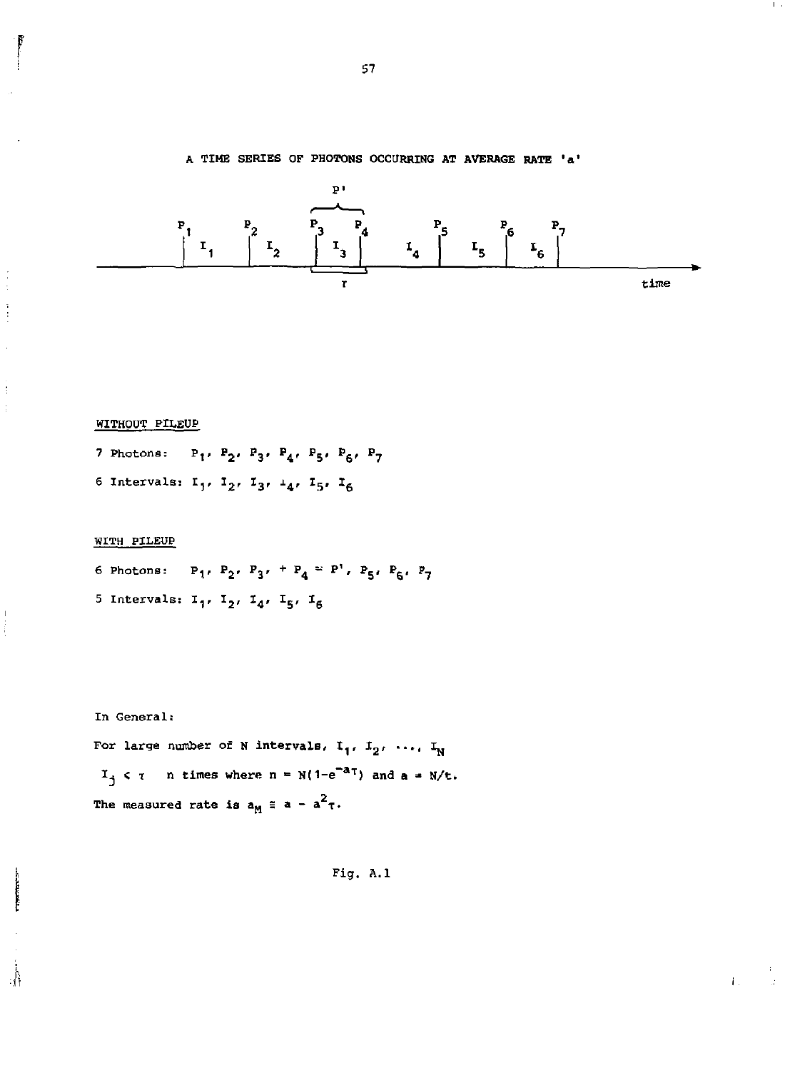A TIME SERIES OF PHOTONS OCCURRING AT AVERAGE RATE 'a'

WITHOUT PILEUP

7 Photons: $P_1$, $P_2$, $P_3$, $P_4$, $P_5$, $P_6$, $P_7$

6 Intervals: $I_1$, $I_2$, $I_3$, $I_4$, $I_5$, $I_6$

WITH PILEUP

6 Photons: $P_1$, $P_2$, $P_3$, $+ P_4 = P'$, $P_5$, $P_6$, $P_7$

5 Intervals: $I_1$, $I_2$, $I_4$, $I_5$, $I_6$

In General:

For large number of N intervals, $I_1, I_2, \ldots, I_N$

$I_j < \tau$ n times where $n = N(1-e^{-a\tau})$ and $a = N/t$.

The measured rate is $a_M \equiv a - a^2\tau$.

Fig. A.1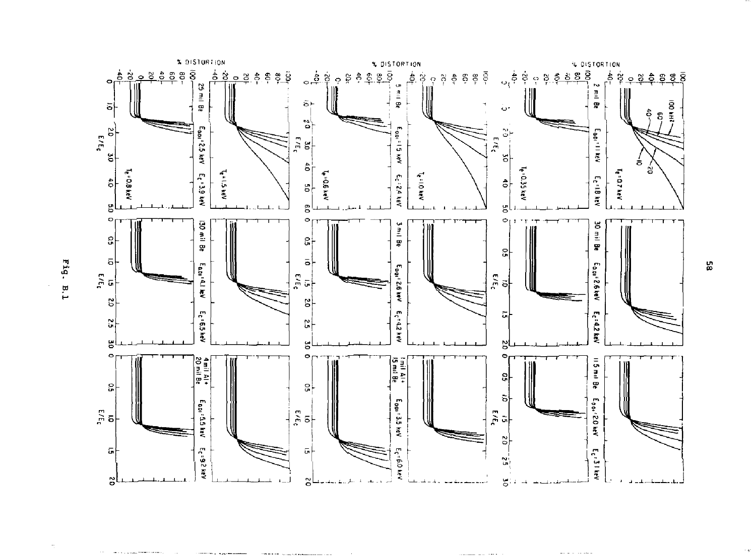Fig. B.1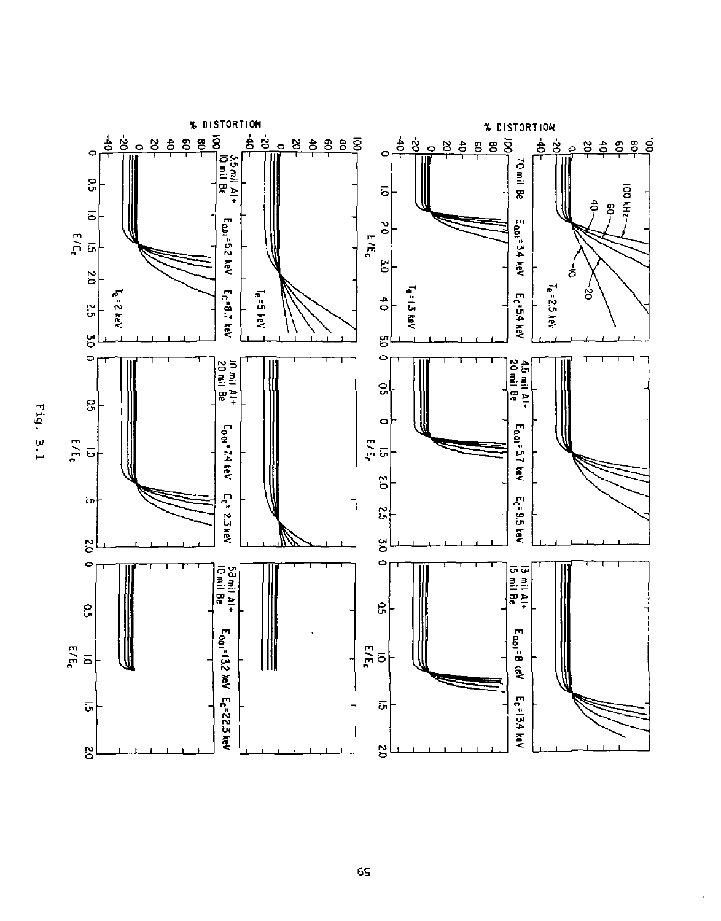Fig. B.1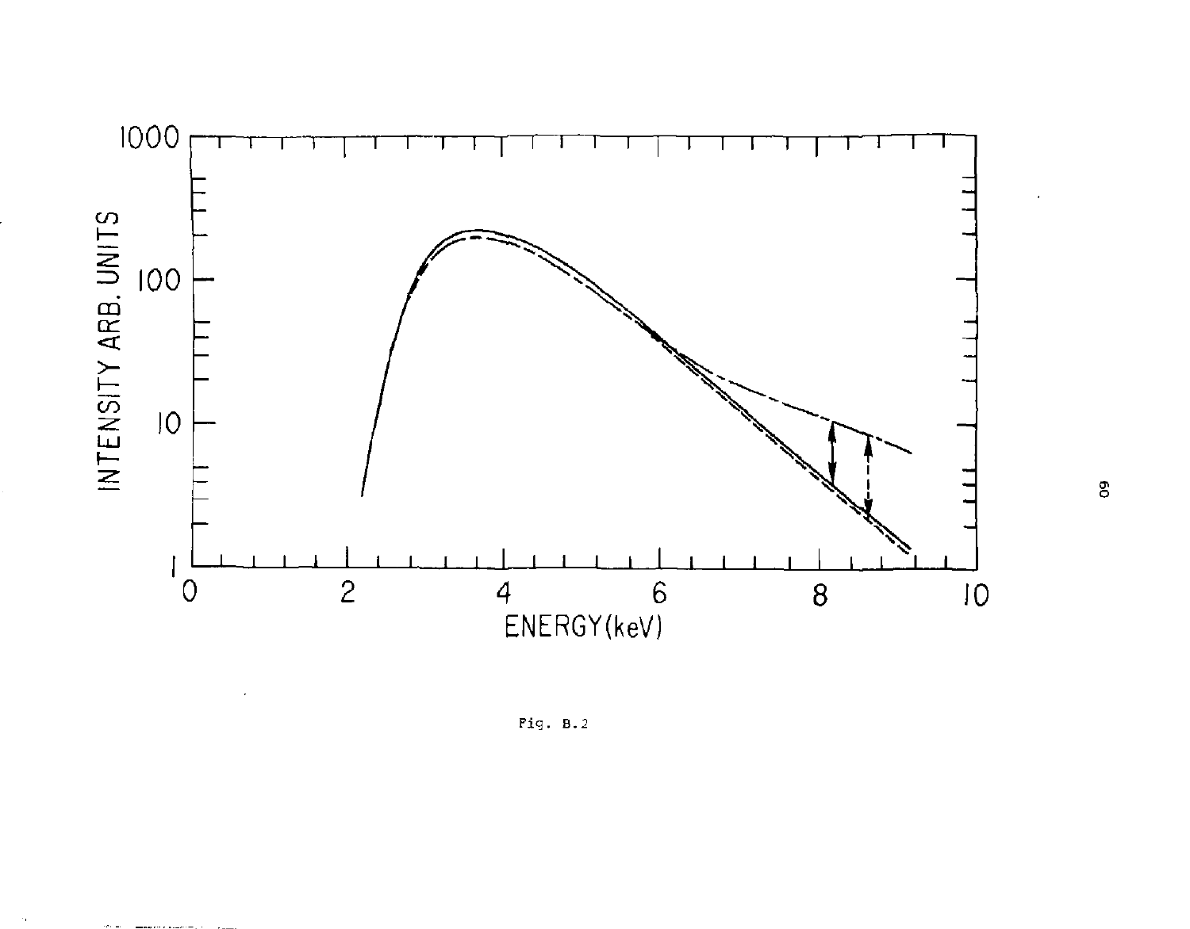Fig. B.2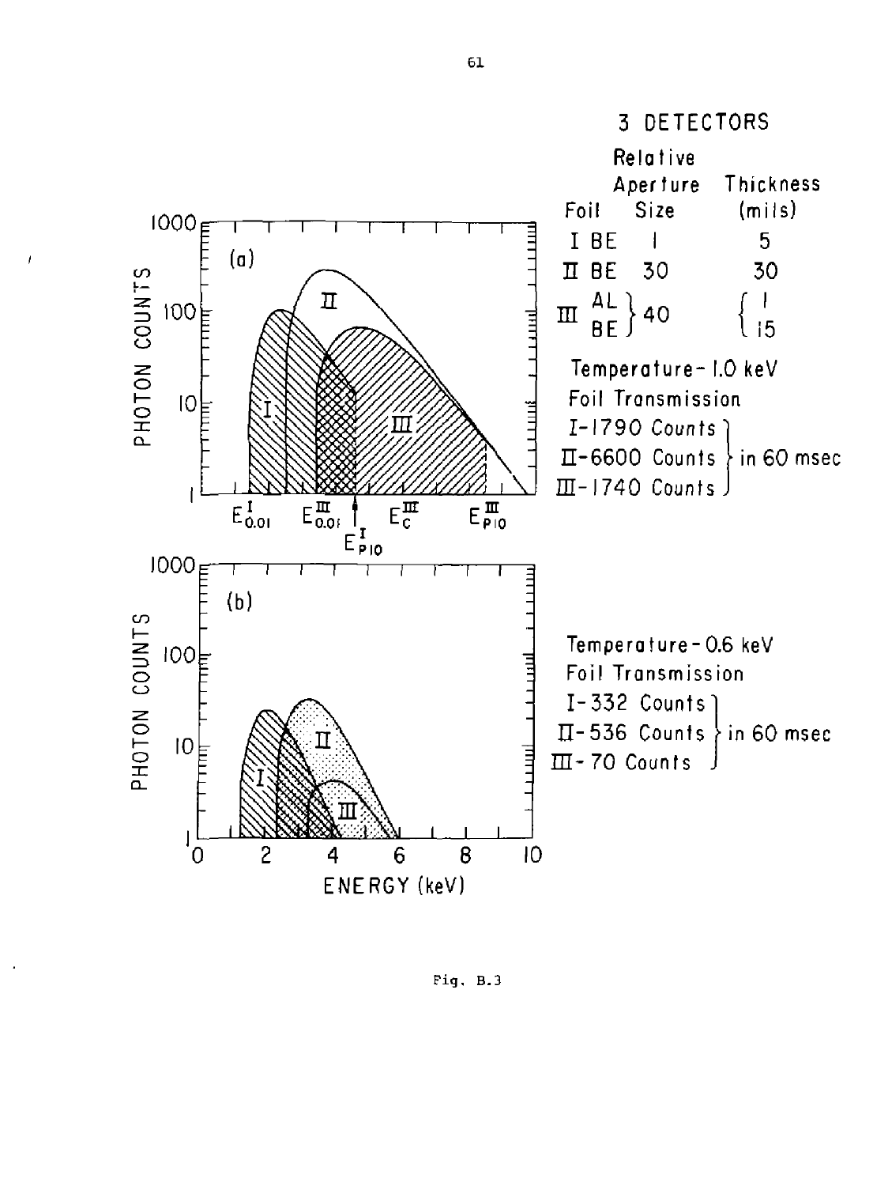3 DETECTORS

| Foil | Relative Aperture Size | Thickness (mils) |
|---|---|---|
| I BE | 1 | 5 |
| II BE | 30 | 30 |
| III AL / BE | 40 | 1 / 15 |

(a)

Temperature - 1.0 keV
Foil Transmission
I - 1790 Counts
II - 6600 Counts
III - 1740 Counts
in 60 msec

(b)

Temperature - 0.6 keV
Foil Transmission
I - 332 Counts
II - 536 Counts
III - 70 Counts
in 60 msec

Fig. B.3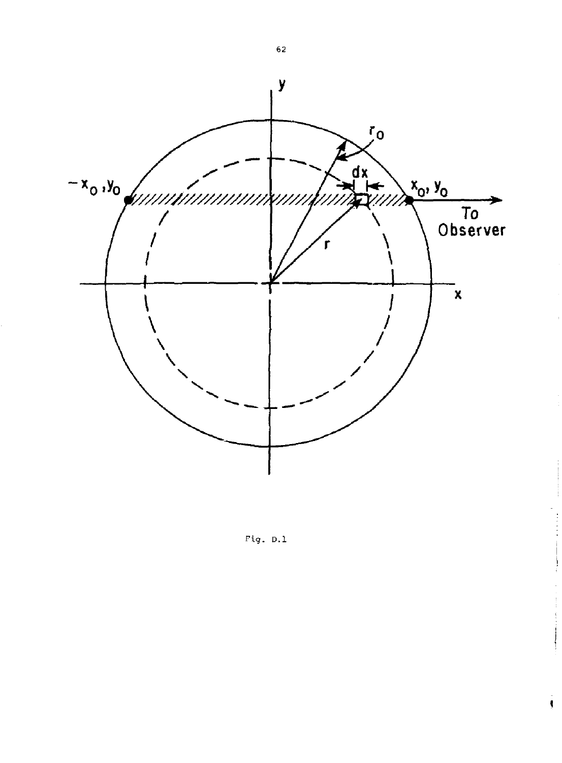Fig. D.1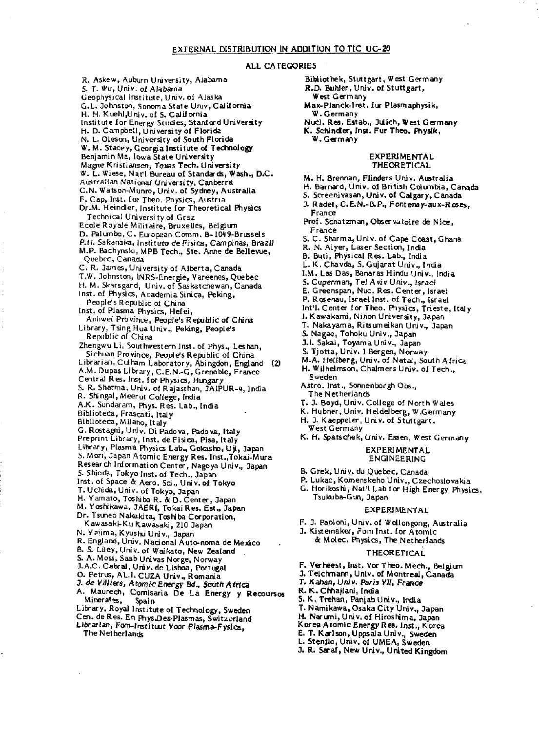## EXTERNAL DISTRIBUTION IN ADDITION TO TIC UC-20

### ALL CATEGORIES

R. Askew, Auburn University, Alabama
S. T. Wu, Univ. of Alabama
Geophysical Institute, Univ. of Alaska
G.L. Johnston, Sonoma State Univ, California
H. H. Kuehl, Univ. of S. California
Institute for Energy Studies, Stanford University
H. D. Campbell, University of Florida
N. L. Oleson, University of South Florida
W. M. Stacey, Georgia Institute of Technology
Benjamin Ma, Iowa State University
Magne Kristiansen, Texas Tech. University
W. L. Wiese, Nat'l Bureau of Standards, Wash., D.C.
Australian National University, Canberra
C.N. Watson-Munro, Univ. of Sydney, Australia
F. Cap, Inst. for Theo. Physics, Austria
Dr.M. Heindler, Institute for Theoretical Physics
Technical University of Graz
Ecole Royale Militaire, Bruxelles, Belgium
D. Palumbo, C. European Comm. B-1049-Brussels
P.H. Sakanaka, Instituto de Fisica, Campinas, Brazil
M.P. Bachynski, MPB Tech., Ste. Anne de Bellevue, Quebec, Canada
C. R. James, University of Alberta, Canada
T.W. Johnston, INRS-Energie, Vareenes, Quebec
H. M. Skarsgard, Univ. of Saskatchewan, Canada
Inst. of Physics, Academia Sinica, Peking, People's Republic of China
Inst. of Plasma Physics, Hefei, Anhwei Province, People's Republic of China
Library, Tsing Hua Univ., Peking, People's Republic of China
Zhengwu Li, Southwestern Inst. of Phys., Leshan, Sichuan Province, People's Republic of China
Librarian, Culham Laboratory, Abingdon, England (2)
A.M. Dupas Library, C.E.N.-G, Grenoble, France
Central Res. Inst. for Physics, Hungary
S. R. Sharma, Univ. of Rajasthan, JAIPUR-4, India
R. Shingal, Meerut College, India
A.K. Sundaram, Phys. Res. Lab., India
Biblioteca, Frascati, Italy
Biblioteca, Milano, Italy
G. Rostagni, Univ. Di Padova, Padova, Italy
Preprint Library, Inst. de Fisica, Pisa, Italy
Library, Plasma Physics Lab., Gokasho, Uji, Japan
S. Mori, Japan Atomic Energy Res. Inst., Tokai-Mura
Research Information Center, Nagoya Univ., Japan
S. Shioda, Tokyo Inst. of Tech., Japan
Inst. of Space & Aero. Sci., Univ. of Tokyo
T. Uchida, Univ. of Tokyo, Japan
H. Yamato, Toshiba R. & D. Center, Japan
M. Yoshikawa, JAERI, Tokai Res. Est., Japan
Dr. Tsuneo Nakakita, Toshiba Corporation, Kawasaki-Ku Kawasaki, 210 Japan
N. Yajima, Kyushu Univ., Japan
R. England, Univ. Nacional Auto-noma de Mexico
B. S. Liley, Univ. of Waikato, New Zealand
S. A. Moss, Saab Univas Norge, Norway
J.A.C. Cabral, Univ. de Lisboa, Portugal
O. Petrus, AL.I. CUZA Univ., Romania
J. de Villiers, Atomic Energy Bd., South Africa
A. Maurech, Comisaria De La Energy y Recoursos Minerales, Spain
Library, Royal Institute of Technology, Sweden
Cen. de Res. En Phys.Des Plasmas, Switzerland
Librarian, Fom-Instituut Voor Plasma-Fysica, The Netherlands
Bibliothek, Stuttgart, West Germany
R.D. Buhler, Univ. of Stuttgart, West Germany
Max-Planck-Inst. fur Plasmaphysik, W. Germany
Nucl. Res. Estab., Julich, West Germany
K. Schindler, Inst. Fur Theo. Physik, W. Germany

### EXPERIMENTAL THEORETICAL

M. H. Brennan, Flinders Univ. Australia
H. Barnard, Univ. of British Columbia, Canada
S. Screenivasan, Univ. of Calgary, Canada
J. Radet, C.E.N.-B.P., Fontenay-aux-Roses, France
Prof. Schatzman, Observatoire de Nice, France
S. C. Sharma, Univ. of Cape Coast, Ghana
R. N. Aiyer, Laser Section, India
B. Buti, Physical Res. Lab., India
L. K. Chavda, S. Gujarat Univ., India
I.M. Las Das, Banaras Hindu Univ., India
S. Cuperman, Tel Aviv Univ., Israel
E. Greenspan, Nuc. Res. Center, Israel
P. Rosenau, Israel Inst. of Tech., Israel
Int'l. Center for Theo. Physics, Trieste, Italy
I. Kawakami, Nihon University, Japan
T. Nakayama, Ritsumeikan Univ., Japan
S. Nagao, Tohoku Univ., Japan
J.I. Sakai, Toyama Univ., Japan
S. Tjotta, Univ. I Bergen, Norway
M.A. Hellberg, Univ. of Natal, South Africa
H. Wilhelmson, Chalmers Univ. of Tech., Sweden
Astro. Inst., Sonnenborgh Obs., The Netherlands
T. J. Boyd, Univ. College of North Wales
K. Hubner, Univ. Heidelberg, W.Germany
H. J. Kaeppeler, Univ. of Stuttgart, West Germany
K. H. Spatschek, Univ. Essen, West Germany

### EXPERIMENTAL ENGINEERING

B. Grek, Univ. du Quebec, Canada
P. Lukac, Komenskeho Univ., Czechoslovakia
G. Horikoshi, Nat'l Lab for High Energy Physics, Tsukuba-Gun, Japan

### EXPERIMENTAL

F. J. Paoloni, Univ. of Wollongong, Australia
J. Kistemaker, Fom Inst. for Atomic & Molec. Physics, The Netherlands

### THEORETICAL

F. Verheest, Inst. Vor Theo. Mech., Belgium
J. Teichmann, Univ. of Montreal, Canada
T. Kahan, Univ. Paris VII, France
R. K. Chhajlani, India
S. K. Trehan, Panjab Univ., India
T. Namikawa, Osaka City Univ., Japan
H. Narumi, Univ. of Hiroshima, Japan
Korea Atomic Energy Res. Inst., Korea
E. T. Karlson, Uppsala Univ., Sweden
L. Stenflo, Univ. of UMEA, Sweden
J. R. Saraf, New Univ., United Kingdom